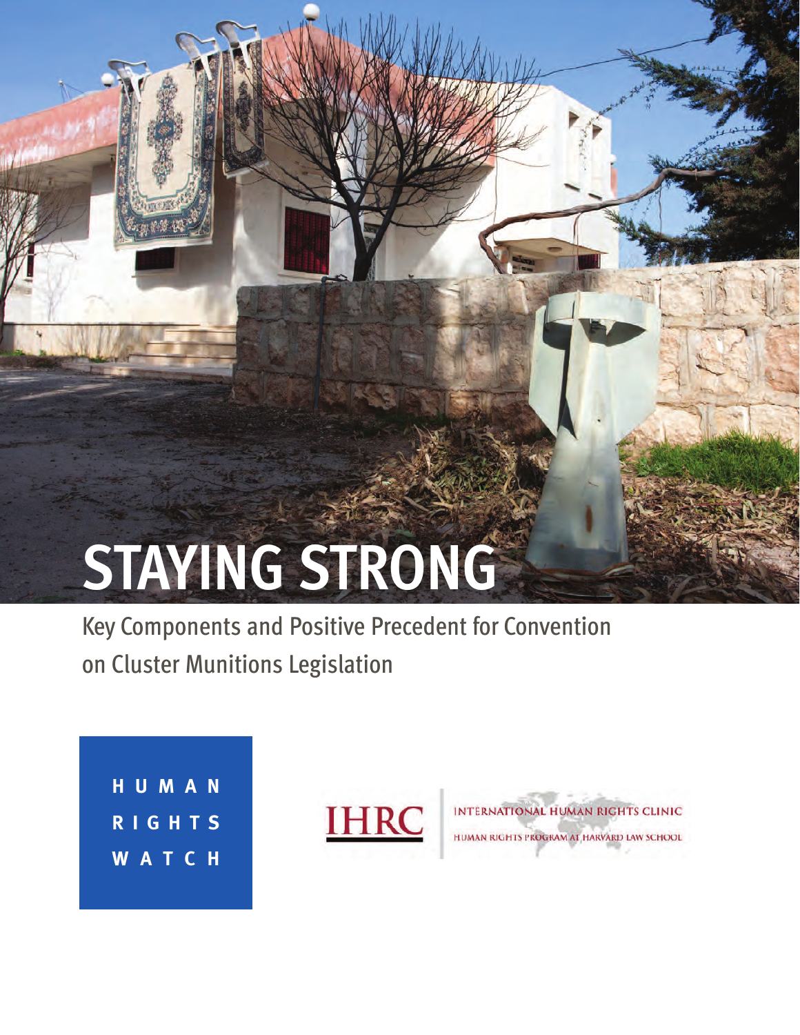# STAYING STRONG

Key Components and Positive Precedent for Convention on Cluster Munitions Legislation

HUMAN RIGHTS WATCH

IHRC

INTERNATIONAL HUMAN RIGHTS CLINIC

HUMAN RIGHTS PROGRAM AT HARVARD LAW SCHOOL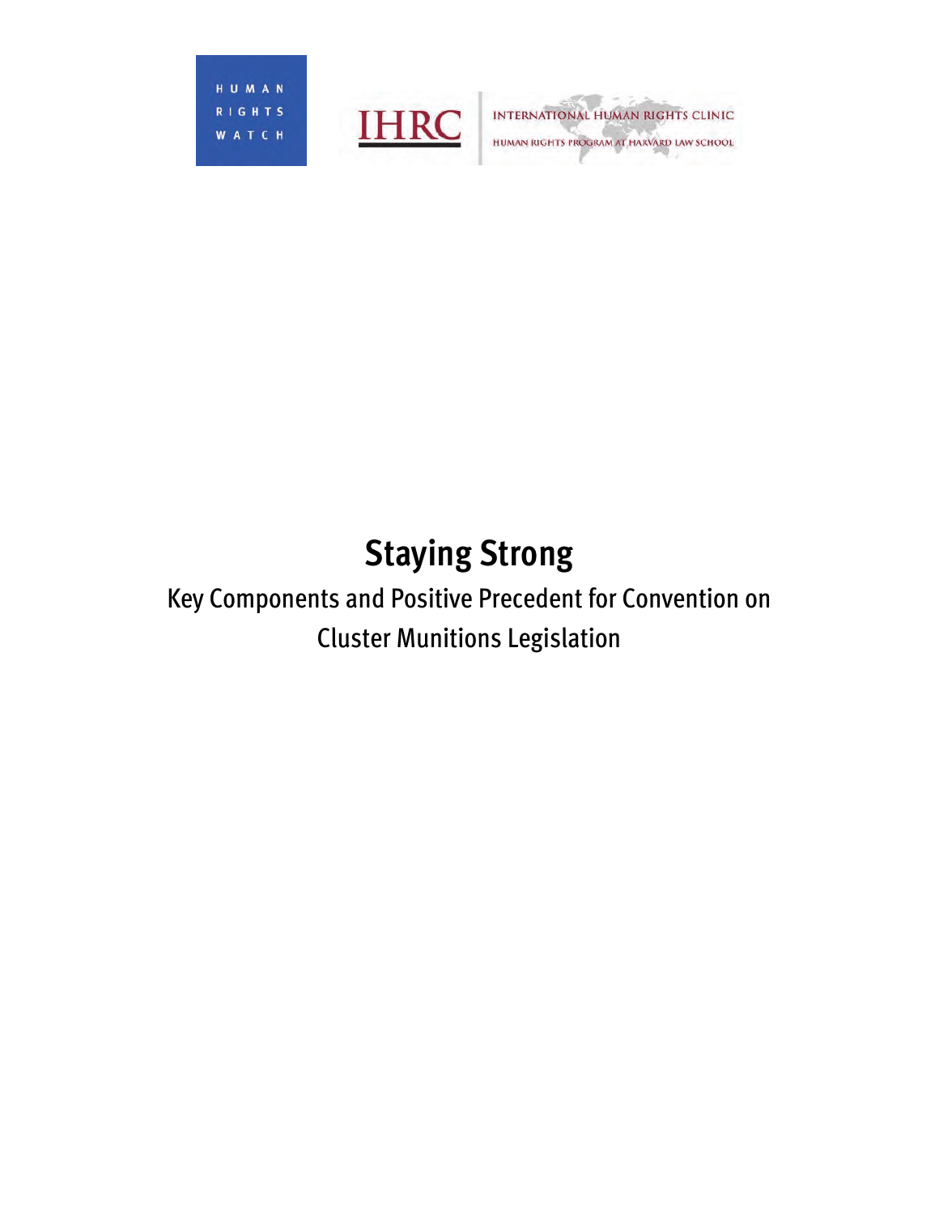HUMAN RIGHTS WATCH

IHRC | INTERNATIONAL HUMAN RIGHTS CLINIC
HUMAN RIGHTS PROGRAM AT HARVARD LAW SCHOOL

# Staying Strong

## Key Components and Positive Precedent for Convention on Cluster Munitions Legislation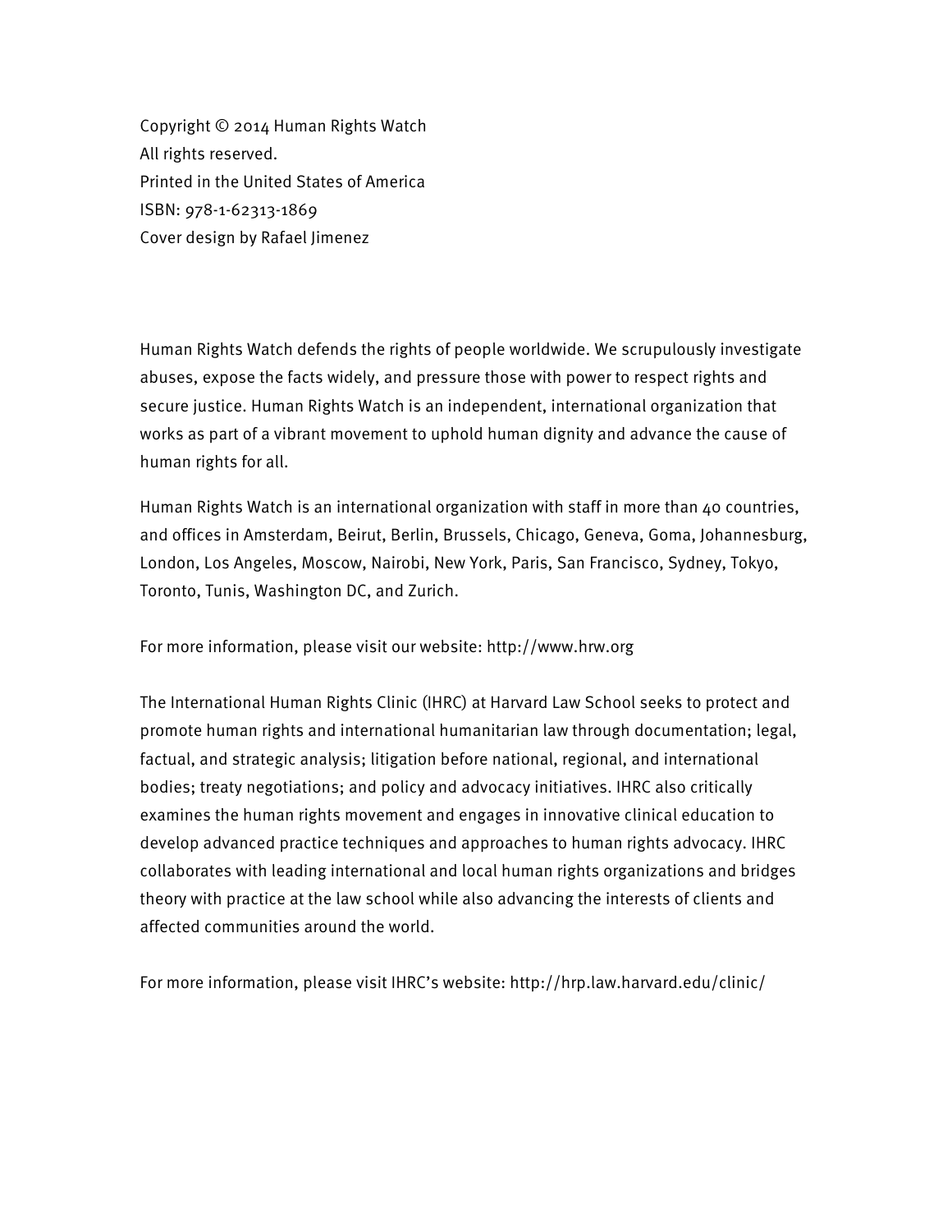Copyright © 2014 Human Rights Watch
All rights reserved.
Printed in the United States of America
ISBN: 978-1-62313-1869
Cover design by Rafael Jimenez

Human Rights Watch defends the rights of people worldwide. We scrupulously investigate abuses, expose the facts widely, and pressure those with power to respect rights and secure justice. Human Rights Watch is an independent, international organization that works as part of a vibrant movement to uphold human dignity and advance the cause of human rights for all.

Human Rights Watch is an international organization with staff in more than 40 countries, and offices in Amsterdam, Beirut, Berlin, Brussels, Chicago, Geneva, Goma, Johannesburg, London, Los Angeles, Moscow, Nairobi, New York, Paris, San Francisco, Sydney, Tokyo, Toronto, Tunis, Washington DC, and Zurich.

For more information, please visit our website: http://www.hrw.org

The International Human Rights Clinic (IHRC) at Harvard Law School seeks to protect and promote human rights and international humanitarian law through documentation; legal, factual, and strategic analysis; litigation before national, regional, and international bodies; treaty negotiations; and policy and advocacy initiatives. IHRC also critically examines the human rights movement and engages in innovative clinical education to develop advanced practice techniques and approaches to human rights advocacy. IHRC collaborates with leading international and local human rights organizations and bridges theory with practice at the law school while also advancing the interests of clients and affected communities around the world.

For more information, please visit IHRC's website: http://hrp.law.harvard.edu/clinic/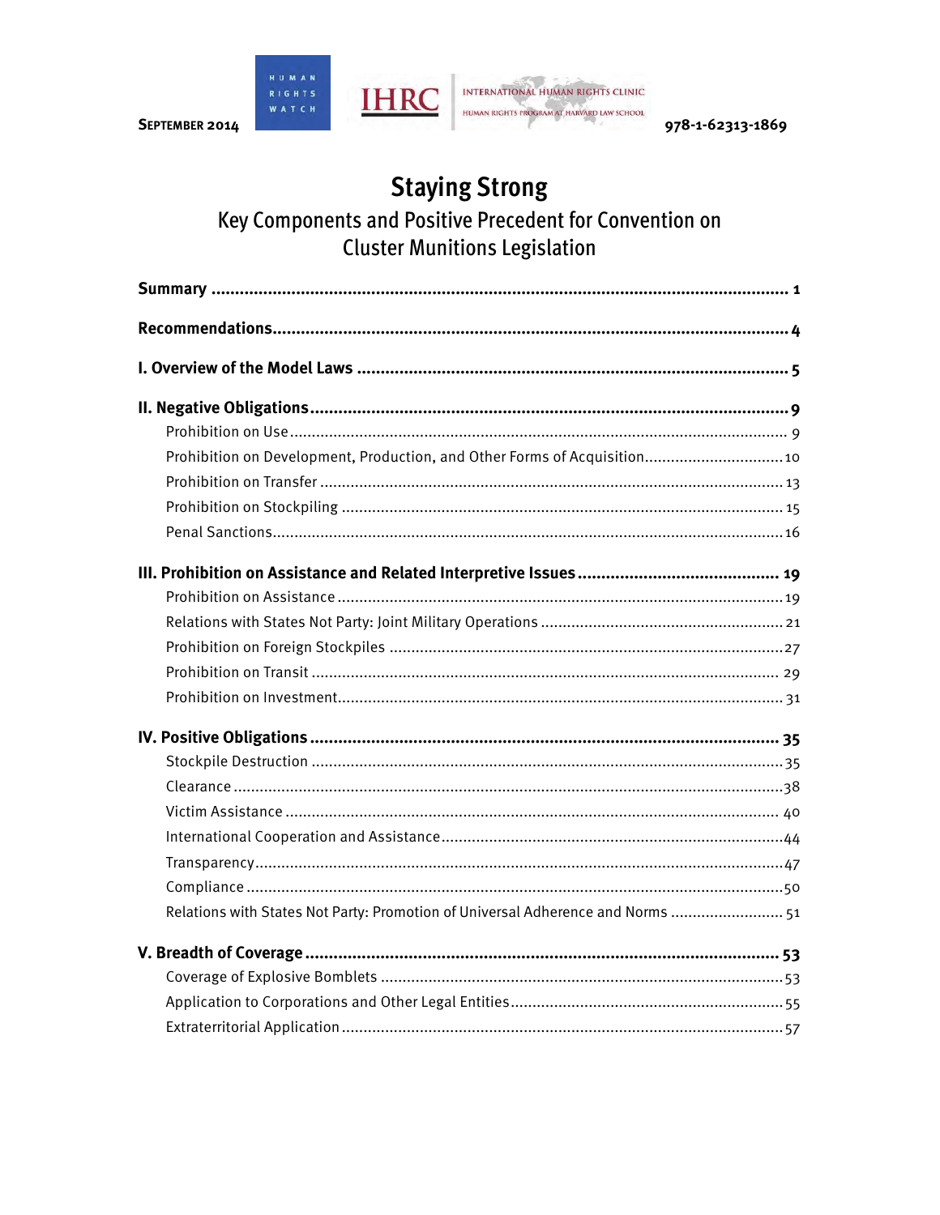SEPTEMBER 2014

HUMAN RIGHTS WATCH

IHRC — INTERNATIONAL HUMAN RIGHTS CLINIC — HUMAN RIGHTS PROGRAM AT HARVARD LAW SCHOOL

978-1-62313-1869

# Staying Strong

## Key Components and Positive Precedent for Convention on Cluster Munitions Legislation

**Summary** ........................................................................................................ 1

**Recommendations** ........................................................................................ 4

**I. Overview of the Model Laws** ....................................................................... 5

**II. Negative Obligations** .................................................................................. 9

- Prohibition on Use ........................................................................................ 9
- Prohibition on Development, Production, and Other Forms of Acquisition .............. 10
- Prohibition on Transfer ................................................................................ 13
- Prohibition on Stockpiling ............................................................................ 15
- Penal Sanctions ........................................................................................... 16

**III. Prohibition on Assistance and Related Interpretive Issues** .............................. 19

- Prohibition on Assistance ............................................................................. 19
- Relations with States Not Party: Joint Military Operations ................................. 21
- Prohibition on Foreign Stockpiles .................................................................. 27
- Prohibition on Transit .................................................................................. 29
- Prohibition on Investment ............................................................................. 31

**IV. Positive Obligations** .................................................................................. 35

- Stockpile Destruction ................................................................................... 35
- Clearance ................................................................................................... 38
- Victim Assistance ........................................................................................ 40
- International Cooperation and Assistance ....................................................... 44
- Transparency ............................................................................................... 47
- Compliance ................................................................................................. 50
- Relations with States Not Party: Promotion of Universal Adherence and Norms ....... 51

**V. Breadth of Coverage** ................................................................................... 53

- Coverage of Explosive Bomblets .................................................................... 53
- Application to Corporations and Other Legal Entities ......................................... 55
- Extraterritorial Application ........................................................................... 57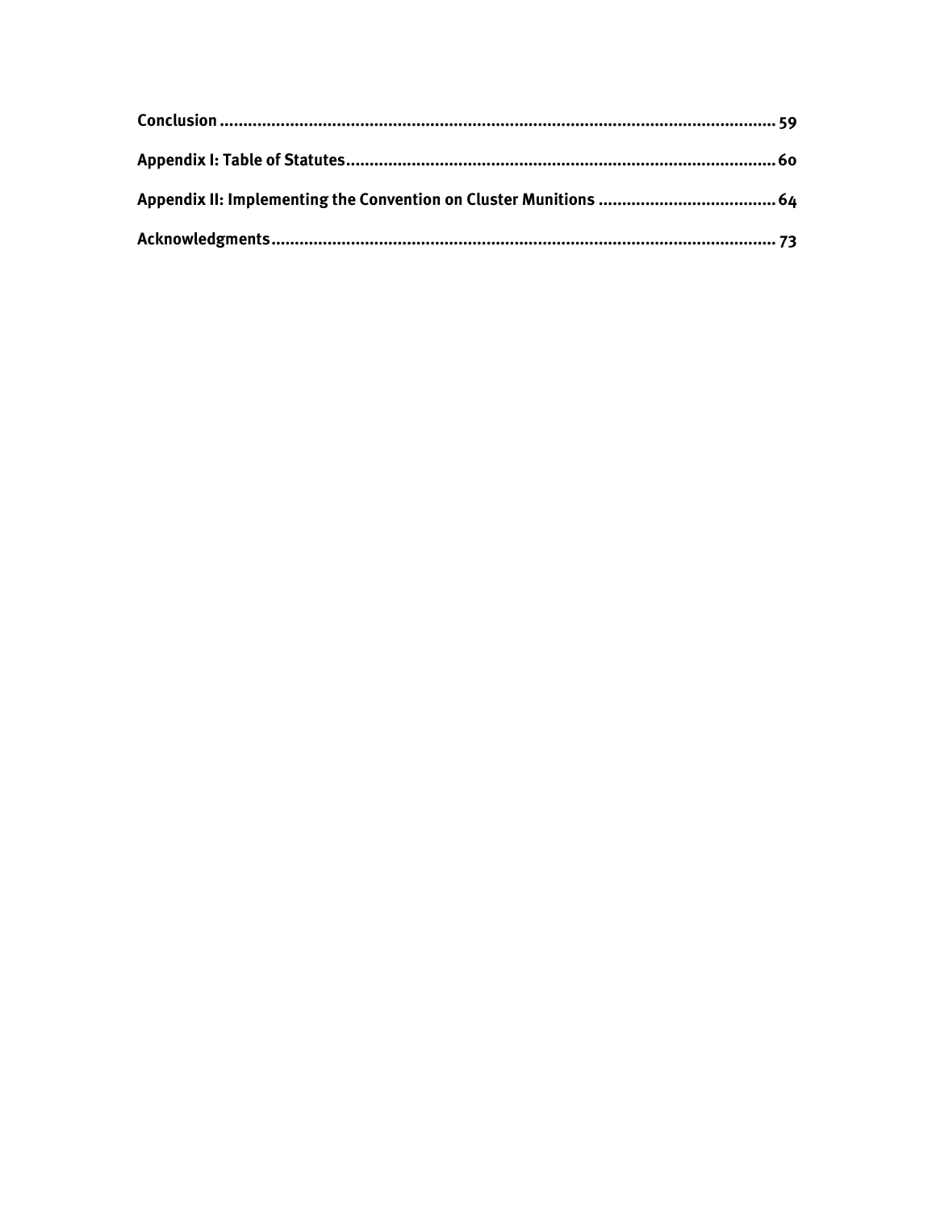**Conclusion** ........................................................................................................................ 59

**Appendix I: Table of Statutes** ........................................................................................... 60

**Appendix II: Implementing the Convention on Cluster Munitions** ..................................... 64

**Acknowledgments** ............................................................................................................ 73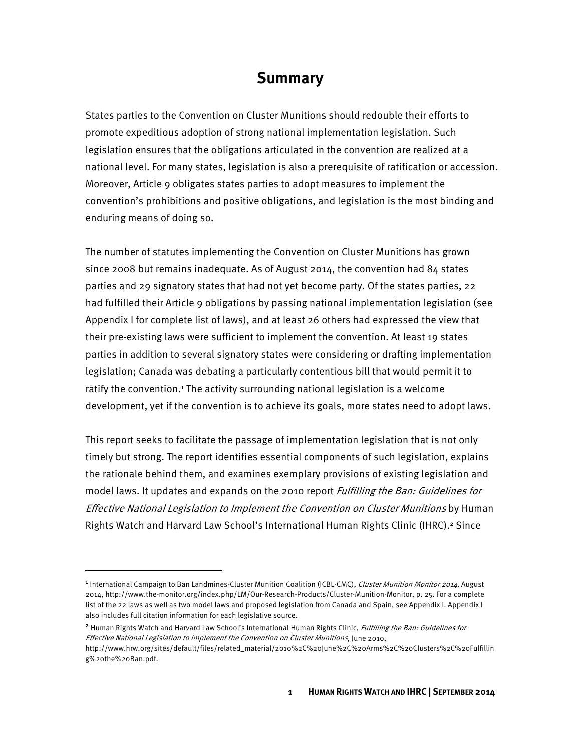# Summary

States parties to the Convention on Cluster Munitions should redouble their efforts to promote expeditious adoption of strong national implementation legislation. Such legislation ensures that the obligations articulated in the convention are realized at a national level. For many states, legislation is also a prerequisite of ratification or accession. Moreover, Article 9 obligates states parties to adopt measures to implement the convention's prohibitions and positive obligations, and legislation is the most binding and enduring means of doing so.

The number of statutes implementing the Convention on Cluster Munitions has grown since 2008 but remains inadequate. As of August 2014, the convention had 84 states parties and 29 signatory states that had not yet become party. Of the states parties, 22 had fulfilled their Article 9 obligations by passing national implementation legislation (see Appendix I for complete list of laws), and at least 26 others had expressed the view that their pre-existing laws were sufficient to implement the convention. At least 19 states parties in addition to several signatory states were considering or drafting implementation legislation; Canada was debating a particularly contentious bill that would permit it to ratify the convention.[1] The activity surrounding national legislation is a welcome development, yet if the convention is to achieve its goals, more states need to adopt laws.

This report seeks to facilitate the passage of implementation legislation that is not only timely but strong. The report identifies essential components of such legislation, explains the rationale behind them, and examines exemplary provisions of existing legislation and model laws. It updates and expands on the 2010 report *Fulfilling the Ban: Guidelines for Effective National Legislation to Implement the Convention on Cluster Munitions* by Human Rights Watch and Harvard Law School's International Human Rights Clinic (IHRC).[2] Since

---

[1] International Campaign to Ban Landmines-Cluster Munition Coalition (ICBL-CMC), *Cluster Munition Monitor 2014*, August 2014, http://www.the-monitor.org/index.php/LM/Our-Research-Products/Cluster-Munition-Monitor, p. 25. For a complete list of the 22 laws as well as two model laws and proposed legislation from Canada and Spain, see Appendix I. Appendix I also includes full citation information for each legislative source.

[2] Human Rights Watch and Harvard Law School's International Human Rights Clinic, *Fulfilling the Ban: Guidelines for Effective National Legislation to Implement the Convention on Cluster Munitions*, June 2010, http://www.hrw.org/sites/default/files/related_material/2010%2C%20June%2C%20Arms%2C%20Clusters%2C%20Fulfilling%20the%20Ban.pdf.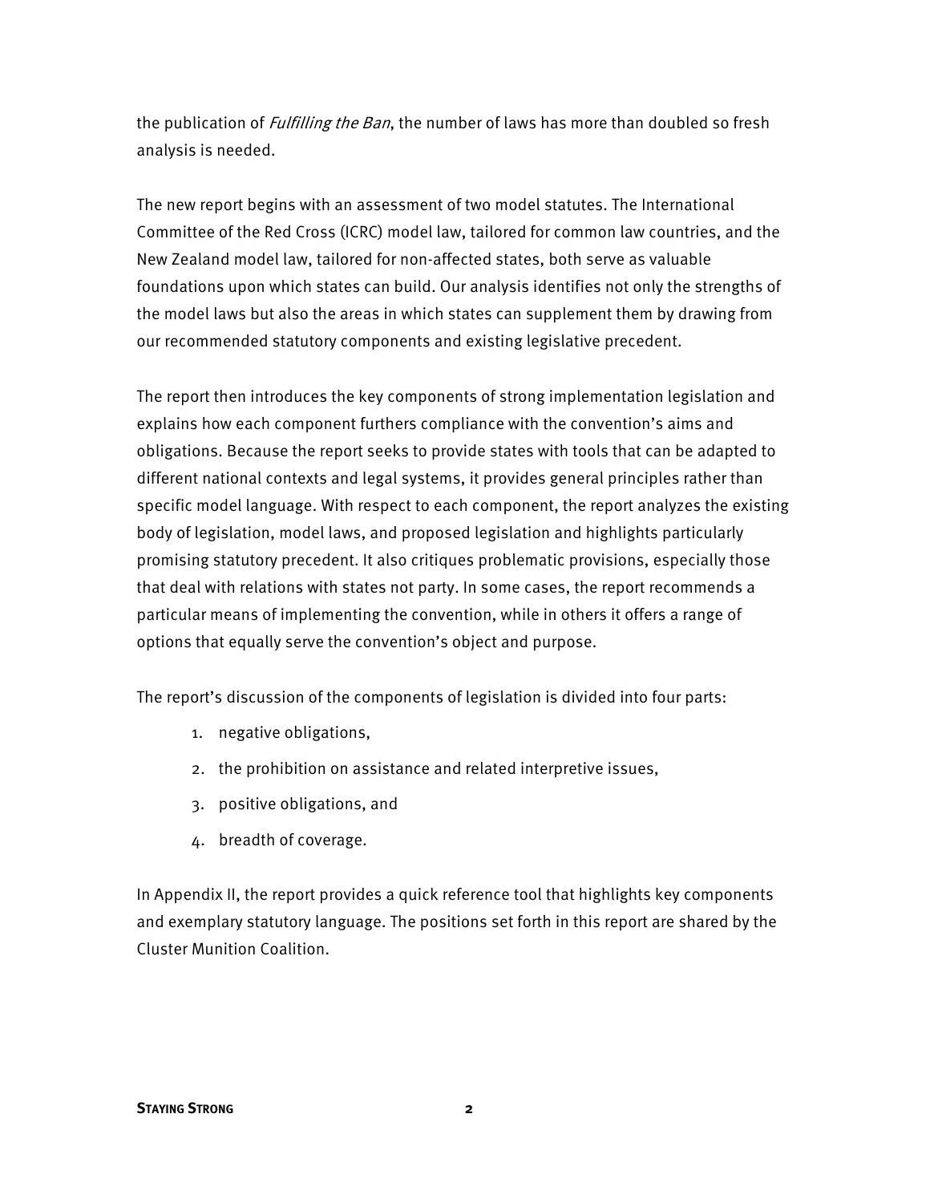the publication of *Fulfilling the Ban*, the number of laws has more than doubled so fresh analysis is needed.

The new report begins with an assessment of two model statutes. The International Committee of the Red Cross (ICRC) model law, tailored for common law countries, and the New Zealand model law, tailored for non-affected states, both serve as valuable foundations upon which states can build. Our analysis identifies not only the strengths of the model laws but also the areas in which states can supplement them by drawing from our recommended statutory components and existing legislative precedent.

The report then introduces the key components of strong implementation legislation and explains how each component furthers compliance with the convention's aims and obligations. Because the report seeks to provide states with tools that can be adapted to different national contexts and legal systems, it provides general principles rather than specific model language. With respect to each component, the report analyzes the existing body of legislation, model laws, and proposed legislation and highlights particularly promising statutory precedent. It also critiques problematic provisions, especially those that deal with relations with states not party. In some cases, the report recommends a particular means of implementing the convention, while in others it offers a range of options that equally serve the convention's object and purpose.

The report's discussion of the components of legislation is divided into four parts:

1. negative obligations,
2. the prohibition on assistance and related interpretive issues,
3. positive obligations, and
4. breadth of coverage.

In Appendix II, the report provides a quick reference tool that highlights key components and exemplary statutory language. The positions set forth in this report are shared by the Cluster Munition Coalition.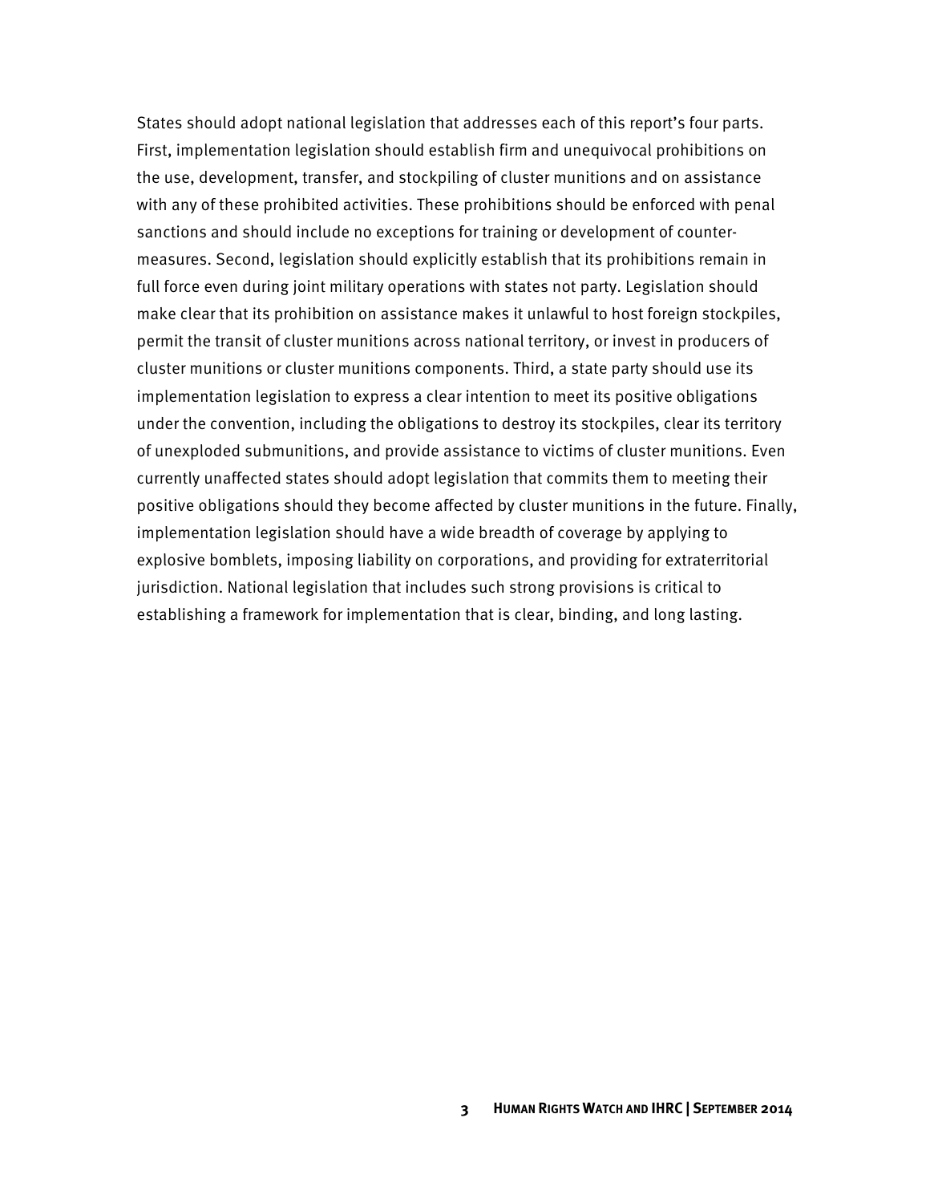States should adopt national legislation that addresses each of this report's four parts. First, implementation legislation should establish firm and unequivocal prohibitions on the use, development, transfer, and stockpiling of cluster munitions and on assistance with any of these prohibited activities. These prohibitions should be enforced with penal sanctions and should include no exceptions for training or development of counter-measures. Second, legislation should explicitly establish that its prohibitions remain in full force even during joint military operations with states not party. Legislation should make clear that its prohibition on assistance makes it unlawful to host foreign stockpiles, permit the transit of cluster munitions across national territory, or invest in producers of cluster munitions or cluster munitions components. Third, a state party should use its implementation legislation to express a clear intention to meet its positive obligations under the convention, including the obligations to destroy its stockpiles, clear its territory of unexploded submunitions, and provide assistance to victims of cluster munitions. Even currently unaffected states should adopt legislation that commits them to meeting their positive obligations should they become affected by cluster munitions in the future. Finally, implementation legislation should have a wide breadth of coverage by applying to explosive bomblets, imposing liability on corporations, and providing for extraterritorial jurisdiction. National legislation that includes such strong provisions is critical to establishing a framework for implementation that is clear, binding, and long lasting.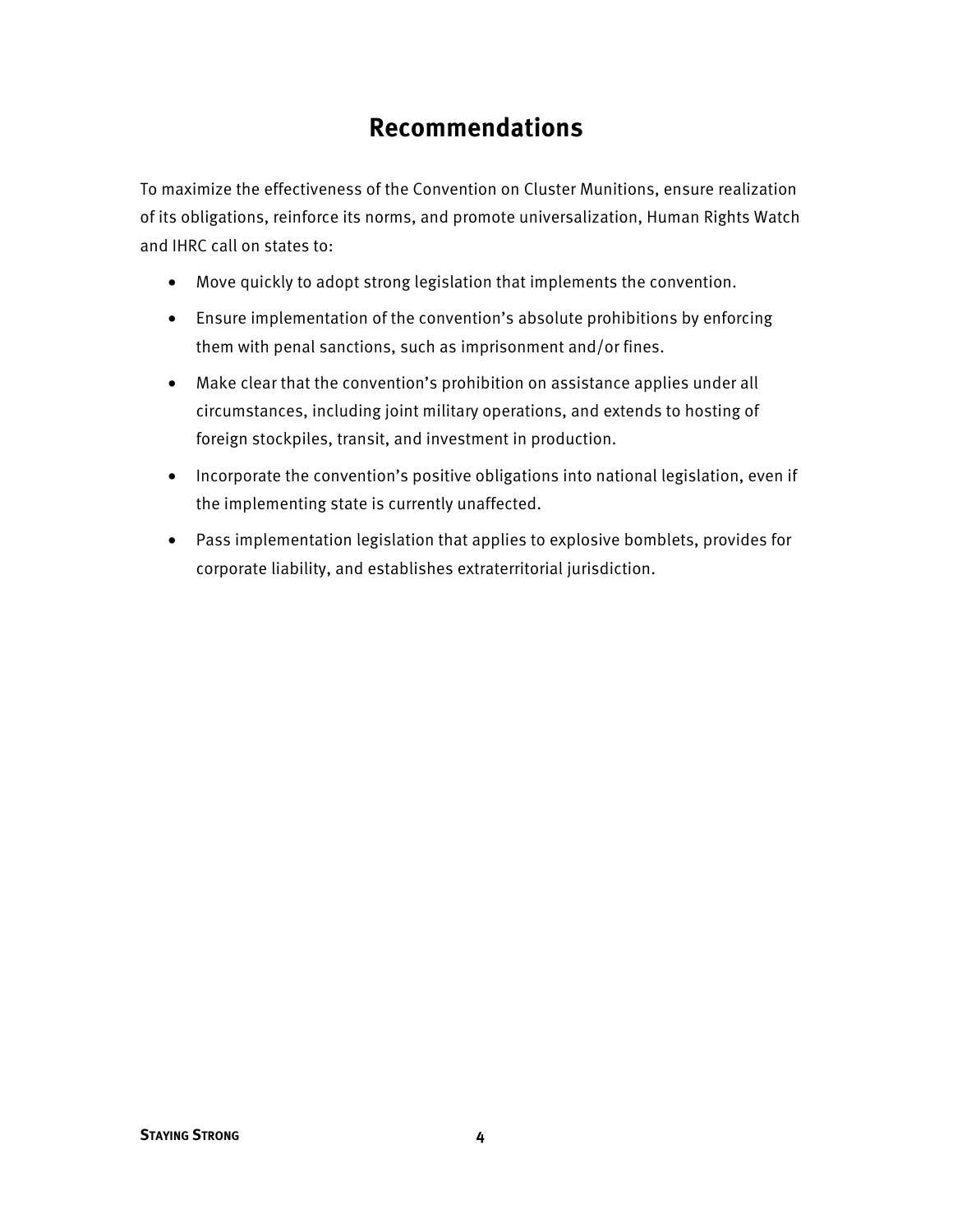# Recommendations

To maximize the effectiveness of the Convention on Cluster Munitions, ensure realization of its obligations, reinforce its norms, and promote universalization, Human Rights Watch and IHRC call on states to:

- Move quickly to adopt strong legislation that implements the convention.
- Ensure implementation of the convention's absolute prohibitions by enforcing them with penal sanctions, such as imprisonment and/or fines.
- Make clear that the convention's prohibition on assistance applies under all circumstances, including joint military operations, and extends to hosting of foreign stockpiles, transit, and investment in production.
- Incorporate the convention's positive obligations into national legislation, even if the implementing state is currently unaffected.
- Pass implementation legislation that applies to explosive bomblets, provides for corporate liability, and establishes extraterritorial jurisdiction.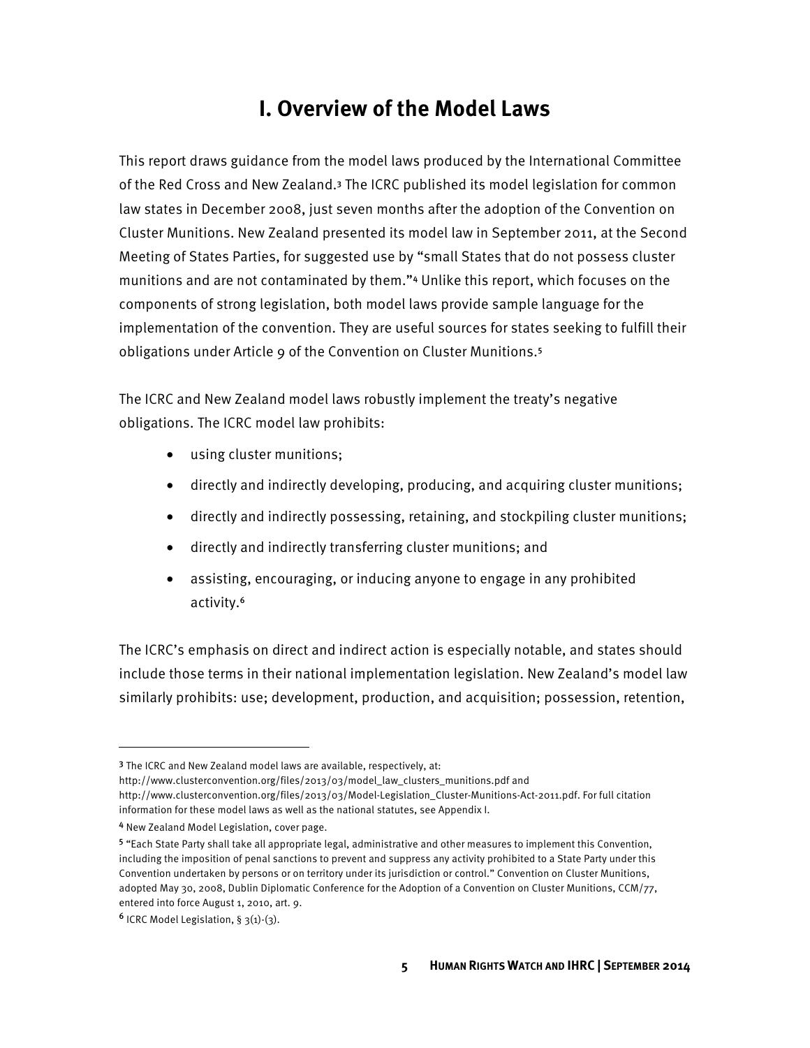# I. Overview of the Model Laws

This report draws guidance from the model laws produced by the International Committee of the Red Cross and New Zealand.[3] The ICRC published its model legislation for common law states in December 2008, just seven months after the adoption of the Convention on Cluster Munitions. New Zealand presented its model law in September 2011, at the Second Meeting of States Parties, for suggested use by "small States that do not possess cluster munitions and are not contaminated by them."[4] Unlike this report, which focuses on the components of strong legislation, both model laws provide sample language for the implementation of the convention. They are useful sources for states seeking to fulfill their obligations under Article 9 of the Convention on Cluster Munitions.[5]

The ICRC and New Zealand model laws robustly implement the treaty's negative obligations. The ICRC model law prohibits:

- using cluster munitions;
- directly and indirectly developing, producing, and acquiring cluster munitions;
- directly and indirectly possessing, retaining, and stockpiling cluster munitions;
- directly and indirectly transferring cluster munitions; and
- assisting, encouraging, or inducing anyone to engage in any prohibited activity.[6]

The ICRC's emphasis on direct and indirect action is especially notable, and states should include those terms in their national implementation legislation. New Zealand's model law similarly prohibits: use; development, production, and acquisition; possession, retention,

---

[3] The ICRC and New Zealand model laws are available, respectively, at: http://www.clusterconvention.org/files/2013/03/model_law_clusters_munitions.pdf and http://www.clusterconvention.org/files/2013/03/Model-Legislation_Cluster-Munitions-Act-2011.pdf. For full citation information for these model laws as well as the national statutes, see Appendix I.

[4] New Zealand Model Legislation, cover page.

[5] "Each State Party shall take all appropriate legal, administrative and other measures to implement this Convention, including the imposition of penal sanctions to prevent and suppress any activity prohibited to a State Party under this Convention undertaken by persons or on territory under its jurisdiction or control." Convention on Cluster Munitions, adopted May 30, 2008, Dublin Diplomatic Conference for the Adoption of a Convention on Cluster Munitions, CCM/77, entered into force August 1, 2010, art. 9.

[6] ICRC Model Legislation, § 3(1)-(3).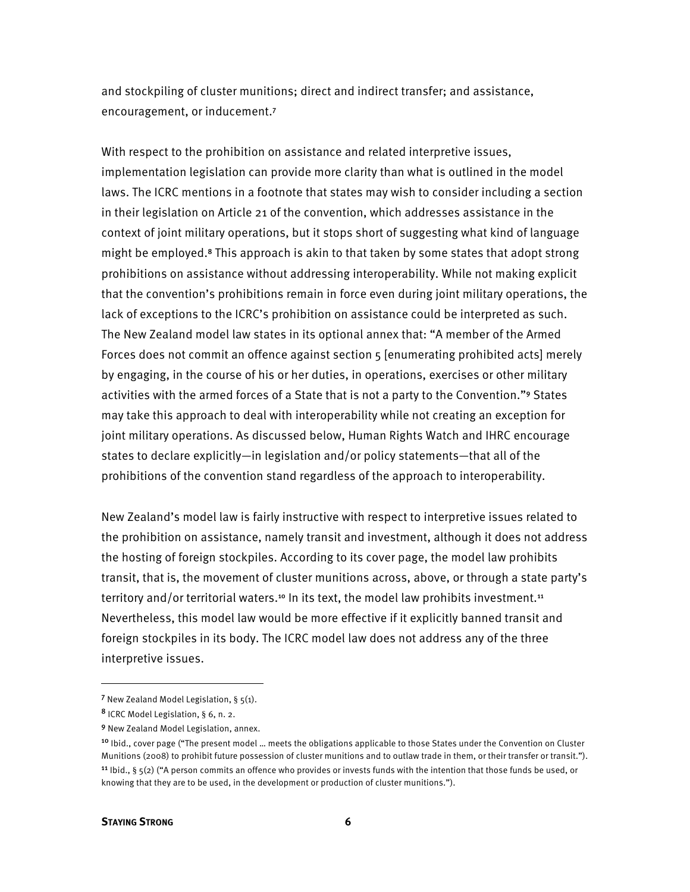and stockpiling of cluster munitions; direct and indirect transfer; and assistance, encouragement, or inducement.[7]

With respect to the prohibition on assistance and related interpretive issues, implementation legislation can provide more clarity than what is outlined in the model laws. The ICRC mentions in a footnote that states may wish to consider including a section in their legislation on Article 21 of the convention, which addresses assistance in the context of joint military operations, but it stops short of suggesting what kind of language might be employed.[8] This approach is akin to that taken by some states that adopt strong prohibitions on assistance without addressing interoperability. While not making explicit that the convention's prohibitions remain in force even during joint military operations, the lack of exceptions to the ICRC's prohibition on assistance could be interpreted as such. The New Zealand model law states in its optional annex that: "A member of the Armed Forces does not commit an offence against section 5 [enumerating prohibited acts] merely by engaging, in the course of his or her duties, in operations, exercises or other military activities with the armed forces of a State that is not a party to the Convention."[9] States may take this approach to deal with interoperability while not creating an exception for joint military operations. As discussed below, Human Rights Watch and IHRC encourage states to declare explicitly—in legislation and/or policy statements—that all of the prohibitions of the convention stand regardless of the approach to interoperability.

New Zealand's model law is fairly instructive with respect to interpretive issues related to the prohibition on assistance, namely transit and investment, although it does not address the hosting of foreign stockpiles. According to its cover page, the model law prohibits transit, that is, the movement of cluster munitions across, above, or through a state party's territory and/or territorial waters.[10] In its text, the model law prohibits investment.[11] Nevertheless, this model law would be more effective if it explicitly banned transit and foreign stockpiles in its body. The ICRC model law does not address any of the three interpretive issues.

---

[7] New Zealand Model Legislation, § 5(1).

[8] ICRC Model Legislation, § 6, n. 2.

[9] New Zealand Model Legislation, annex.

[10] Ibid., cover page ("The present model … meets the obligations applicable to those States under the Convention on Cluster Munitions (2008) to prohibit future possession of cluster munitions and to outlaw trade in them, or their transfer or transit.").

[11] Ibid., § 5(2) ("A person commits an offence who provides or invests funds with the intention that those funds be used, or knowing that they are to be used, in the development or production of cluster munitions.").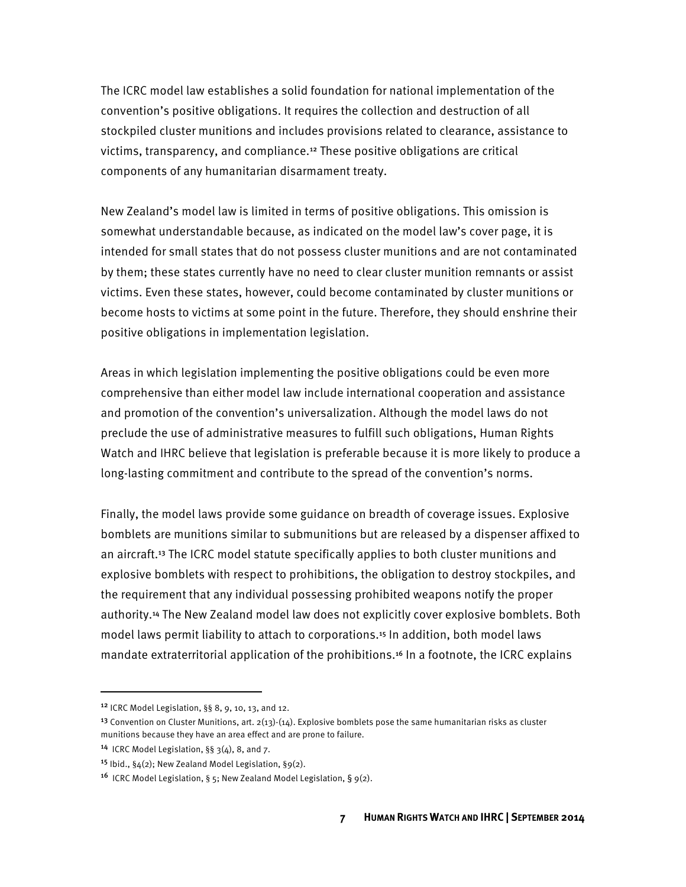The ICRC model law establishes a solid foundation for national implementation of the convention's positive obligations. It requires the collection and destruction of all stockpiled cluster munitions and includes provisions related to clearance, assistance to victims, transparency, and compliance.[12] These positive obligations are critical components of any humanitarian disarmament treaty.

New Zealand's model law is limited in terms of positive obligations. This omission is somewhat understandable because, as indicated on the model law's cover page, it is intended for small states that do not possess cluster munitions and are not contaminated by them; these states currently have no need to clear cluster munition remnants or assist victims. Even these states, however, could become contaminated by cluster munitions or become hosts to victims at some point in the future. Therefore, they should enshrine their positive obligations in implementation legislation.

Areas in which legislation implementing the positive obligations could be even more comprehensive than either model law include international cooperation and assistance and promotion of the convention's universalization. Although the model laws do not preclude the use of administrative measures to fulfill such obligations, Human Rights Watch and IHRC believe that legislation is preferable because it is more likely to produce a long-lasting commitment and contribute to the spread of the convention's norms.

Finally, the model laws provide some guidance on breadth of coverage issues. Explosive bomblets are munitions similar to submunitions but are released by a dispenser affixed to an aircraft.[13] The ICRC model statute specifically applies to both cluster munitions and explosive bomblets with respect to prohibitions, the obligation to destroy stockpiles, and the requirement that any individual possessing prohibited weapons notify the proper authority.[14] The New Zealand model law does not explicitly cover explosive bomblets. Both model laws permit liability to attach to corporations.[15] In addition, both model laws mandate extraterritorial application of the prohibitions.[16] In a footnote, the ICRC explains

---

[12] ICRC Model Legislation, §§ 8, 9, 10, 13, and 12.

[13] Convention on Cluster Munitions, art. 2(13)-(14). Explosive bomblets pose the same humanitarian risks as cluster munitions because they have an area effect and are prone to failure.

[14] ICRC Model Legislation, §§ 3(4), 8, and 7.

[15] Ibid., §4(2); New Zealand Model Legislation, §9(2).

[16] ICRC Model Legislation, § 5; New Zealand Model Legislation, § 9(2).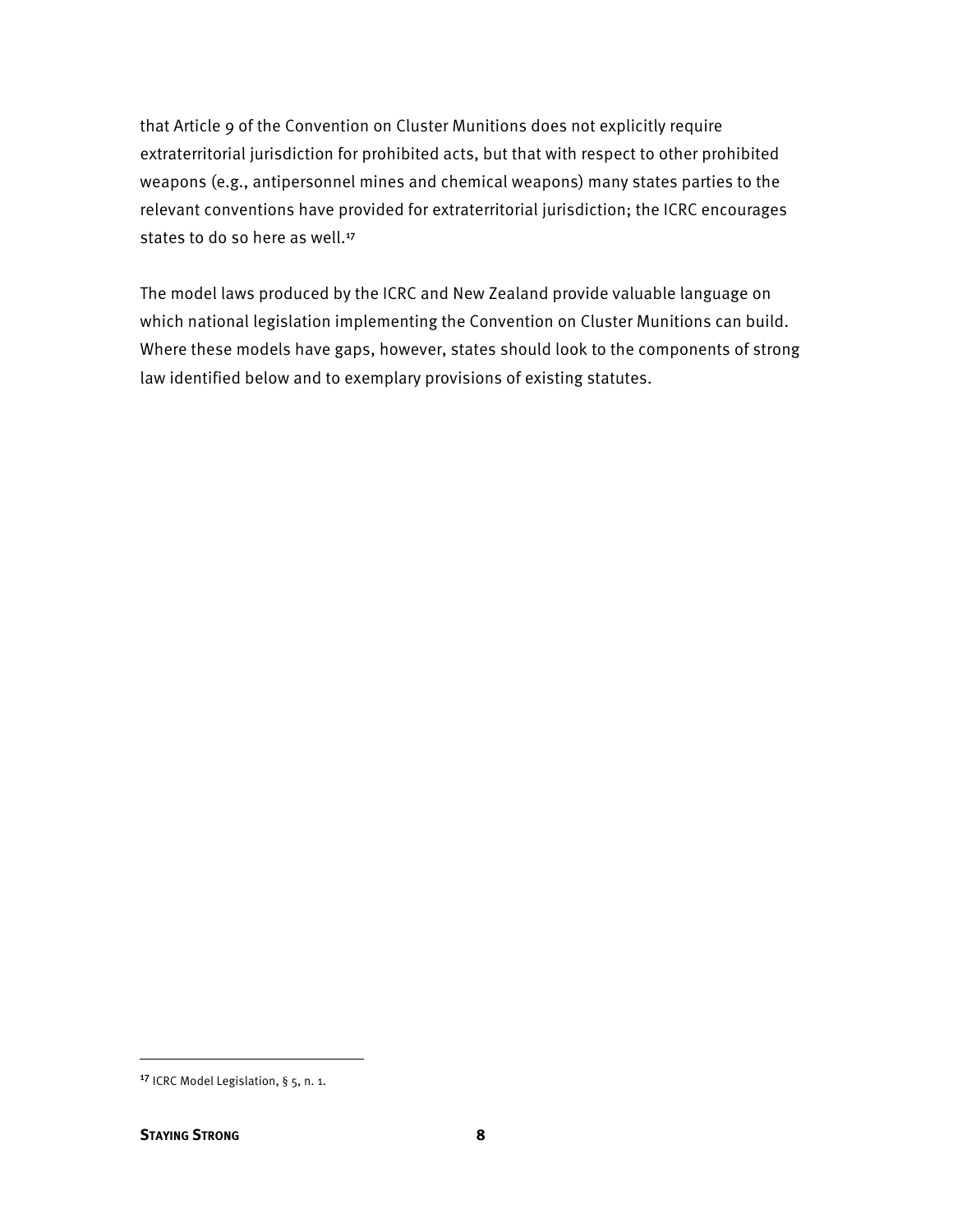that Article 9 of the Convention on Cluster Munitions does not explicitly require extraterritorial jurisdiction for prohibited acts, but that with respect to other prohibited weapons (e.g., antipersonnel mines and chemical weapons) many states parties to the relevant conventions have provided for extraterritorial jurisdiction; the ICRC encourages states to do so here as well.[17]

The model laws produced by the ICRC and New Zealand provide valuable language on which national legislation implementing the Convention on Cluster Munitions can build. Where these models have gaps, however, states should look to the components of strong law identified below and to exemplary provisions of existing statutes.

---

[17] ICRC Model Legislation, § 5, n. 1.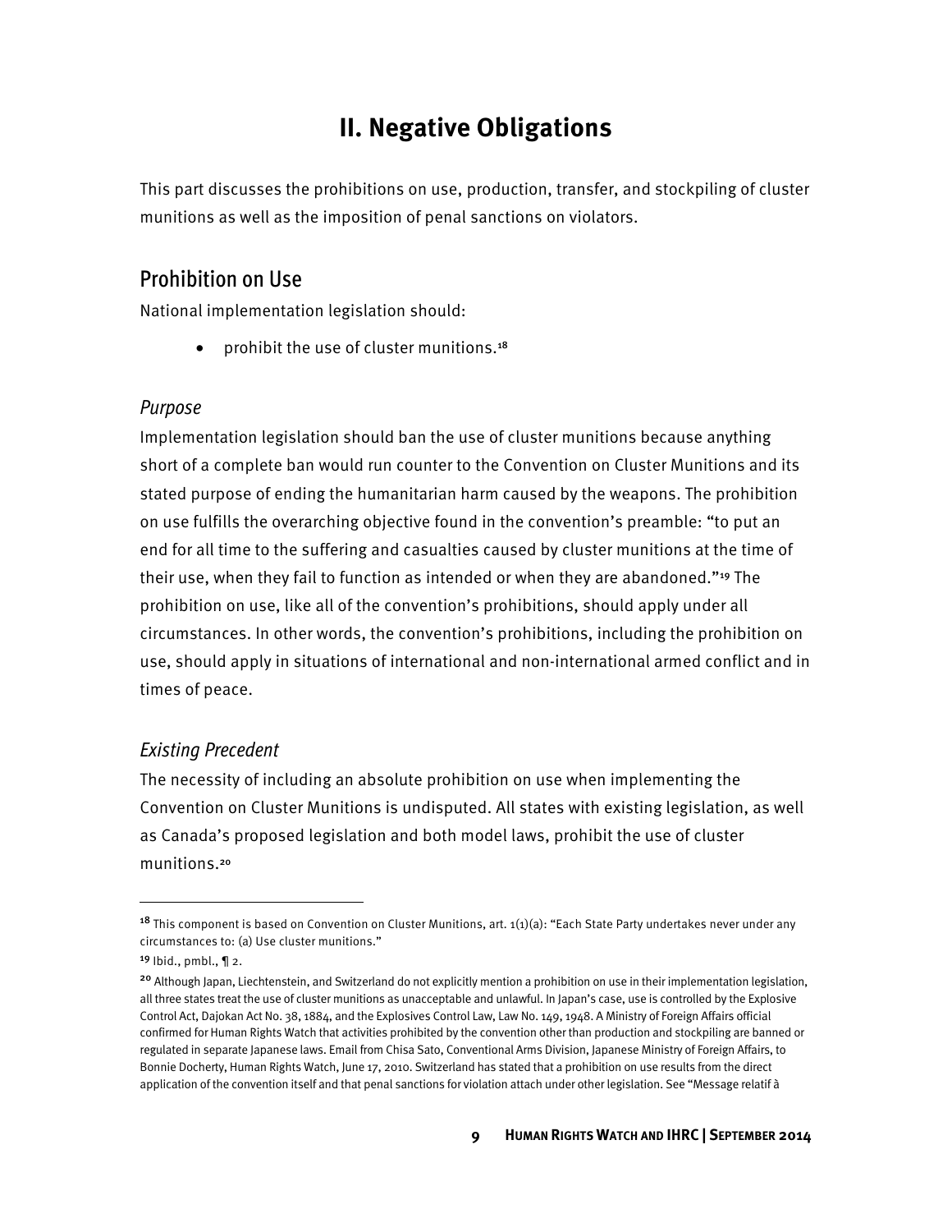# II. Negative Obligations

This part discusses the prohibitions on use, production, transfer, and stockpiling of cluster munitions as well as the imposition of penal sanctions on violators.

## Prohibition on Use

National implementation legislation should:

- prohibit the use of cluster munitions.[18]

### *Purpose*

Implementation legislation should ban the use of cluster munitions because anything short of a complete ban would run counter to the Convention on Cluster Munitions and its stated purpose of ending the humanitarian harm caused by the weapons. The prohibition on use fulfills the overarching objective found in the convention's preamble: "to put an end for all time to the suffering and casualties caused by cluster munitions at the time of their use, when they fail to function as intended or when they are abandoned."[19] The prohibition on use, like all of the convention's prohibitions, should apply under all circumstances. In other words, the convention's prohibitions, including the prohibition on use, should apply in situations of international and non-international armed conflict and in times of peace.

### *Existing Precedent*

The necessity of including an absolute prohibition on use when implementing the Convention on Cluster Munitions is undisputed. All states with existing legislation, as well as Canada's proposed legislation and both model laws, prohibit the use of cluster munitions.[20]

---

[18] This component is based on Convention on Cluster Munitions, art. 1(1)(a): "Each State Party undertakes never under any circumstances to: (a) Use cluster munitions."

[19] Ibid., pmbl., ¶ 2.

[20] Although Japan, Liechtenstein, and Switzerland do not explicitly mention a prohibition on use in their implementation legislation, all three states treat the use of cluster munitions as unacceptable and unlawful. In Japan's case, use is controlled by the Explosive Control Act, Dajokan Act No. 38, 1884, and the Explosives Control Law, Law No. 149, 1948. A Ministry of Foreign Affairs official confirmed for Human Rights Watch that activities prohibited by the convention other than production and stockpiling are banned or regulated in separate Japanese laws. Email from Chisa Sato, Conventional Arms Division, Japanese Ministry of Foreign Affairs, to Bonnie Docherty, Human Rights Watch, June 17, 2010. Switzerland has stated that a prohibition on use results from the direct application of the convention itself and that penal sanctions for violation attach under other legislation. See "Message relatif à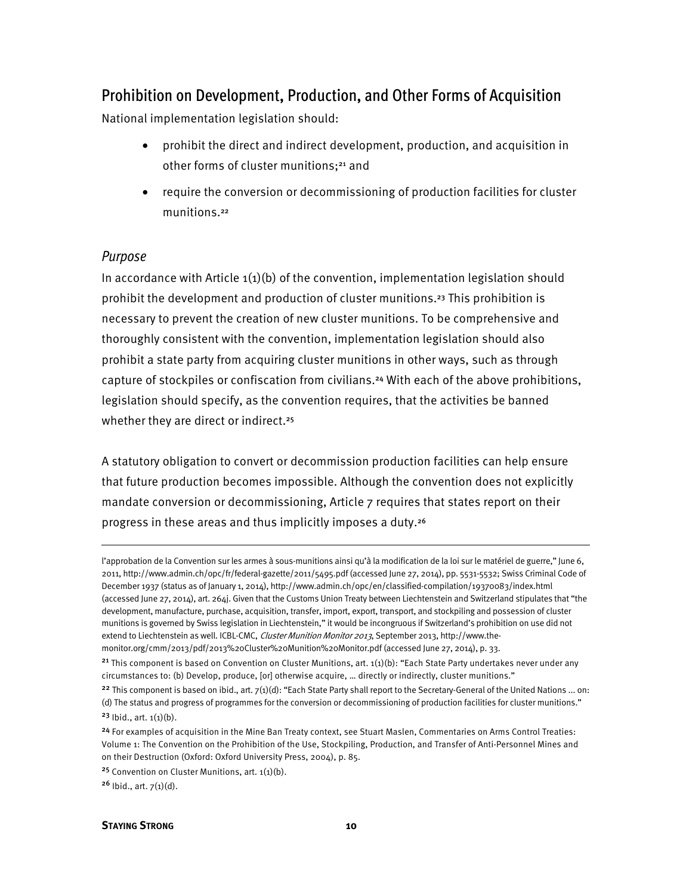## Prohibition on Development, Production, and Other Forms of Acquisition

National implementation legislation should:

- prohibit the direct and indirect development, production, and acquisition in other forms of cluster munitions;[21] and
- require the conversion or decommissioning of production facilities for cluster munitions.[22]

### *Purpose*

In accordance with Article 1(1)(b) of the convention, implementation legislation should prohibit the development and production of cluster munitions.[23] This prohibition is necessary to prevent the creation of new cluster munitions. To be comprehensive and thoroughly consistent with the convention, implementation legislation should also prohibit a state party from acquiring cluster munitions in other ways, such as through capture of stockpiles or confiscation from civilians.[24] With each of the above prohibitions, legislation should specify, as the convention requires, that the activities be banned whether they are direct or indirect.[25]

A statutory obligation to convert or decommission production facilities can help ensure that future production becomes impossible. Although the convention does not explicitly mandate conversion or decommissioning, Article 7 requires that states report on their progress in these areas and thus implicitly imposes a duty.[26]

---

l'approbation de la Convention sur les armes à sous-munitions ainsi qu'à la modification de la loi sur le matériel de guerre," June 6, 2011, http://www.admin.ch/opc/fr/federal-gazette/2011/5495.pdf (accessed June 27, 2014), pp. 5531-5532; Swiss Criminal Code of December 1937 (status as of January 1, 2014), http://www.admin.ch/opc/en/classified-compilation/19370083/index.html (accessed June 27, 2014), art. 264j. Given that the Customs Union Treaty between Liechtenstein and Switzerland stipulates that "the development, manufacture, purchase, acquisition, transfer, import, export, transport, and stockpiling and possession of cluster munitions is governed by Swiss legislation in Liechtenstein," it would be incongruous if Switzerland's prohibition on use did not extend to Liechtenstein as well. ICBL-CMC, *Cluster Munition Monitor 2013*, September 2013, http://www.the-monitor.org/cmm/2013/pdf/2013%20Cluster%20Munition%20Monitor.pdf (accessed June 27, 2014), p. 33.

[21] This component is based on Convention on Cluster Munitions, art. 1(1)(b): "Each State Party undertakes never under any circumstances to: (b) Develop, produce, [or] otherwise acquire, … directly or indirectly, cluster munitions."

[22] This component is based on ibid., art. 7(1)(d): "Each State Party shall report to the Secretary-General of the United Nations … on: (d) The status and progress of programmes for the conversion or decommissioning of production facilities for cluster munitions."

[23] Ibid., art. 1(1)(b).

[24] For examples of acquisition in the Mine Ban Treaty context, see Stuart Maslen, Commentaries on Arms Control Treaties: Volume 1: The Convention on the Prohibition of the Use, Stockpiling, Production, and Transfer of Anti-Personnel Mines and on their Destruction (Oxford: Oxford University Press, 2004), p. 85.

[25] Convention on Cluster Munitions, art. 1(1)(b).

[26] Ibid., art. 7(1)(d).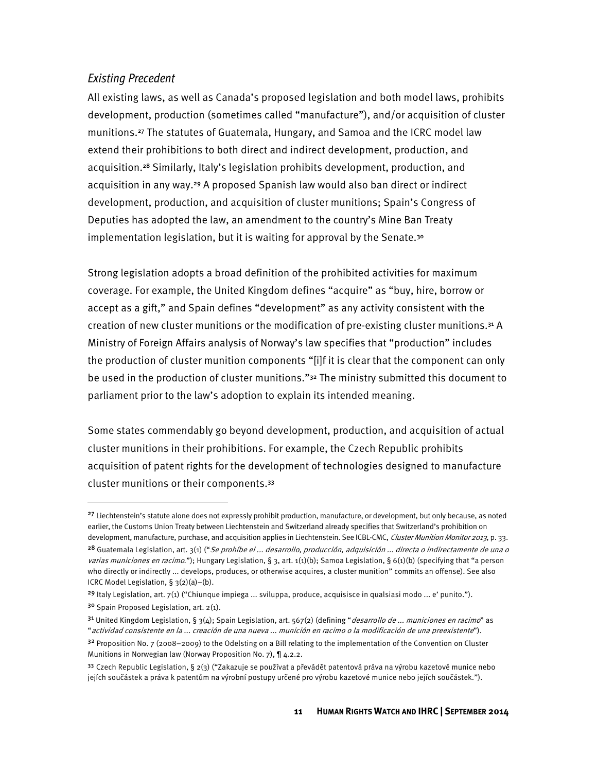### *Existing Precedent*

All existing laws, as well as Canada's proposed legislation and both model laws, prohibits development, production (sometimes called "manufacture"), and/or acquisition of cluster munitions.[27] The statutes of Guatemala, Hungary, and Samoa and the ICRC model law extend their prohibitions to both direct and indirect development, production, and acquisition.[28] Similarly, Italy's legislation prohibits development, production, and acquisition in any way.[29] A proposed Spanish law would also ban direct or indirect development, production, and acquisition of cluster munitions; Spain's Congress of Deputies has adopted the law, an amendment to the country's Mine Ban Treaty implementation legislation, but it is waiting for approval by the Senate.[30]

Strong legislation adopts a broad definition of the prohibited activities for maximum coverage. For example, the United Kingdom defines "acquire" as "buy, hire, borrow or accept as a gift," and Spain defines "development" as any activity consistent with the creation of new cluster munitions or the modification of pre-existing cluster munitions.[31] A Ministry of Foreign Affairs analysis of Norway's law specifies that "production" includes the production of cluster munition components "[i]f it is clear that the component can only be used in the production of cluster munitions."[32] The ministry submitted this document to parliament prior to the law's adoption to explain its intended meaning.

Some states commendably go beyond development, production, and acquisition of actual cluster munitions in their prohibitions. For example, the Czech Republic prohibits acquisition of patent rights for the development of technologies designed to manufacture cluster munitions or their components.[33]

---

[27] Liechtenstein's statute alone does not expressly prohibit production, manufacture, or development, but only because, as noted earlier, the Customs Union Treaty between Liechtenstein and Switzerland already specifies that Switzerland's prohibition on development, manufacture, purchase, and acquisition applies in Liechtenstein. See ICBL-CMC, *Cluster Munition Monitor 2013*, p. 33.

[28] Guatemala Legislation, art. 3(1) ("*Se prohíbe el ... desarrollo, producción, adquisición ... directa o indirectamente de una o varias municiones en racimo.*"); Hungary Legislation, § 3, art. 1(1)(b); Samoa Legislation, § 6(1)(b) (specifying that "a person who directly or indirectly ... develops, produces, or otherwise acquires, a cluster munition" commits an offense). See also ICRC Model Legislation, § 3(2)(a)–(b).

[29] Italy Legislation, art. 7(1) ("Chiunque impiega ... sviluppa, produce, acquisisce in qualsiasi modo ... e' punito.").

[30] Spain Proposed Legislation, art. 2(1).

[31] United Kingdom Legislation, § 3(4); Spain Legislation, art. 567(2) (defining "*desarrollo de ... municiones en racimo*" as "*actividad consistente en la ... creación de una nueva ... munición en racimo o la modificación de una preexistente*").

[32] Proposition No. 7 (2008–2009) to the Odelsting on a Bill relating to the implementation of the Convention on Cluster Munitions in Norwegian law (Norway Proposition No. 7), ¶ 4.2.2.

[33] Czech Republic Legislation, § 2(3) ("Zakazuje se používat a převádět patentová práva na výrobu kazetové munice nebo jejích součástek a práva k patentům na výrobní postupy určené pro výrobu kazetové munice nebo jejích součástek.").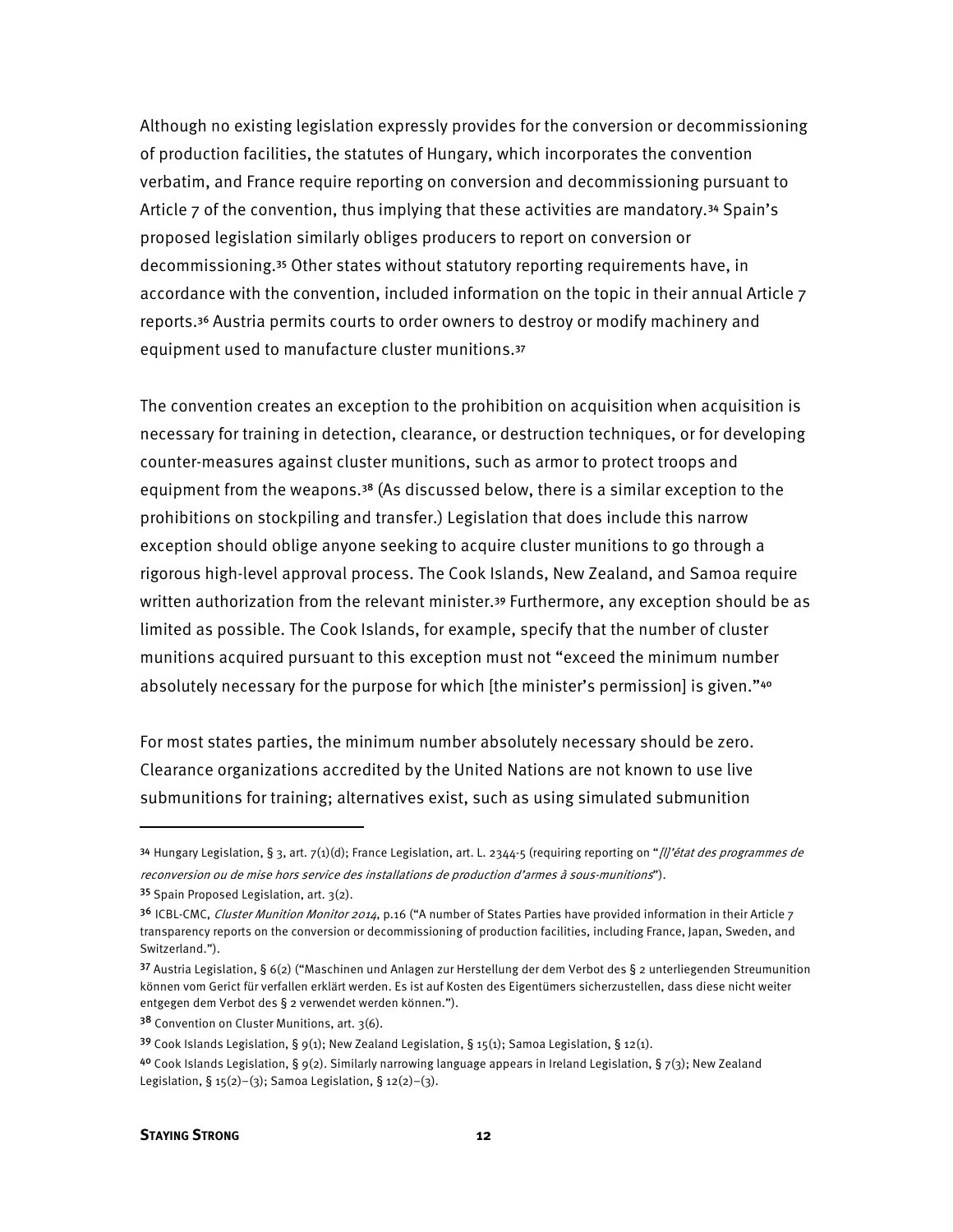Although no existing legislation expressly provides for the conversion or decommissioning of production facilities, the statutes of Hungary, which incorporates the convention verbatim, and France require reporting on conversion and decommissioning pursuant to Article 7 of the convention, thus implying that these activities are mandatory.[34] Spain's proposed legislation similarly obliges producers to report on conversion or decommissioning.[35] Other states without statutory reporting requirements have, in accordance with the convention, included information on the topic in their annual Article 7 reports.[36] Austria permits courts to order owners to destroy or modify machinery and equipment used to manufacture cluster munitions.[37]

The convention creates an exception to the prohibition on acquisition when acquisition is necessary for training in detection, clearance, or destruction techniques, or for developing counter-measures against cluster munitions, such as armor to protect troops and equipment from the weapons.[38] (As discussed below, there is a similar exception to the prohibitions on stockpiling and transfer.) Legislation that does include this narrow exception should oblige anyone seeking to acquire cluster munitions to go through a rigorous high-level approval process. The Cook Islands, New Zealand, and Samoa require written authorization from the relevant minister.[39] Furthermore, any exception should be as limited as possible. The Cook Islands, for example, specify that the number of cluster munitions acquired pursuant to this exception must not "exceed the minimum number absolutely necessary for the purpose for which [the minister's permission] is given."[40]

For most states parties, the minimum number absolutely necessary should be zero. Clearance organizations accredited by the United Nations are not known to use live submunitions for training; alternatives exist, such as using simulated submunition

---

[34] Hungary Legislation, § 3, art. 7(1)(d); France Legislation, art. L. 2344-5 (requiring reporting on "*[l]'état des programmes de reconversion ou de mise hors service des installations de production d'armes à sous-munitions*").

[35] Spain Proposed Legislation, art. 3(2).

[36] ICBL-CMC, *Cluster Munition Monitor 2014*, p.16 ("A number of States Parties have provided information in their Article 7 transparency reports on the conversion or decommissioning of production facilities, including France, Japan, Sweden, and Switzerland.").

[37] Austria Legislation, § 6(2) ("Maschinen und Anlagen zur Herstellung der dem Verbot des § 2 unterliegenden Streumunition können vom Gerict für verfallen erklärt werden. Es ist auf Kosten des Eigentümers sicherzustellen, dass diese nicht weiter entgegen dem Verbot des § 2 verwendet werden können.").

[38] Convention on Cluster Munitions, art. 3(6).

[39] Cook Islands Legislation, § 9(1); New Zealand Legislation, § 15(1); Samoa Legislation, § 12(1).

[40] Cook Islands Legislation, § 9(2). Similarly narrowing language appears in Ireland Legislation, § 7(3); New Zealand Legislation, § 15(2)–(3); Samoa Legislation, § 12(2)–(3).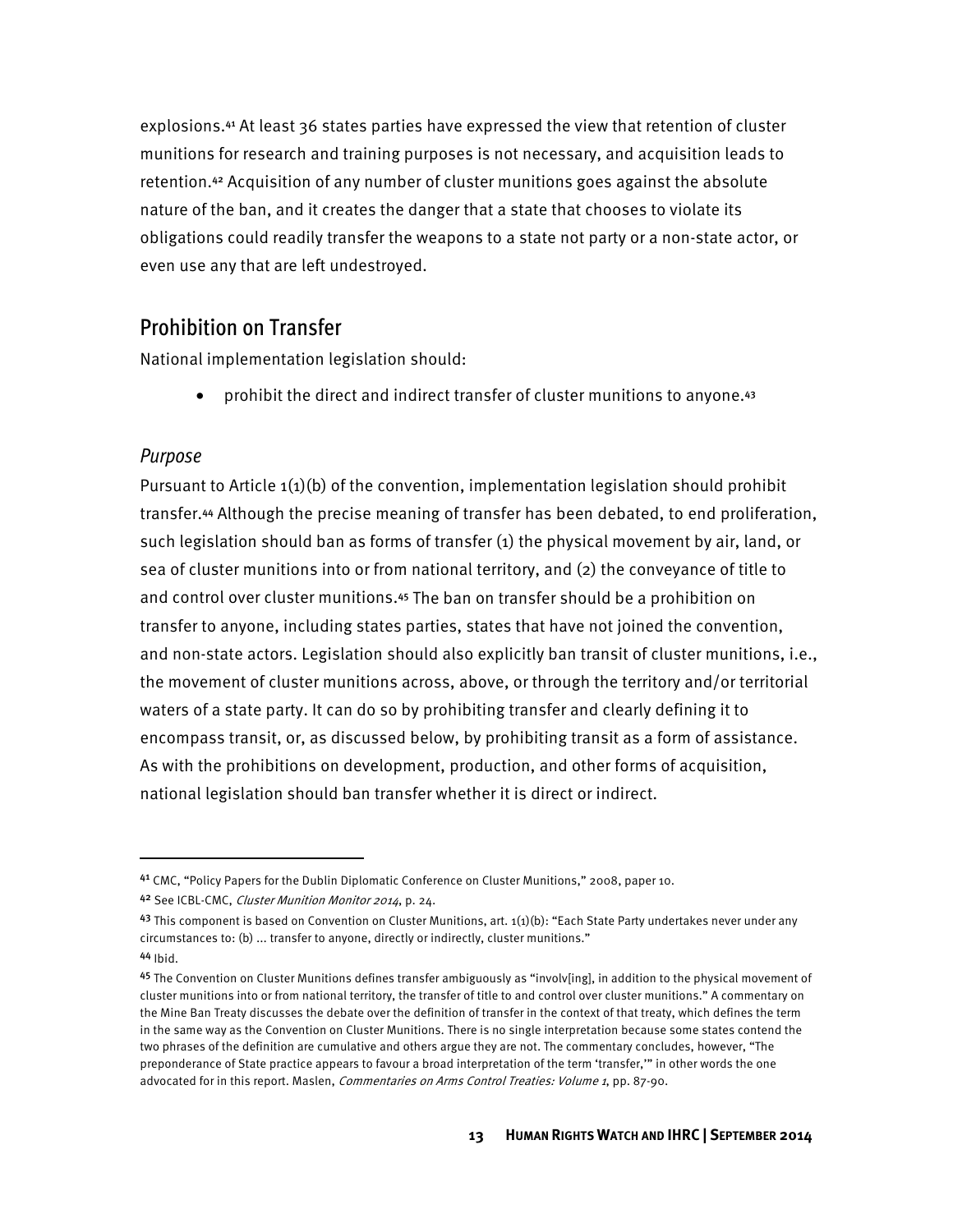explosions.[41] At least 36 states parties have expressed the view that retention of cluster munitions for research and training purposes is not necessary, and acquisition leads to retention.[42] Acquisition of any number of cluster munitions goes against the absolute nature of the ban, and it creates the danger that a state that chooses to violate its obligations could readily transfer the weapons to a state not party or a non-state actor, or even use any that are left undestroyed.

## Prohibition on Transfer

National implementation legislation should:

- prohibit the direct and indirect transfer of cluster munitions to anyone.[43]

### *Purpose*

Pursuant to Article 1(1)(b) of the convention, implementation legislation should prohibit transfer.[44] Although the precise meaning of transfer has been debated, to end proliferation, such legislation should ban as forms of transfer (1) the physical movement by air, land, or sea of cluster munitions into or from national territory, and (2) the conveyance of title to and control over cluster munitions.[45] The ban on transfer should be a prohibition on transfer to anyone, including states parties, states that have not joined the convention, and non-state actors. Legislation should also explicitly ban transit of cluster munitions, i.e., the movement of cluster munitions across, above, or through the territory and/or territorial waters of a state party. It can do so by prohibiting transfer and clearly defining it to encompass transit, or, as discussed below, by prohibiting transit as a form of assistance. As with the prohibitions on development, production, and other forms of acquisition, national legislation should ban transfer whether it is direct or indirect.

---

[41] CMC, "Policy Papers for the Dublin Diplomatic Conference on Cluster Munitions," 2008, paper 10.

[42] See ICBL-CMC, *Cluster Munition Monitor 2014*, p. 24.

[43] This component is based on Convention on Cluster Munitions, art. 1(1)(b): "Each State Party undertakes never under any circumstances to: (b) ... transfer to anyone, directly or indirectly, cluster munitions."

[44] Ibid.

[45] The Convention on Cluster Munitions defines transfer ambiguously as "involv[ing], in addition to the physical movement of cluster munitions into or from national territory, the transfer of title to and control over cluster munitions." A commentary on the Mine Ban Treaty discusses the debate over the definition of transfer in the context of that treaty, which defines the term in the same way as the Convention on Cluster Munitions. There is no single interpretation because some states contend the two phrases of the definition are cumulative and others argue they are not. The commentary concludes, however, "The preponderance of State practice appears to favour a broad interpretation of the term 'transfer,'" in other words the one advocated for in this report. Maslen, *Commentaries on Arms Control Treaties: Volume 1*, pp. 87-90.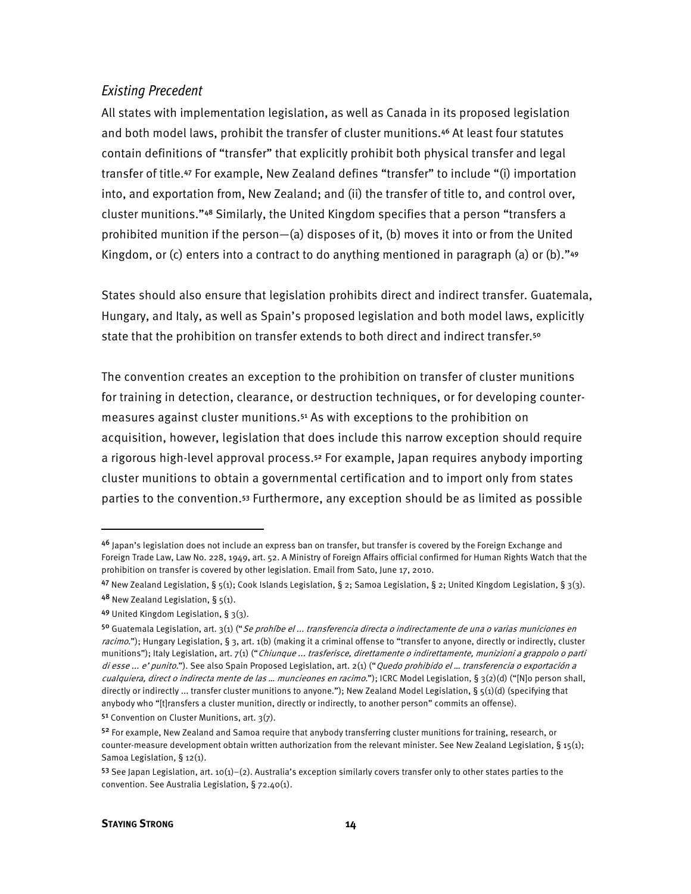### *Existing Precedent*

All states with implementation legislation, as well as Canada in its proposed legislation and both model laws, prohibit the transfer of cluster munitions.[46] At least four statutes contain definitions of "transfer" that explicitly prohibit both physical transfer and legal transfer of title.[47] For example, New Zealand defines "transfer" to include "(i) importation into, and exportation from, New Zealand; and (ii) the transfer of title to, and control over, cluster munitions."[48] Similarly, the United Kingdom specifies that a person "transfers a prohibited munition if the person—(a) disposes of it, (b) moves it into or from the United Kingdom, or (c) enters into a contract to do anything mentioned in paragraph (a) or (b)."[49]

States should also ensure that legislation prohibits direct and indirect transfer. Guatemala, Hungary, and Italy, as well as Spain's proposed legislation and both model laws, explicitly state that the prohibition on transfer extends to both direct and indirect transfer.[50]

The convention creates an exception to the prohibition on transfer of cluster munitions for training in detection, clearance, or destruction techniques, or for developing counter-measures against cluster munitions.[51] As with exceptions to the prohibition on acquisition, however, legislation that does include this narrow exception should require a rigorous high-level approval process.[52] For example, Japan requires anybody importing cluster munitions to obtain a governmental certification and to import only from states parties to the convention.[53] Furthermore, any exception should be as limited as possible

---

[46] Japan's legislation does not include an express ban on transfer, but transfer is covered by the Foreign Exchange and Foreign Trade Law, Law No. 228, 1949, art. 52. A Ministry of Foreign Affairs official confirmed for Human Rights Watch that the prohibition on transfer is covered by other legislation. Email from Sato, June 17, 2010.

[47] New Zealand Legislation, § 5(1); Cook Islands Legislation, § 2; Samoa Legislation, § 2; United Kingdom Legislation, § 3(3).

[48] New Zealand Legislation, § 5(1).

[49] United Kingdom Legislation, § 3(3).

[50] Guatemala Legislation, art. 3(1) ("*Se prohíbe el … transferencia directa o indirectamente de una o varias municiones en racimo.*"); Hungary Legislation, § 3, art. 1(b) (making it a criminal offense to "transfer to anyone, directly or indirectly, cluster munitions"); Italy Legislation, art. 7(1) ("*Chiunque … trasferisce, direttamente o indirettamente, munizioni a grappolo o parti di esse … e' punito.*"). See also Spain Proposed Legislation, art. 2(1) ("*Quedo prohibido el … transferencia o exportación a cualquiera, direct o indirecta mente de las … muncieones en racimo.*"); ICRC Model Legislation, § 3(2)(d) ("[N]o person shall, directly or indirectly … transfer cluster munitions to anyone."); New Zealand Model Legislation, § 5(1)(d) (specifying that anybody who "[t]ransfers a cluster munition, directly or indirectly, to another person" commits an offense).

[51] Convention on Cluster Munitions, art. 3(7).

[52] For example, New Zealand and Samoa require that anybody transferring cluster munitions for training, research, or counter-measure development obtain written authorization from the relevant minister. See New Zealand Legislation, § 15(1); Samoa Legislation, § 12(1).

[53] See Japan Legislation, art. 10(1)–(2). Australia's exception similarly covers transfer only to other states parties to the convention. See Australia Legislation, § 72.40(1).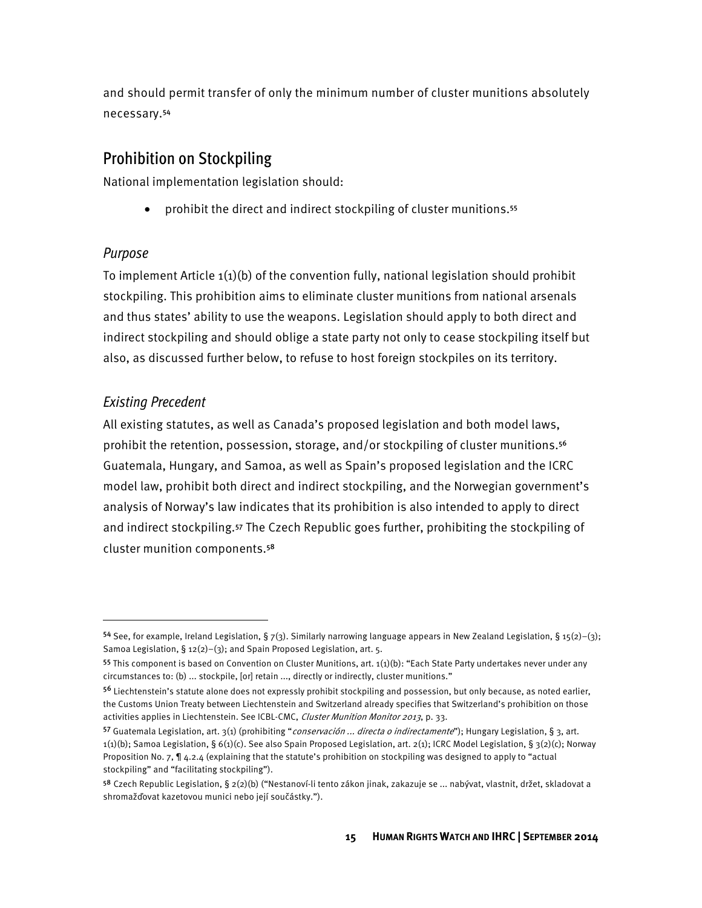and should permit transfer of only the minimum number of cluster munitions absolutely necessary.[54]

## Prohibition on Stockpiling

National implementation legislation should:

- prohibit the direct and indirect stockpiling of cluster munitions.[55]

### *Purpose*

To implement Article 1(1)(b) of the convention fully, national legislation should prohibit stockpiling. This prohibition aims to eliminate cluster munitions from national arsenals and thus states' ability to use the weapons. Legislation should apply to both direct and indirect stockpiling and should oblige a state party not only to cease stockpiling itself but also, as discussed further below, to refuse to host foreign stockpiles on its territory.

### *Existing Precedent*

All existing statutes, as well as Canada's proposed legislation and both model laws, prohibit the retention, possession, storage, and/or stockpiling of cluster munitions.[56] Guatemala, Hungary, and Samoa, as well as Spain's proposed legislation and the ICRC model law, prohibit both direct and indirect stockpiling, and the Norwegian government's analysis of Norway's law indicates that its prohibition is also intended to apply to direct and indirect stockpiling.[57] The Czech Republic goes further, prohibiting the stockpiling of cluster munition components.[58]

---

[54] See, for example, Ireland Legislation, § 7(3). Similarly narrowing language appears in New Zealand Legislation, § 15(2)–(3); Samoa Legislation, § 12(2)–(3); and Spain Proposed Legislation, art. 5.

[55] This component is based on Convention on Cluster Munitions, art. 1(1)(b): "Each State Party undertakes never under any circumstances to: (b) ... stockpile, [or] retain ..., directly or indirectly, cluster munitions."

[56] Liechtenstein's statute alone does not expressly prohibit stockpiling and possession, but only because, as noted earlier, the Customs Union Treaty between Liechtenstein and Switzerland already specifies that Switzerland's prohibition on those activities applies in Liechtenstein. See ICBL-CMC, *Cluster Munition Monitor 2013*, p. 33.

[57] Guatemala Legislation, art. 3(1) (prohibiting "*conservación ... directa o indirectamente*"); Hungary Legislation, § 3, art. 1(1)(b); Samoa Legislation, § 6(1)(c). See also Spain Proposed Legislation, art. 2(1); ICRC Model Legislation, § 3(2)(c); Norway Proposition No. 7, ¶ 4.2.4 (explaining that the statute's prohibition on stockpiling was designed to apply to "actual stockpiling" and "facilitating stockpiling").

[58] Czech Republic Legislation, § 2(2)(b) ("Nestanoví-li tento zákon jinak, zakazuje se ... nabývat, vlastnit, držet, skladovat a shromažďovat kazetovou munici nebo její součástky.").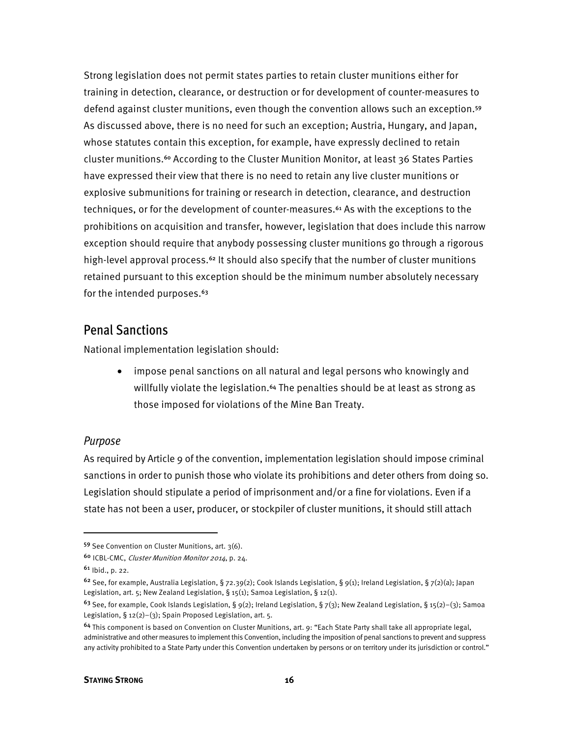Strong legislation does not permit states parties to retain cluster munitions either for training in detection, clearance, or destruction or for development of counter-measures to defend against cluster munitions, even though the convention allows such an exception.[59] As discussed above, there is no need for such an exception; Austria, Hungary, and Japan, whose statutes contain this exception, for example, have expressly declined to retain cluster munitions.[60] According to the Cluster Munition Monitor, at least 36 States Parties have expressed their view that there is no need to retain any live cluster munitions or explosive submunitions for training or research in detection, clearance, and destruction techniques, or for the development of counter-measures.[61] As with the exceptions to the prohibitions on acquisition and transfer, however, legislation that does include this narrow exception should require that anybody possessing cluster munitions go through a rigorous high-level approval process.[62] It should also specify that the number of cluster munitions retained pursuant to this exception should be the minimum number absolutely necessary for the intended purposes.[63]

## Penal Sanctions

National implementation legislation should:

- impose penal sanctions on all natural and legal persons who knowingly and willfully violate the legislation.[64] The penalties should be at least as strong as those imposed for violations of the Mine Ban Treaty.

### *Purpose*

As required by Article 9 of the convention, implementation legislation should impose criminal sanctions in order to punish those who violate its prohibitions and deter others from doing so. Legislation should stipulate a period of imprisonment and/or a fine for violations. Even if a state has not been a user, producer, or stockpiler of cluster munitions, it should still attach

---

[59] See Convention on Cluster Munitions, art. 3(6).

[60] ICBL-CMC, *Cluster Munition Monitor 2014*, p. 24.

[61] Ibid., p. 22.

[62] See, for example, Australia Legislation, § 72.39(2); Cook Islands Legislation, § 9(1); Ireland Legislation, § 7(2)(a); Japan Legislation, art. 5; New Zealand Legislation, § 15(1); Samoa Legislation, § 12(1).

[63] See, for example, Cook Islands Legislation, § 9(2); Ireland Legislation, § 7(3); New Zealand Legislation, § 15(2)–(3); Samoa Legislation, § 12(2)–(3); Spain Proposed Legislation, art. 5.

[64] This component is based on Convention on Cluster Munitions, art. 9: "Each State Party shall take all appropriate legal, administrative and other measures to implement this Convention, including the imposition of penal sanctions to prevent and suppress any activity prohibited to a State Party under this Convention undertaken by persons or on territory under its jurisdiction or control."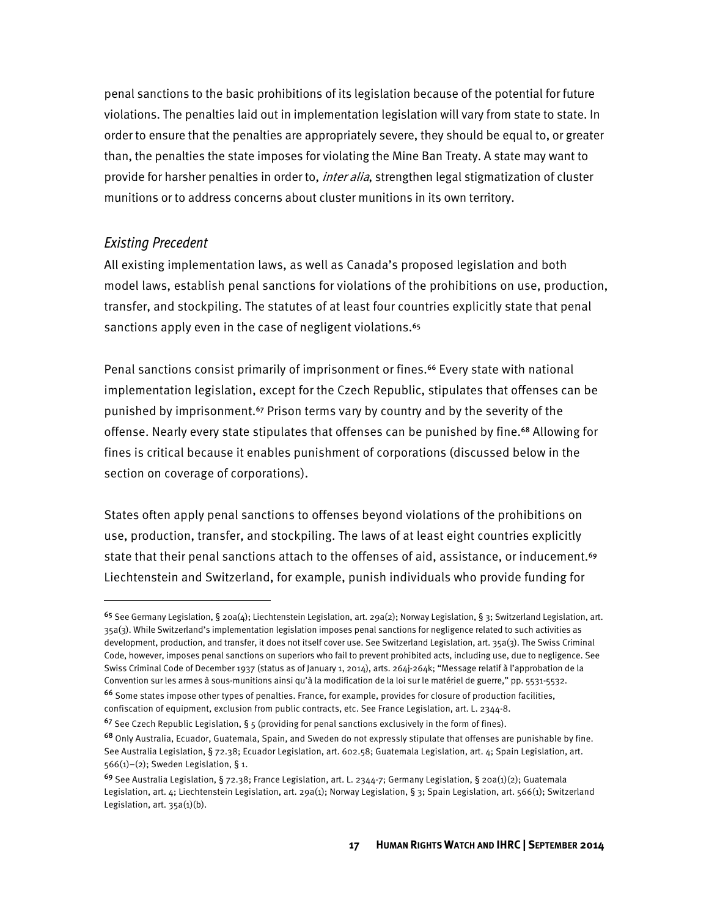penal sanctions to the basic prohibitions of its legislation because of the potential for future violations. The penalties laid out in implementation legislation will vary from state to state. In order to ensure that the penalties are appropriately severe, they should be equal to, or greater than, the penalties the state imposes for violating the Mine Ban Treaty. A state may want to provide for harsher penalties in order to, *inter alia*, strengthen legal stigmatization of cluster munitions or to address concerns about cluster munitions in its own territory.

### *Existing Precedent*

All existing implementation laws, as well as Canada's proposed legislation and both model laws, establish penal sanctions for violations of the prohibitions on use, production, transfer, and stockpiling. The statutes of at least four countries explicitly state that penal sanctions apply even in the case of negligent violations.[65]

Penal sanctions consist primarily of imprisonment or fines.[66] Every state with national implementation legislation, except for the Czech Republic, stipulates that offenses can be punished by imprisonment.[67] Prison terms vary by country and by the severity of the offense. Nearly every state stipulates that offenses can be punished by fine.[68] Allowing for fines is critical because it enables punishment of corporations (discussed below in the section on coverage of corporations).

States often apply penal sanctions to offenses beyond violations of the prohibitions on use, production, transfer, and stockpiling. The laws of at least eight countries explicitly state that their penal sanctions attach to the offenses of aid, assistance, or inducement.[69] Liechtenstein and Switzerland, for example, punish individuals who provide funding for

---

[65] See Germany Legislation, § 20a(4); Liechtenstein Legislation, art. 29a(2); Norway Legislation, § 3; Switzerland Legislation, art. 35a(3). While Switzerland's implementation legislation imposes penal sanctions for negligence related to such activities as development, production, and transfer, it does not itself cover use. See Switzerland Legislation, art. 35a(3). The Swiss Criminal Code, however, imposes penal sanctions on superiors who fail to prevent prohibited acts, including use, due to negligence. See Swiss Criminal Code of December 1937 (status as of January 1, 2014), arts. 264j-264k; "Message relatif à l'approbation de la Convention sur les armes à sous-munitions ainsi qu'à la modification de la loi sur le matériel de guerre," pp. 5531-5532.

[66] Some states impose other types of penalties. France, for example, provides for closure of production facilities, confiscation of equipment, exclusion from public contracts, etc. See France Legislation, art. L. 2344-8.

[67] See Czech Republic Legislation, § 5 (providing for penal sanctions exclusively in the form of fines).

[68] Only Australia, Ecuador, Guatemala, Spain, and Sweden do not expressly stipulate that offenses are punishable by fine. See Australia Legislation, § 72.38; Ecuador Legislation, art. 602.58; Guatemala Legislation, art. 4; Spain Legislation, art. 566(1)–(2); Sweden Legislation, § 1.

[69] See Australia Legislation, § 72.38; France Legislation, art. L. 2344-7; Germany Legislation, § 20a(1)(2); Guatemala Legislation, art. 4; Liechtenstein Legislation, art. 29a(1); Norway Legislation, § 3; Spain Legislation, art. 566(1); Switzerland Legislation, art. 35a(1)(b).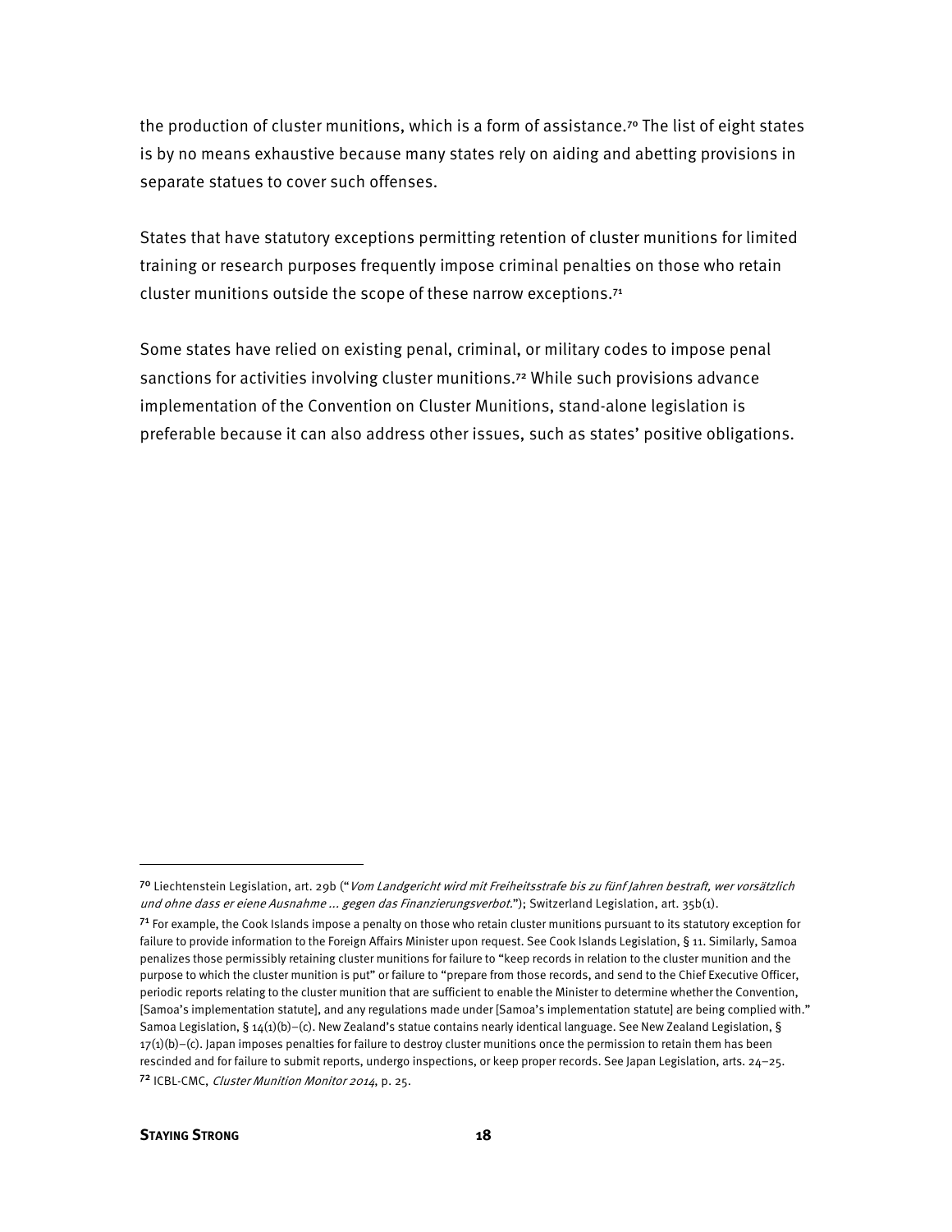the production of cluster munitions, which is a form of assistance.[70] The list of eight states is by no means exhaustive because many states rely on aiding and abetting provisions in separate statues to cover such offenses.

States that have statutory exceptions permitting retention of cluster munitions for limited training or research purposes frequently impose criminal penalties on those who retain cluster munitions outside the scope of these narrow exceptions.[71]

Some states have relied on existing penal, criminal, or military codes to impose penal sanctions for activities involving cluster munitions.[72] While such provisions advance implementation of the Convention on Cluster Munitions, stand-alone legislation is preferable because it can also address other issues, such as states' positive obligations.

---

[70] Liechtenstein Legislation, art. 29b ("*Vom Landgericht wird mit Freiheitsstrafe bis zu fünf Jahren bestraft, wer vorsätzlich und ohne dass er eiene Ausnahme ... gegen das Finanzierungsverbot.*"); Switzerland Legislation, art. 35b(1).

[71] For example, the Cook Islands impose a penalty on those who retain cluster munitions pursuant to its statutory exception for failure to provide information to the Foreign Affairs Minister upon request. See Cook Islands Legislation, § 11. Similarly, Samoa penalizes those permissibly retaining cluster munitions for failure to "keep records in relation to the cluster munition and the purpose to which the cluster munition is put" or failure to "prepare from those records, and send to the Chief Executive Officer, periodic reports relating to the cluster munition that are sufficient to enable the Minister to determine whether the Convention, [Samoa's implementation statute], and any regulations made under [Samoa's implementation statute] are being complied with." Samoa Legislation, § 14(1)(b)–(c). New Zealand's statue contains nearly identical language. See New Zealand Legislation, § 17(1)(b)–(c). Japan imposes penalties for failure to destroy cluster munitions once the permission to retain them has been rescinded and for failure to submit reports, undergo inspections, or keep proper records. See Japan Legislation, arts. 24–25.

[72] ICBL-CMC, *Cluster Munition Monitor 2014*, p. 25.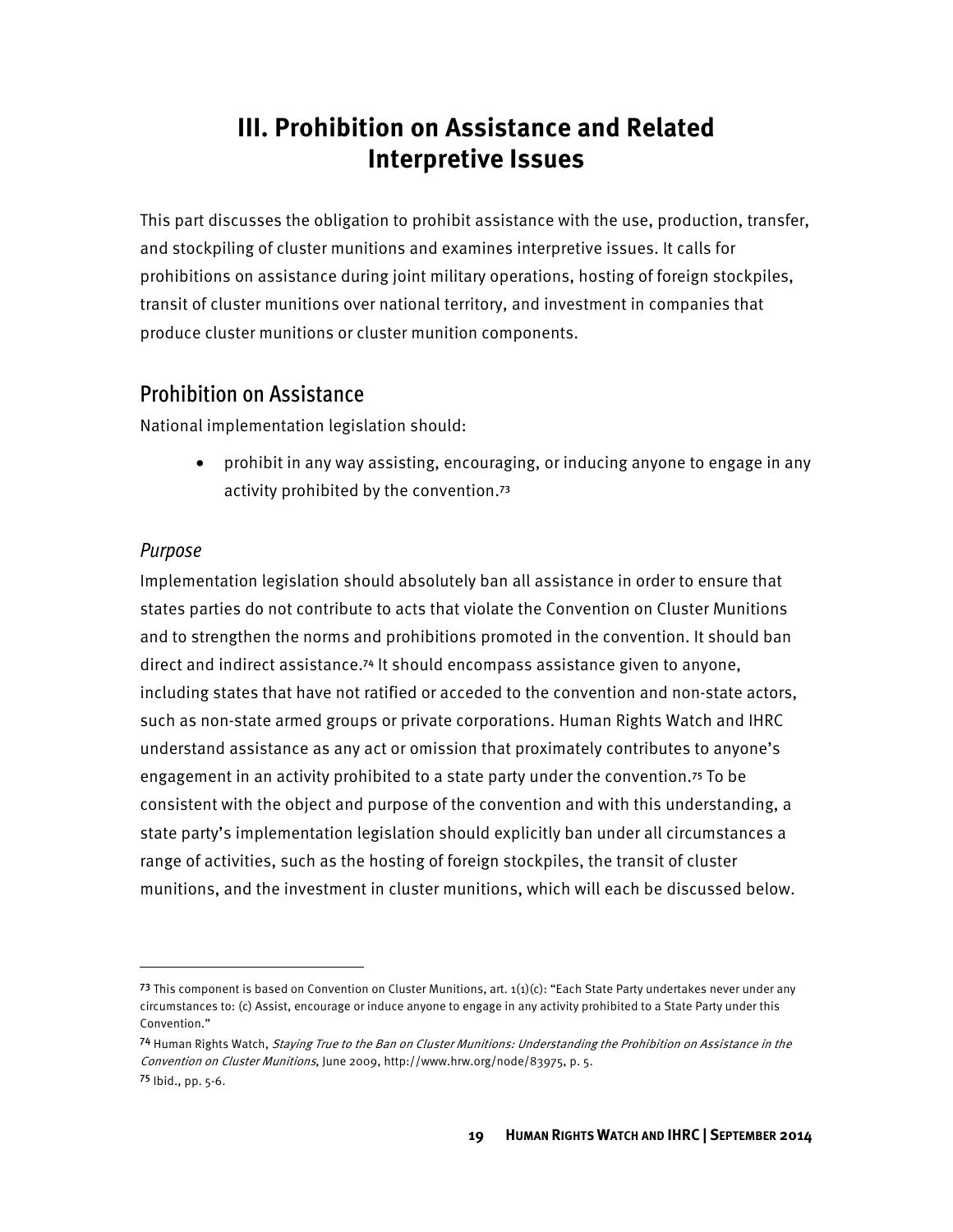# III. Prohibition on Assistance and Related Interpretive Issues

This part discusses the obligation to prohibit assistance with the use, production, transfer, and stockpiling of cluster munitions and examines interpretive issues. It calls for prohibitions on assistance during joint military operations, hosting of foreign stockpiles, transit of cluster munitions over national territory, and investment in companies that produce cluster munitions or cluster munition components.

## Prohibition on Assistance

National implementation legislation should:

- prohibit in any way assisting, encouraging, or inducing anyone to engage in any activity prohibited by the convention.[73]

### *Purpose*

Implementation legislation should absolutely ban all assistance in order to ensure that states parties do not contribute to acts that violate the Convention on Cluster Munitions and to strengthen the norms and prohibitions promoted in the convention. It should ban direct and indirect assistance.[74] It should encompass assistance given to anyone, including states that have not ratified or acceded to the convention and non-state actors, such as non-state armed groups or private corporations. Human Rights Watch and IHRC understand assistance as any act or omission that proximately contributes to anyone's engagement in an activity prohibited to a state party under the convention.[75] To be consistent with the object and purpose of the convention and with this understanding, a state party's implementation legislation should explicitly ban under all circumstances a range of activities, such as the hosting of foreign stockpiles, the transit of cluster munitions, and the investment in cluster munitions, which will each be discussed below.

---

[73] This component is based on Convention on Cluster Munitions, art. 1(1)(c): "Each State Party undertakes never under any circumstances to: (c) Assist, encourage or induce anyone to engage in any activity prohibited to a State Party under this Convention."

[74] Human Rights Watch, *Staying True to the Ban on Cluster Munitions: Understanding the Prohibition on Assistance in the Convention on Cluster Munitions*, June 2009, http://www.hrw.org/node/83975, p. 5.

[75] Ibid., pp. 5-6.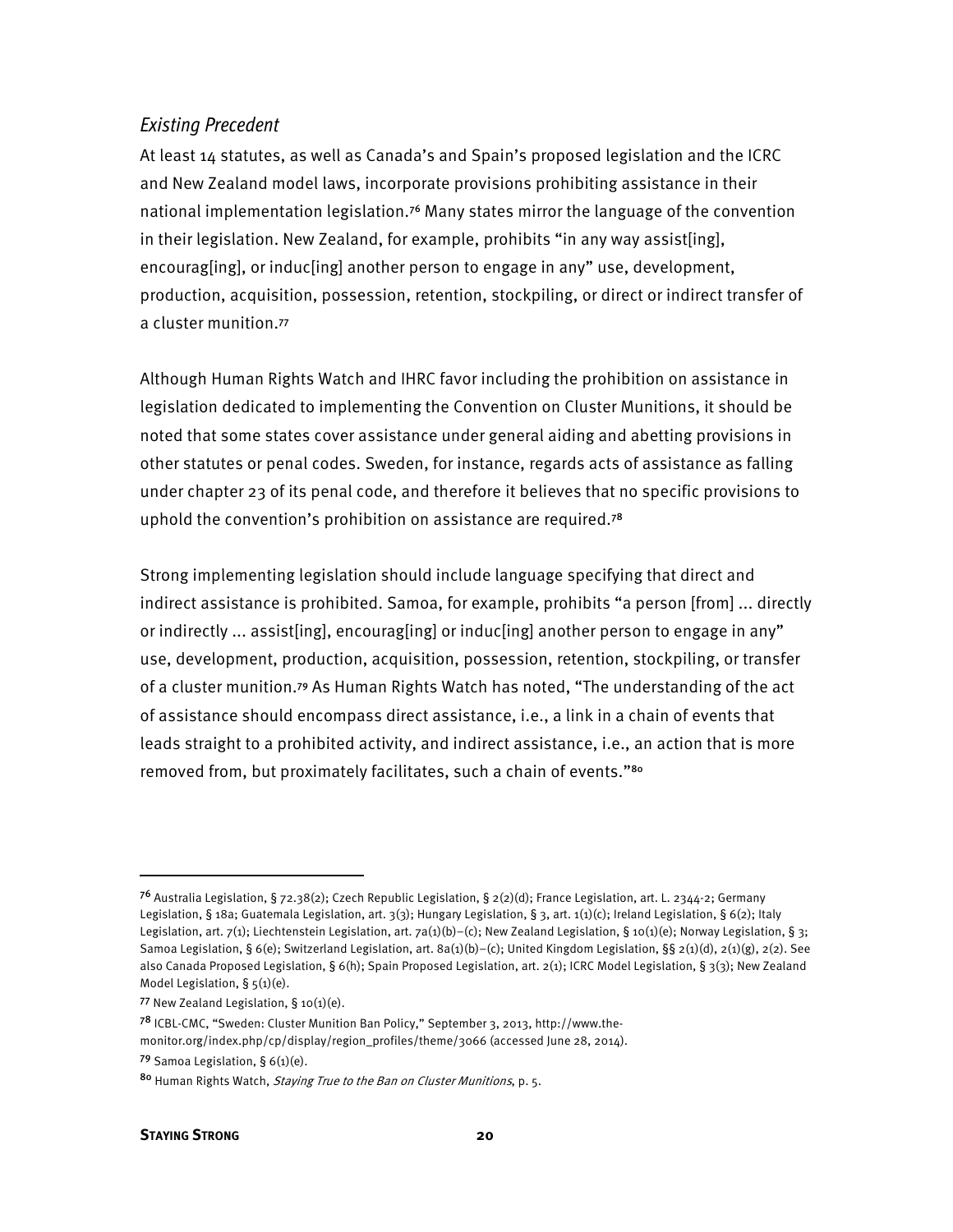### *Existing Precedent*

At least 14 statutes, as well as Canada's and Spain's proposed legislation and the ICRC and New Zealand model laws, incorporate provisions prohibiting assistance in their national implementation legislation.[76] Many states mirror the language of the convention in their legislation. New Zealand, for example, prohibits "in any way assist[ing], encourag[ing], or induc[ing] another person to engage in any" use, development, production, acquisition, possession, retention, stockpiling, or direct or indirect transfer of a cluster munition.[77]

Although Human Rights Watch and IHRC favor including the prohibition on assistance in legislation dedicated to implementing the Convention on Cluster Munitions, it should be noted that some states cover assistance under general aiding and abetting provisions in other statutes or penal codes. Sweden, for instance, regards acts of assistance as falling under chapter 23 of its penal code, and therefore it believes that no specific provisions to uphold the convention's prohibition on assistance are required.[78]

Strong implementing legislation should include language specifying that direct and indirect assistance is prohibited. Samoa, for example, prohibits "a person [from] ... directly or indirectly ... assist[ing], encourag[ing] or induc[ing] another person to engage in any" use, development, production, acquisition, possession, retention, stockpiling, or transfer of a cluster munition.[79] As Human Rights Watch has noted, "The understanding of the act of assistance should encompass direct assistance, i.e., a link in a chain of events that leads straight to a prohibited activity, and indirect assistance, i.e., an action that is more removed from, but proximately facilitates, such a chain of events."[80]

---

[76] Australia Legislation, § 72.38(2); Czech Republic Legislation, § 2(2)(d); France Legislation, art. L. 2344-2; Germany Legislation, § 18a; Guatemala Legislation, art. 3(3); Hungary Legislation, § 3, art. 1(1)(c); Ireland Legislation, § 6(2); Italy Legislation, art. 7(1); Liechtenstein Legislation, art. 7a(1)(b)–(c); New Zealand Legislation, § 10(1)(e); Norway Legislation, § 3; Samoa Legislation, § 6(e); Switzerland Legislation, art. 8a(1)(b)–(c); United Kingdom Legislation, §§ 2(1)(d), 2(1)(g), 2(2). See also Canada Proposed Legislation, § 6(h); Spain Proposed Legislation, art. 2(1); ICRC Model Legislation, § 3(3); New Zealand Model Legislation, § 5(1)(e).

[77] New Zealand Legislation, § 10(1)(e).

[78] ICBL-CMC, "Sweden: Cluster Munition Ban Policy," September 3, 2013, http://www.the-monitor.org/index.php/cp/display/region_profiles/theme/3066 (accessed June 28, 2014).

[79] Samoa Legislation, § 6(1)(e).

[80] Human Rights Watch, *Staying True to the Ban on Cluster Munitions*, p. 5.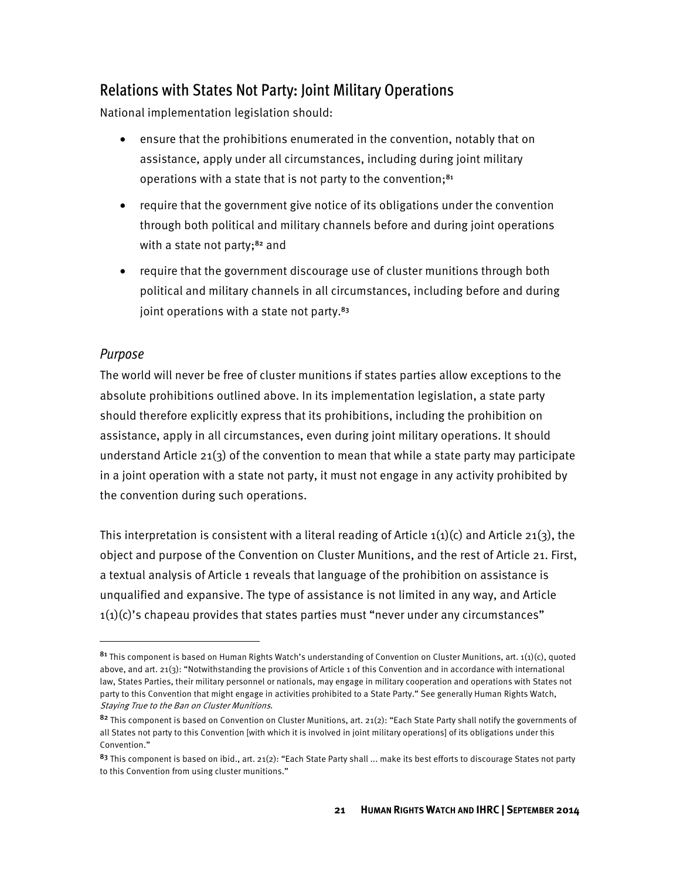## Relations with States Not Party: Joint Military Operations

National implementation legislation should:

- ensure that the prohibitions enumerated in the convention, notably that on assistance, apply under all circumstances, including during joint military operations with a state that is not party to the convention;[81]
- require that the government give notice of its obligations under the convention through both political and military channels before and during joint operations with a state not party;[82] and
- require that the government discourage use of cluster munitions through both political and military channels in all circumstances, including before and during joint operations with a state not party.[83]

### *Purpose*

The world will never be free of cluster munitions if states parties allow exceptions to the absolute prohibitions outlined above. In its implementation legislation, a state party should therefore explicitly express that its prohibitions, including the prohibition on assistance, apply in all circumstances, even during joint military operations. It should understand Article 21(3) of the convention to mean that while a state party may participate in a joint operation with a state not party, it must not engage in any activity prohibited by the convention during such operations.

This interpretation is consistent with a literal reading of Article 1(1)(c) and Article 21(3), the object and purpose of the Convention on Cluster Munitions, and the rest of Article 21. First, a textual analysis of Article 1 reveals that language of the prohibition on assistance is unqualified and expansive. The type of assistance is not limited in any way, and Article 1(1)(c)'s chapeau provides that states parties must "never under any circumstances"

---

[81] This component is based on Human Rights Watch's understanding of Convention on Cluster Munitions, art. 1(1)(c), quoted above, and art. 21(3): "Notwithstanding the provisions of Article 1 of this Convention and in accordance with international law, States Parties, their military personnel or nationals, may engage in military cooperation and operations with States not party to this Convention that might engage in activities prohibited to a State Party." See generally Human Rights Watch, *Staying True to the Ban on Cluster Munitions*.

[82] This component is based on Convention on Cluster Munitions, art. 21(2): "Each State Party shall notify the governments of all States not party to this Convention [with which it is involved in joint military operations] of its obligations under this Convention."

[83] This component is based on ibid., art. 21(2): "Each State Party shall ... make its best efforts to discourage States not party to this Convention from using cluster munitions."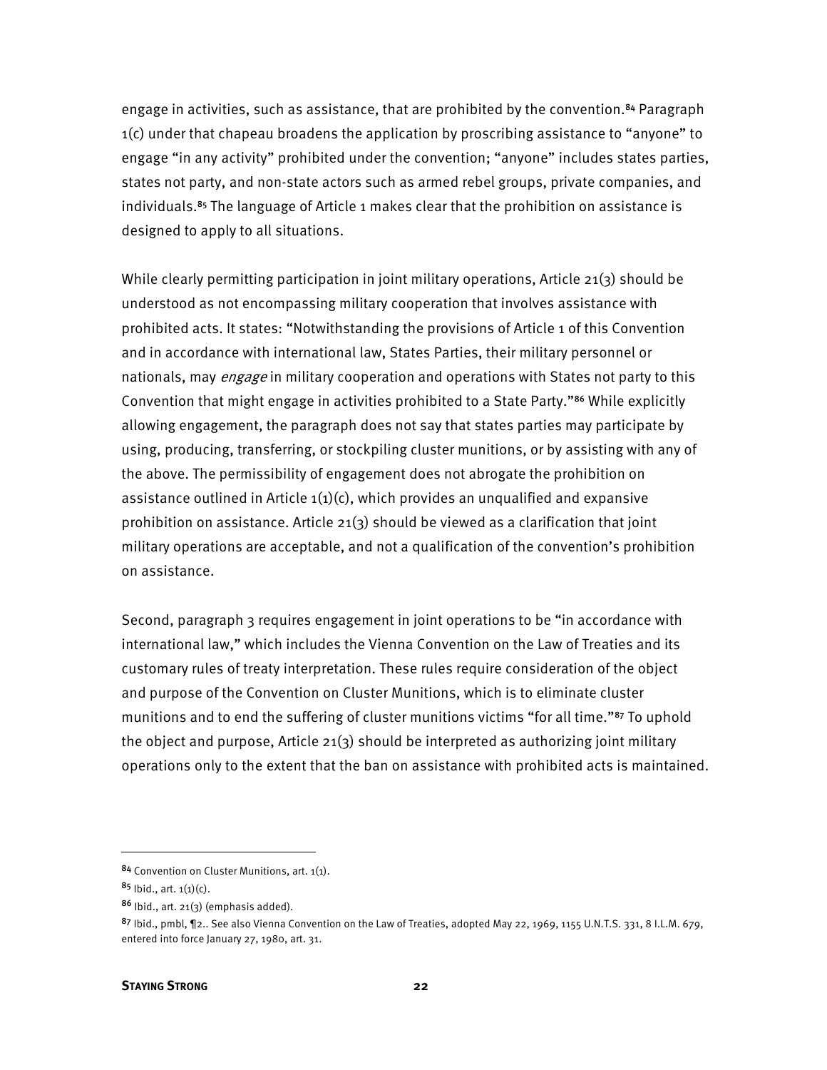engage in activities, such as assistance, that are prohibited by the convention.[84] Paragraph 1(c) under that chapeau broadens the application by proscribing assistance to "anyone" to engage "in any activity" prohibited under the convention; "anyone" includes states parties, states not party, and non-state actors such as armed rebel groups, private companies, and individuals.[85] The language of Article 1 makes clear that the prohibition on assistance is designed to apply to all situations.

While clearly permitting participation in joint military operations, Article 21(3) should be understood as not encompassing military cooperation that involves assistance with prohibited acts. It states: "Notwithstanding the provisions of Article 1 of this Convention and in accordance with international law, States Parties, their military personnel or nationals, may *engage* in military cooperation and operations with States not party to this Convention that might engage in activities prohibited to a State Party."[86] While explicitly allowing engagement, the paragraph does not say that states parties may participate by using, producing, transferring, or stockpiling cluster munitions, or by assisting with any of the above. The permissibility of engagement does not abrogate the prohibition on assistance outlined in Article 1(1)(c), which provides an unqualified and expansive prohibition on assistance. Article 21(3) should be viewed as a clarification that joint military operations are acceptable, and not a qualification of the convention's prohibition on assistance.

Second, paragraph 3 requires engagement in joint operations to be "in accordance with international law," which includes the Vienna Convention on the Law of Treaties and its customary rules of treaty interpretation. These rules require consideration of the object and purpose of the Convention on Cluster Munitions, which is to eliminate cluster munitions and to end the suffering of cluster munitions victims "for all time."[87] To uphold the object and purpose, Article 21(3) should be interpreted as authorizing joint military operations only to the extent that the ban on assistance with prohibited acts is maintained.

---

[84] Convention on Cluster Munitions, art. 1(1).

[85] Ibid., art. 1(1)(c).

[86] Ibid., art. 21(3) (emphasis added).

[87] Ibid., pmbl, ¶2.. See also Vienna Convention on the Law of Treaties, adopted May 22, 1969, 1155 U.N.T.S. 331, 8 I.L.M. 679, entered into force January 27, 1980, art. 31.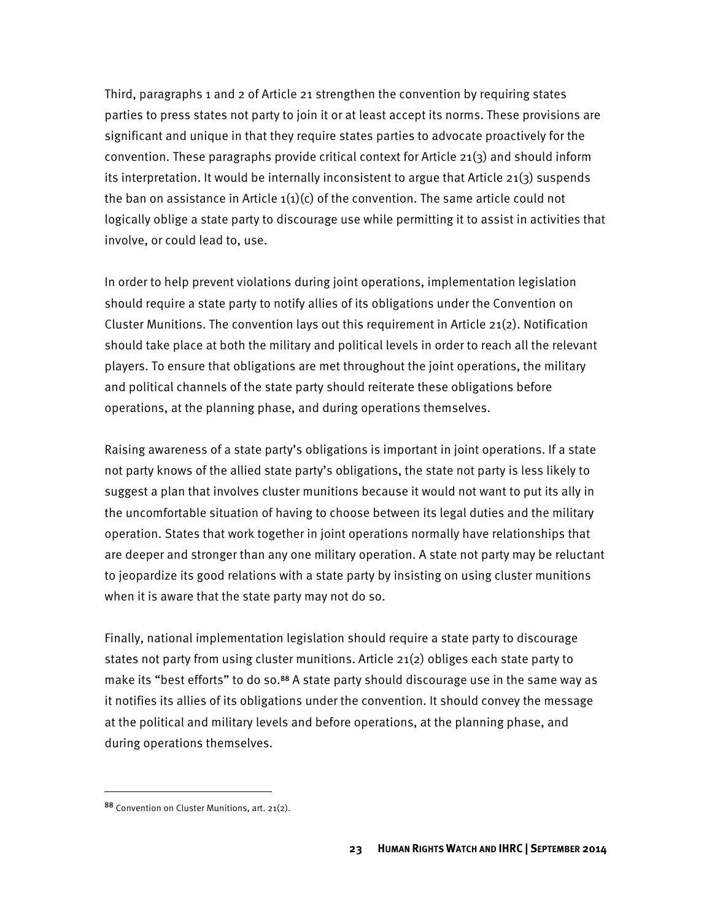Third, paragraphs 1 and 2 of Article 21 strengthen the convention by requiring states parties to press states not party to join it or at least accept its norms. These provisions are significant and unique in that they require states parties to advocate proactively for the convention. These paragraphs provide critical context for Article 21(3) and should inform its interpretation. It would be internally inconsistent to argue that Article 21(3) suspends the ban on assistance in Article 1(1)(c) of the convention. The same article could not logically oblige a state party to discourage use while permitting it to assist in activities that involve, or could lead to, use.

In order to help prevent violations during joint operations, implementation legislation should require a state party to notify allies of its obligations under the Convention on Cluster Munitions. The convention lays out this requirement in Article 21(2). Notification should take place at both the military and political levels in order to reach all the relevant players. To ensure that obligations are met throughout the joint operations, the military and political channels of the state party should reiterate these obligations before operations, at the planning phase, and during operations themselves.

Raising awareness of a state party's obligations is important in joint operations. If a state not party knows of the allied state party's obligations, the state not party is less likely to suggest a plan that involves cluster munitions because it would not want to put its ally in the uncomfortable situation of having to choose between its legal duties and the military operation. States that work together in joint operations normally have relationships that are deeper and stronger than any one military operation. A state not party may be reluctant to jeopardize its good relations with a state party by insisting on using cluster munitions when it is aware that the state party may not do so.

Finally, national implementation legislation should require a state party to discourage states not party from using cluster munitions. Article 21(2) obliges each state party to make its "best efforts" to do so.[88] A state party should discourage use in the same way as it notifies its allies of its obligations under the convention. It should convey the message at the political and military levels and before operations, at the planning phase, and during operations themselves.

---

[88] Convention on Cluster Munitions, art. 21(2).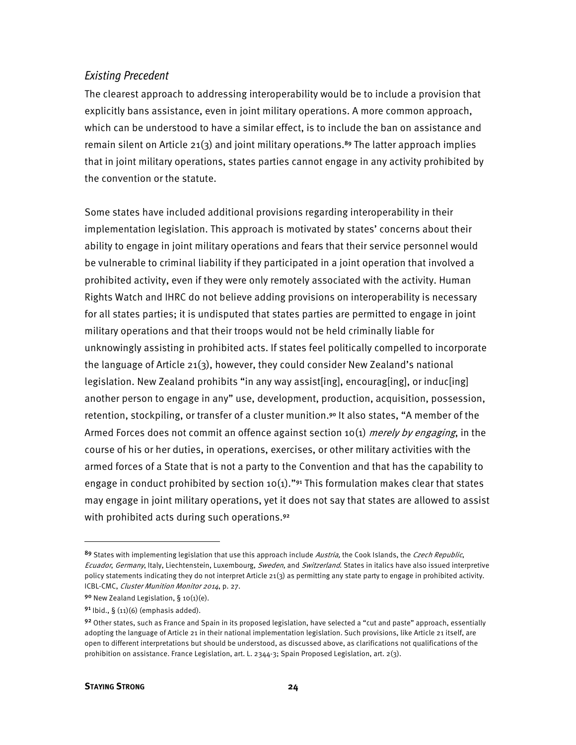### *Existing Precedent*

The clearest approach to addressing interoperability would be to include a provision that explicitly bans assistance, even in joint military operations. A more common approach, which can be understood to have a similar effect, is to include the ban on assistance and remain silent on Article 21(3) and joint military operations.[89] The latter approach implies that in joint military operations, states parties cannot engage in any activity prohibited by the convention or the statute.

Some states have included additional provisions regarding interoperability in their implementation legislation. This approach is motivated by states' concerns about their ability to engage in joint military operations and fears that their service personnel would be vulnerable to criminal liability if they participated in a joint operation that involved a prohibited activity, even if they were only remotely associated with the activity. Human Rights Watch and IHRC do not believe adding provisions on interoperability is necessary for all states parties; it is undisputed that states parties are permitted to engage in joint military operations and that their troops would not be held criminally liable for unknowingly assisting in prohibited acts. If states feel politically compelled to incorporate the language of Article 21(3), however, they could consider New Zealand's national legislation. New Zealand prohibits "in any way assist[ing], encourag[ing], or induc[ing] another person to engage in any" use, development, production, acquisition, possession, retention, stockpiling, or transfer of a cluster munition.[90] It also states, "A member of the Armed Forces does not commit an offence against section 10(1) *merely by engaging*, in the course of his or her duties, in operations, exercises, or other military activities with the armed forces of a State that is not a party to the Convention and that has the capability to engage in conduct prohibited by section 10(1)."[91] This formulation makes clear that states may engage in joint military operations, yet it does not say that states are allowed to assist with prohibited acts during such operations.[92]

---

[89] States with implementing legislation that use this approach include *Austria,* the Cook Islands, the *Czech Republic*, *Ecuador*, *Germany*, Italy, Liechtenstein, Luxembourg, *Sweden*, and *Switzerland*. States in italics have also issued interpretive policy statements indicating they do not interpret Article 21(3) as permitting any state party to engage in prohibited activity. ICBL-CMC, *Cluster Munition Monitor 2014*, p. 27.

[90] New Zealand Legislation, § 10(1)(e).

[91] Ibid., § (11)(6) (emphasis added).

[92] Other states, such as France and Spain in its proposed legislation, have selected a "cut and paste" approach, essentially adopting the language of Article 21 in their national implementation legislation. Such provisions, like Article 21 itself, are open to different interpretations but should be understood, as discussed above, as clarifications not qualifications of the prohibition on assistance. France Legislation, art. L. 2344-3; Spain Proposed Legislation, art. 2(3).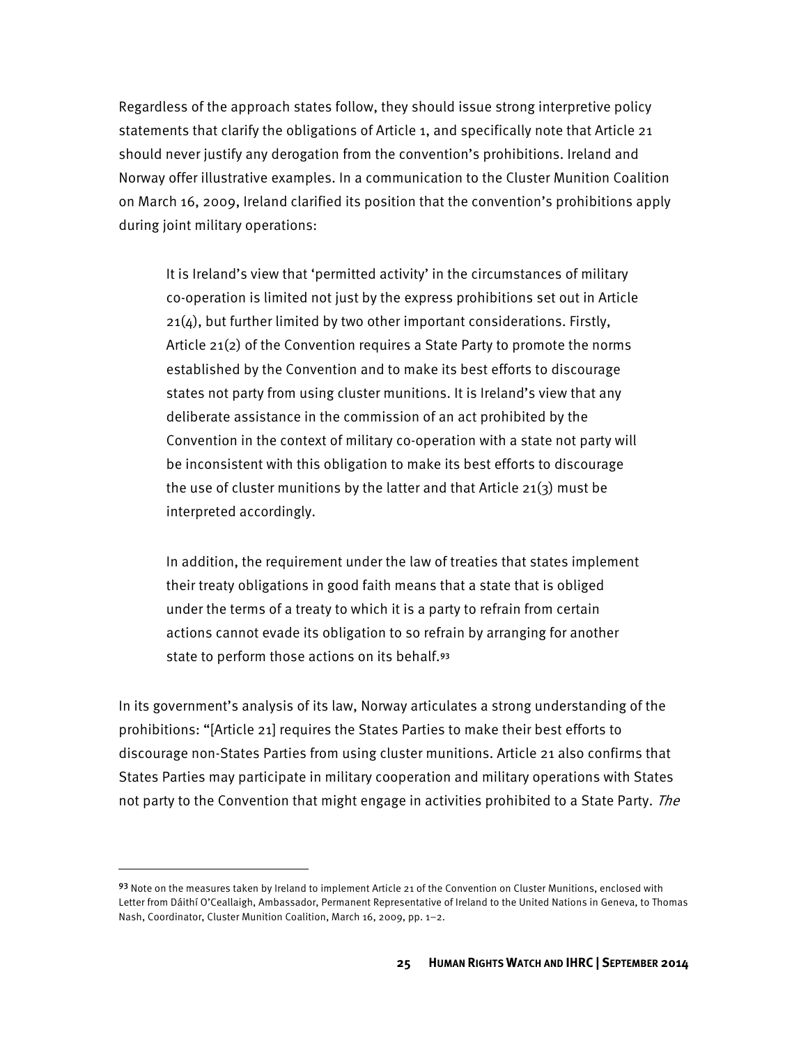Regardless of the approach states follow, they should issue strong interpretive policy statements that clarify the obligations of Article 1, and specifically note that Article 21 should never justify any derogation from the convention's prohibitions. Ireland and Norway offer illustrative examples. In a communication to the Cluster Munition Coalition on March 16, 2009, Ireland clarified its position that the convention's prohibitions apply during joint military operations:

> It is Ireland's view that 'permitted activity' in the circumstances of military co-operation is limited not just by the express prohibitions set out in Article 21(4), but further limited by two other important considerations. Firstly, Article 21(2) of the Convention requires a State Party to promote the norms established by the Convention and to make its best efforts to discourage states not party from using cluster munitions. It is Ireland's view that any deliberate assistance in the commission of an act prohibited by the Convention in the context of military co-operation with a state not party will be inconsistent with this obligation to make its best efforts to discourage the use of cluster munitions by the latter and that Article 21(3) must be interpreted accordingly.
>
> In addition, the requirement under the law of treaties that states implement their treaty obligations in good faith means that a state that is obliged under the terms of a treaty to which it is a party to refrain from certain actions cannot evade its obligation to so refrain by arranging for another state to perform those actions on its behalf.[93]

In its government's analysis of its law, Norway articulates a strong understanding of the prohibitions: "[Article 21] requires the States Parties to make their best efforts to discourage non-States Parties from using cluster munitions. Article 21 also confirms that States Parties may participate in military cooperation and military operations with States not party to the Convention that might engage in activities prohibited to a State Party. *The*

---

[93] Note on the measures taken by Ireland to implement Article 21 of the Convention on Cluster Munitions, enclosed with Letter from Dáithí O'Ceallaigh, Ambassador, Permanent Representative of Ireland to the United Nations in Geneva, to Thomas Nash, Coordinator, Cluster Munition Coalition, March 16, 2009, pp. 1–2.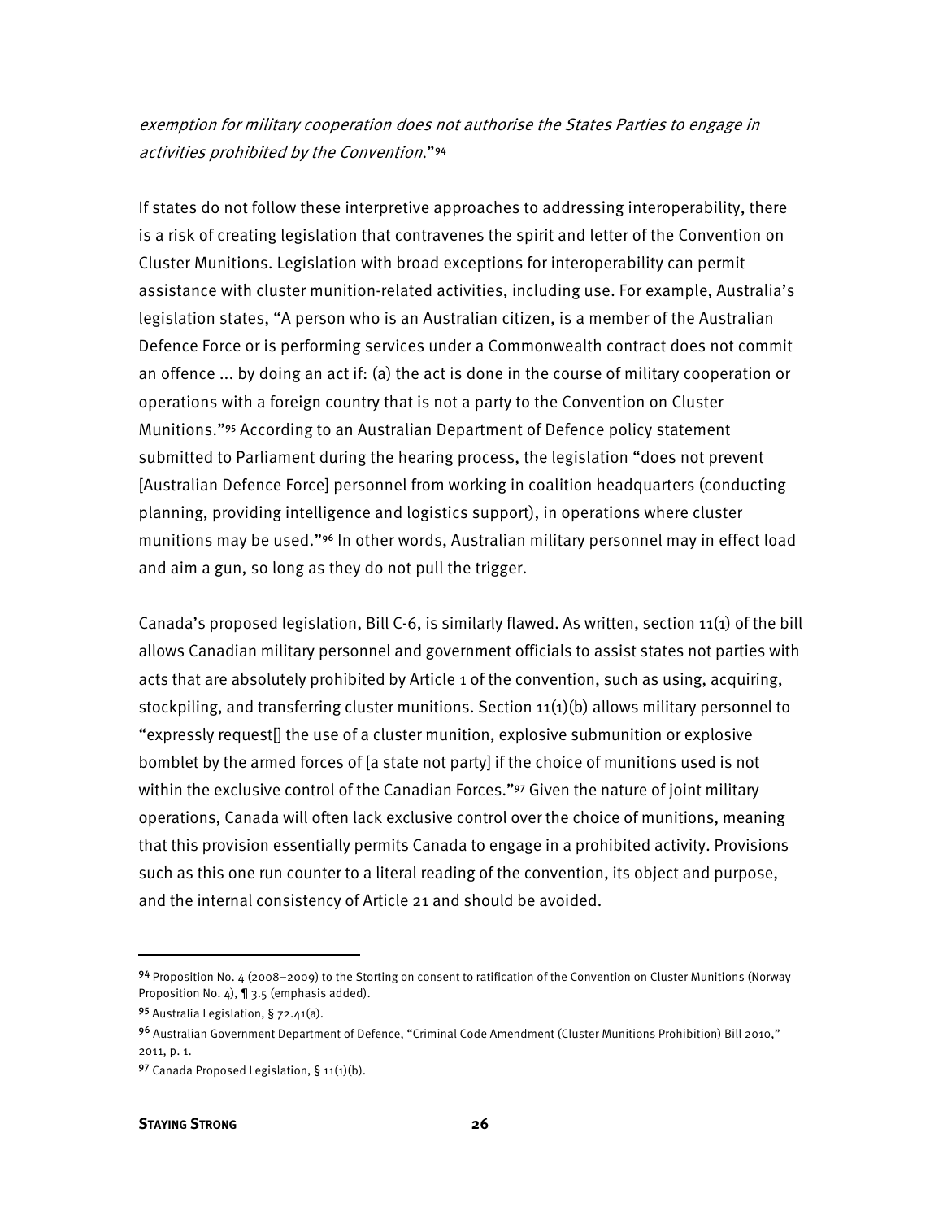*exemption for military cooperation does not authorise the States Parties to engage in activities prohibited by the Convention*."[94]

If states do not follow these interpretive approaches to addressing interoperability, there is a risk of creating legislation that contravenes the spirit and letter of the Convention on Cluster Munitions. Legislation with broad exceptions for interoperability can permit assistance with cluster munition-related activities, including use. For example, Australia's legislation states, "A person who is an Australian citizen, is a member of the Australian Defence Force or is performing services under a Commonwealth contract does not commit an offence ... by doing an act if: (a) the act is done in the course of military cooperation or operations with a foreign country that is not a party to the Convention on Cluster Munitions."[95] According to an Australian Department of Defence policy statement submitted to Parliament during the hearing process, the legislation "does not prevent [Australian Defence Force] personnel from working in coalition headquarters (conducting planning, providing intelligence and logistics support), in operations where cluster munitions may be used."[96] In other words, Australian military personnel may in effect load and aim a gun, so long as they do not pull the trigger.

Canada's proposed legislation, Bill C-6, is similarly flawed. As written, section 11(1) of the bill allows Canadian military personnel and government officials to assist states not parties with acts that are absolutely prohibited by Article 1 of the convention, such as using, acquiring, stockpiling, and transferring cluster munitions. Section 11(1)(b) allows military personnel to "expressly request[] the use of a cluster munition, explosive submunition or explosive bomblet by the armed forces of [a state not party] if the choice of munitions used is not within the exclusive control of the Canadian Forces."[97] Given the nature of joint military operations, Canada will often lack exclusive control over the choice of munitions, meaning that this provision essentially permits Canada to engage in a prohibited activity. Provisions such as this one run counter to a literal reading of the convention, its object and purpose, and the internal consistency of Article 21 and should be avoided.

---

[94] Proposition No. 4 (2008–2009) to the Storting on consent to ratification of the Convention on Cluster Munitions (Norway Proposition No. 4), ¶ 3.5 (emphasis added).

[95] Australia Legislation, § 72.41(a).

[96] Australian Government Department of Defence, "Criminal Code Amendment (Cluster Munitions Prohibition) Bill 2010," 2011, p. 1.

[97] Canada Proposed Legislation, § 11(1)(b).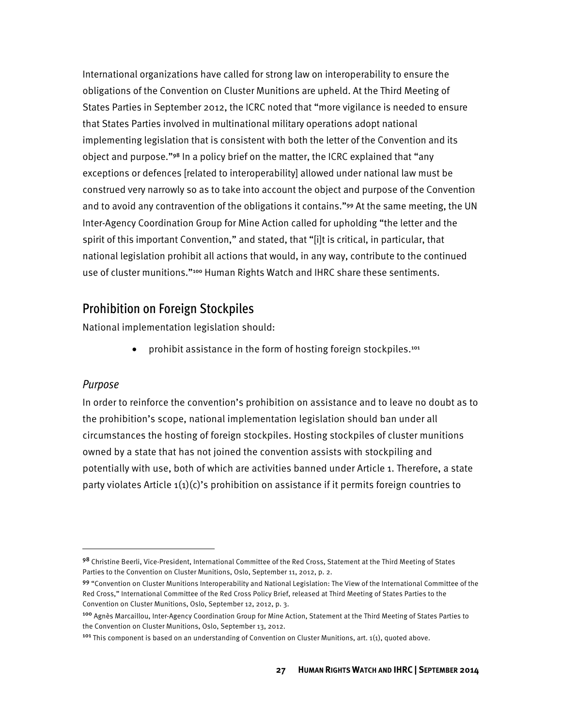International organizations have called for strong law on interoperability to ensure the obligations of the Convention on Cluster Munitions are upheld. At the Third Meeting of States Parties in September 2012, the ICRC noted that "more vigilance is needed to ensure that States Parties involved in multinational military operations adopt national implementing legislation that is consistent with both the letter of the Convention and its object and purpose."[98] In a policy brief on the matter, the ICRC explained that "any exceptions or defences [related to interoperability] allowed under national law must be construed very narrowly so as to take into account the object and purpose of the Convention and to avoid any contravention of the obligations it contains."[99] At the same meeting, the UN Inter-Agency Coordination Group for Mine Action called for upholding "the letter and the spirit of this important Convention," and stated, that "[i]t is critical, in particular, that national legislation prohibit all actions that would, in any way, contribute to the continued use of cluster munitions."[100] Human Rights Watch and IHRC share these sentiments.

## Prohibition on Foreign Stockpiles

National implementation legislation should:

- prohibit assistance in the form of hosting foreign stockpiles.[101]

### *Purpose*

In order to reinforce the convention's prohibition on assistance and to leave no doubt as to the prohibition's scope, national implementation legislation should ban under all circumstances the hosting of foreign stockpiles. Hosting stockpiles of cluster munitions owned by a state that has not joined the convention assists with stockpiling and potentially with use, both of which are activities banned under Article 1. Therefore, a state party violates Article 1(1)(c)'s prohibition on assistance if it permits foreign countries to

---

[98] Christine Beerli, Vice-President, International Committee of the Red Cross, Statement at the Third Meeting of States Parties to the Convention on Cluster Munitions, Oslo, September 11, 2012, p. 2.

[99] "Convention on Cluster Munitions Interoperability and National Legislation: The View of the International Committee of the Red Cross," International Committee of the Red Cross Policy Brief, released at Third Meeting of States Parties to the Convention on Cluster Munitions, Oslo, September 12, 2012, p. 3.

[100] Agnès Marcaillou, Inter-Agency Coordination Group for Mine Action, Statement at the Third Meeting of States Parties to the Convention on Cluster Munitions, Oslo, September 13, 2012.

[101] This component is based on an understanding of Convention on Cluster Munitions, art. 1(1), quoted above.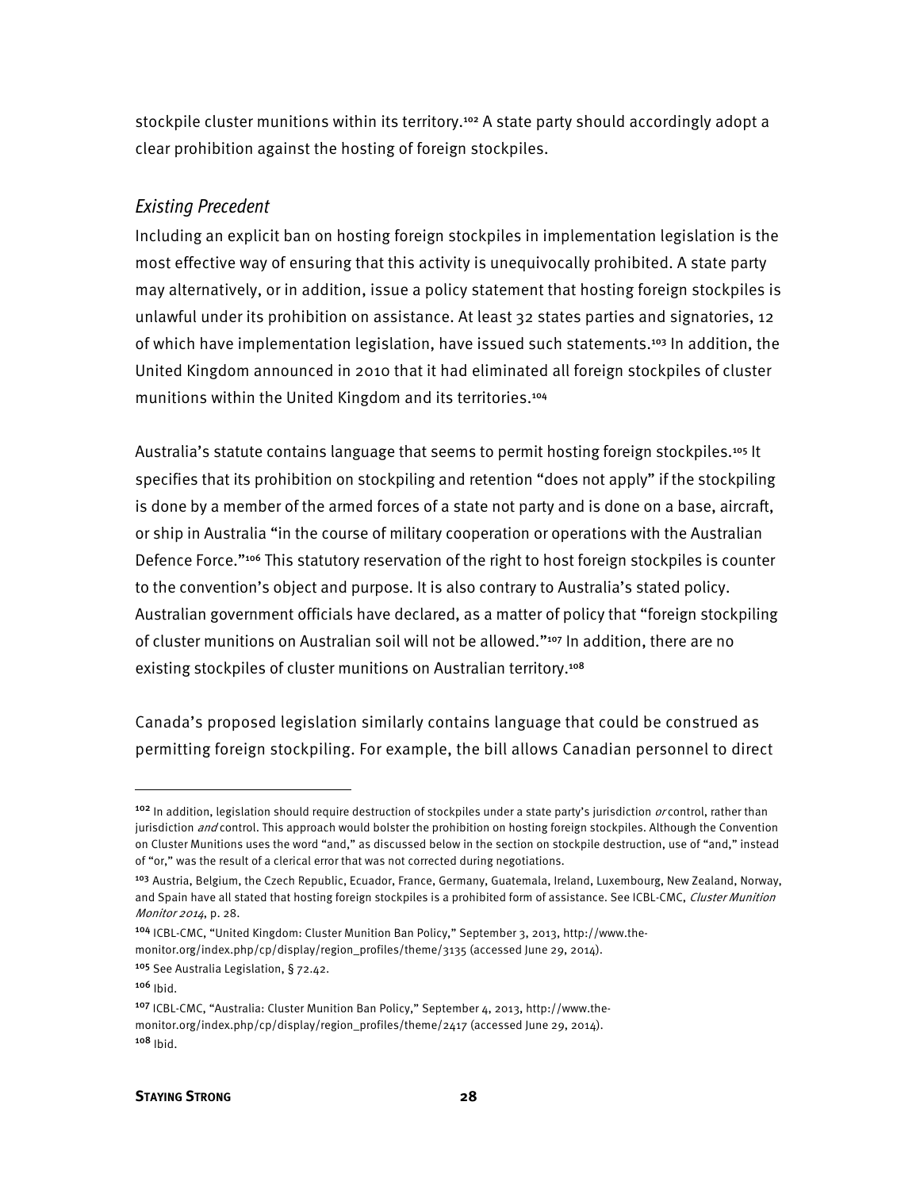stockpile cluster munitions within its territory.[102] A state party should accordingly adopt a clear prohibition against the hosting of foreign stockpiles.

### *Existing Precedent*

Including an explicit ban on hosting foreign stockpiles in implementation legislation is the most effective way of ensuring that this activity is unequivocally prohibited. A state party may alternatively, or in addition, issue a policy statement that hosting foreign stockpiles is unlawful under its prohibition on assistance. At least 32 states parties and signatories, 12 of which have implementation legislation, have issued such statements.[103] In addition, the United Kingdom announced in 2010 that it had eliminated all foreign stockpiles of cluster munitions within the United Kingdom and its territories.[104]

Australia's statute contains language that seems to permit hosting foreign stockpiles.[105] It specifies that its prohibition on stockpiling and retention "does not apply" if the stockpiling is done by a member of the armed forces of a state not party and is done on a base, aircraft, or ship in Australia "in the course of military cooperation or operations with the Australian Defence Force."[106] This statutory reservation of the right to host foreign stockpiles is counter to the convention's object and purpose. It is also contrary to Australia's stated policy. Australian government officials have declared, as a matter of policy that "foreign stockpiling of cluster munitions on Australian soil will not be allowed."[107] In addition, there are no existing stockpiles of cluster munitions on Australian territory.[108]

Canada's proposed legislation similarly contains language that could be construed as permitting foreign stockpiling. For example, the bill allows Canadian personnel to direct

---

[102] In addition, legislation should require destruction of stockpiles under a state party's jurisdiction *or* control, rather than jurisdiction *and* control. This approach would bolster the prohibition on hosting foreign stockpiles. Although the Convention on Cluster Munitions uses the word "and," as discussed below in the section on stockpile destruction, use of "and," instead of "or," was the result of a clerical error that was not corrected during negotiations.

[103] Austria, Belgium, the Czech Republic, Ecuador, France, Germany, Guatemala, Ireland, Luxembourg, New Zealand, Norway, and Spain have all stated that hosting foreign stockpiles is a prohibited form of assistance. See ICBL-CMC, *Cluster Munition Monitor 2014*, p. 28.

[104] ICBL-CMC, "United Kingdom: Cluster Munition Ban Policy," September 3, 2013, http://www.the-monitor.org/index.php/cp/display/region_profiles/theme/3135 (accessed June 29, 2014).

[105] See Australia Legislation, § 72.42.

[106] Ibid.

[107] ICBL-CMC, "Australia: Cluster Munition Ban Policy," September 4, 2013, http://www.the-monitor.org/index.php/cp/display/region_profiles/theme/2417 (accessed June 29, 2014).

[108] Ibid.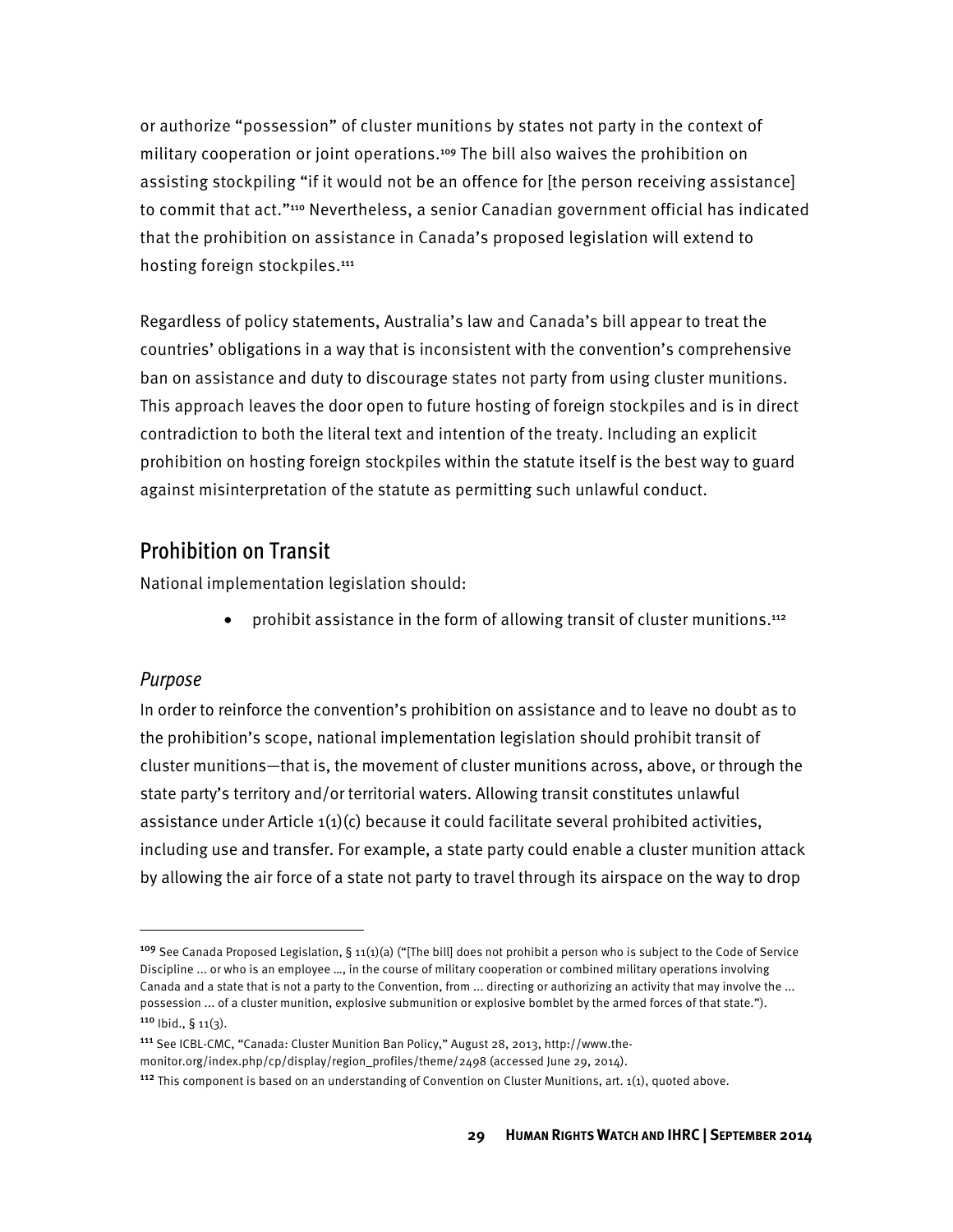or authorize "possession" of cluster munitions by states not party in the context of military cooperation or joint operations.[109] The bill also waives the prohibition on assisting stockpiling "if it would not be an offence for [the person receiving assistance] to commit that act."[110] Nevertheless, a senior Canadian government official has indicated that the prohibition on assistance in Canada's proposed legislation will extend to hosting foreign stockpiles.[111]

Regardless of policy statements, Australia's law and Canada's bill appear to treat the countries' obligations in a way that is inconsistent with the convention's comprehensive ban on assistance and duty to discourage states not party from using cluster munitions. This approach leaves the door open to future hosting of foreign stockpiles and is in direct contradiction to both the literal text and intention of the treaty. Including an explicit prohibition on hosting foreign stockpiles within the statute itself is the best way to guard against misinterpretation of the statute as permitting such unlawful conduct.

## Prohibition on Transit

National implementation legislation should:

- prohibit assistance in the form of allowing transit of cluster munitions.[112]

### *Purpose*

In order to reinforce the convention's prohibition on assistance and to leave no doubt as to the prohibition's scope, national implementation legislation should prohibit transit of cluster munitions—that is, the movement of cluster munitions across, above, or through the state party's territory and/or territorial waters. Allowing transit constitutes unlawful assistance under Article 1(1)(c) because it could facilitate several prohibited activities, including use and transfer. For example, a state party could enable a cluster munition attack by allowing the air force of a state not party to travel through its airspace on the way to drop

---

[109] See Canada Proposed Legislation, § 11(1)(a) ("[The bill] does not prohibit a person who is subject to the Code of Service Discipline ... or who is an employee …, in the course of military cooperation or combined military operations involving Canada and a state that is not a party to the Convention, from ... directing or authorizing an activity that may involve the ... possession ... of a cluster munition, explosive submunition or explosive bomblet by the armed forces of that state.").

[110] Ibid., § 11(3).

[111] See ICBL-CMC, "Canada: Cluster Munition Ban Policy," August 28, 2013, http://www.the-monitor.org/index.php/cp/display/region_profiles/theme/2498 (accessed June 29, 2014).

[112] This component is based on an understanding of Convention on Cluster Munitions, art. 1(1), quoted above.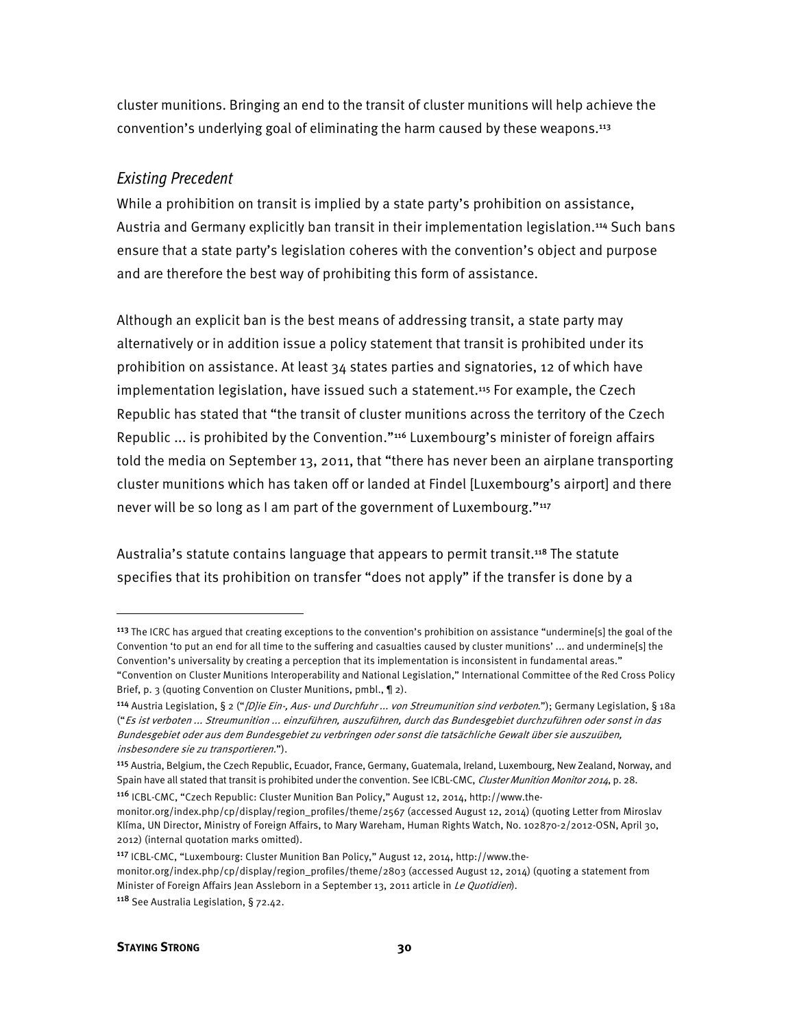cluster munitions. Bringing an end to the transit of cluster munitions will help achieve the convention's underlying goal of eliminating the harm caused by these weapons.[113]

### *Existing Precedent*

While a prohibition on transit is implied by a state party's prohibition on assistance, Austria and Germany explicitly ban transit in their implementation legislation.[114] Such bans ensure that a state party's legislation coheres with the convention's object and purpose and are therefore the best way of prohibiting this form of assistance.

Although an explicit ban is the best means of addressing transit, a state party may alternatively or in addition issue a policy statement that transit is prohibited under its prohibition on assistance. At least 34 states parties and signatories, 12 of which have implementation legislation, have issued such a statement.[115] For example, the Czech Republic has stated that "the transit of cluster munitions across the territory of the Czech Republic ... is prohibited by the Convention."[116] Luxembourg's minister of foreign affairs told the media on September 13, 2011, that "there has never been an airplane transporting cluster munitions which has taken off or landed at Findel [Luxembourg's airport] and there never will be so long as I am part of the government of Luxembourg."[117]

Australia's statute contains language that appears to permit transit.[118] The statute specifies that its prohibition on transfer "does not apply" if the transfer is done by a

---

[113] The ICRC has argued that creating exceptions to the convention's prohibition on assistance "undermine[s] the goal of the Convention 'to put an end for all time to the suffering and casualties caused by cluster munitions' ... and undermine[s] the Convention's universality by creating a perception that its implementation is inconsistent in fundamental areas." "Convention on Cluster Munitions Interoperability and National Legislation," International Committee of the Red Cross Policy Brief, p. 3 (quoting Convention on Cluster Munitions, pmbl., ¶ 2).

[114] Austria Legislation, § 2 ("*[D]ie Ein-, Aus- und Durchfuhr ... von Streumunition sind verboten.*"); Germany Legislation, § 18a ("*Es ist verboten ... Streumunition ... einzuführen, auszuführen, durch das Bundesgebiet durchzuführen oder sonst in das Bundesgebiet oder aus dem Bundesgebiet zu verbringen oder sonst die tatsächliche Gewalt über sie auszuüben, insbesondere sie zu transportieren.*").

[115] Austria, Belgium, the Czech Republic, Ecuador, France, Germany, Guatemala, Ireland, Luxembourg, New Zealand, Norway, and Spain have all stated that transit is prohibited under the convention. See ICBL-CMC, *Cluster Munition Monitor 2014*, p. 28.

[116] ICBL-CMC, "Czech Republic: Cluster Munition Ban Policy," August 12, 2014, http://www.the-monitor.org/index.php/cp/display/region_profiles/theme/2567 (accessed August 12, 2014) (quoting Letter from Miroslav Klíma, UN Director, Ministry of Foreign Affairs, to Mary Wareham, Human Rights Watch, No. 102870-2/2012-OSN, April 30, 2012) (internal quotation marks omitted).

[117] ICBL-CMC, "Luxembourg: Cluster Munition Ban Policy," August 12, 2014, http://www.the-monitor.org/index.php/cp/display/region_profiles/theme/2803 (accessed August 12, 2014) (quoting a statement from Minister of Foreign Affairs Jean Assleborn in a September 13, 2011 article in *Le Quotidien*).

[118] See Australia Legislation, § 72.42.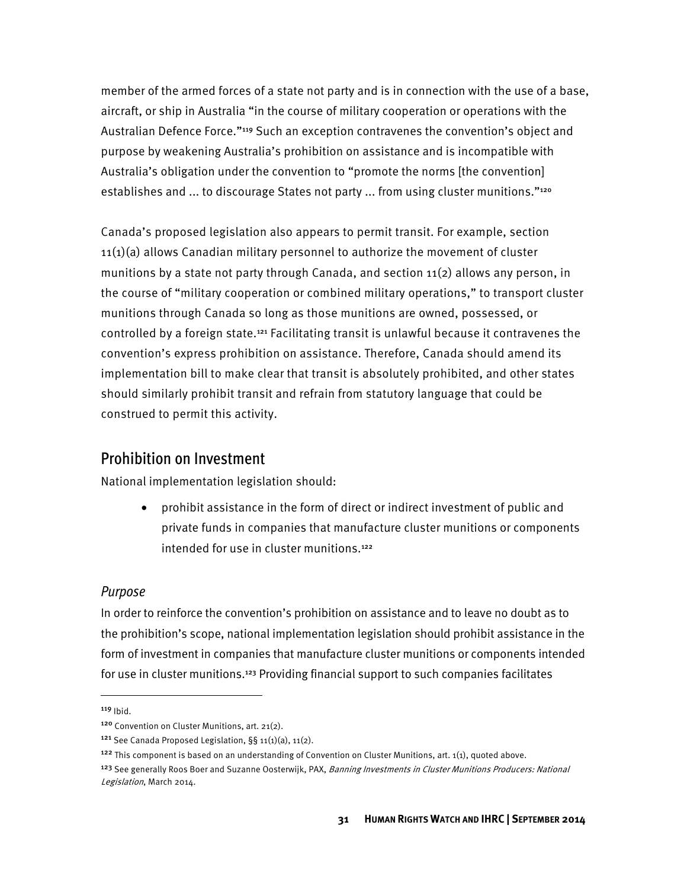member of the armed forces of a state not party and is in connection with the use of a base, aircraft, or ship in Australia "in the course of military cooperation or operations with the Australian Defence Force."[119] Such an exception contravenes the convention's object and purpose by weakening Australia's prohibition on assistance and is incompatible with Australia's obligation under the convention to "promote the norms [the convention] establishes and ... to discourage States not party ... from using cluster munitions."[120]

Canada's proposed legislation also appears to permit transit. For example, section 11(1)(a) allows Canadian military personnel to authorize the movement of cluster munitions by a state not party through Canada, and section 11(2) allows any person, in the course of "military cooperation or combined military operations," to transport cluster munitions through Canada so long as those munitions are owned, possessed, or controlled by a foreign state.[121] Facilitating transit is unlawful because it contravenes the convention's express prohibition on assistance. Therefore, Canada should amend its implementation bill to make clear that transit is absolutely prohibited, and other states should similarly prohibit transit and refrain from statutory language that could be construed to permit this activity.

## Prohibition on Investment

National implementation legislation should:

- prohibit assistance in the form of direct or indirect investment of public and private funds in companies that manufacture cluster munitions or components intended for use in cluster munitions.[122]

### *Purpose*

In order to reinforce the convention's prohibition on assistance and to leave no doubt as to the prohibition's scope, national implementation legislation should prohibit assistance in the form of investment in companies that manufacture cluster munitions or components intended for use in cluster munitions.[123] Providing financial support to such companies facilitates

---

[119] Ibid.

[120] Convention on Cluster Munitions, art. 21(2).

[121] See Canada Proposed Legislation, §§ 11(1)(a), 11(2).

[122] This component is based on an understanding of Convention on Cluster Munitions, art. 1(1), quoted above.

[123] See generally Roos Boer and Suzanne Oosterwijk, PAX, *Banning Investments in Cluster Munitions Producers: National Legislation*, March 2014.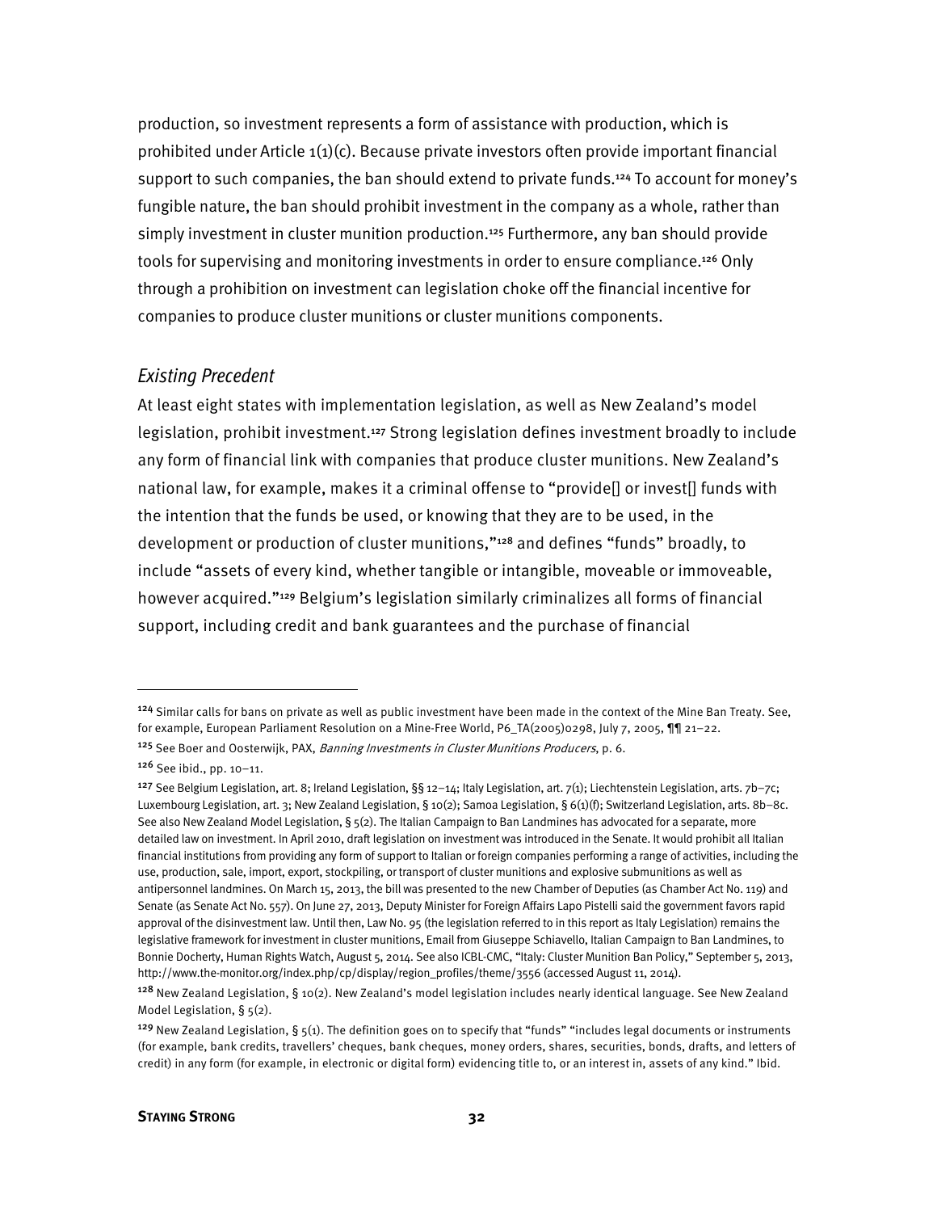production, so investment represents a form of assistance with production, which is prohibited under Article 1(1)(c). Because private investors often provide important financial support to such companies, the ban should extend to private funds.[124] To account for money's fungible nature, the ban should prohibit investment in the company as a whole, rather than simply investment in cluster munition production.[125] Furthermore, any ban should provide tools for supervising and monitoring investments in order to ensure compliance.[126] Only through a prohibition on investment can legislation choke off the financial incentive for companies to produce cluster munitions or cluster munitions components.

### *Existing Precedent*

At least eight states with implementation legislation, as well as New Zealand's model legislation, prohibit investment.[127] Strong legislation defines investment broadly to include any form of financial link with companies that produce cluster munitions. New Zealand's national law, for example, makes it a criminal offense to "provide[] or invest[] funds with the intention that the funds be used, or knowing that they are to be used, in the development or production of cluster munitions,"[128] and defines "funds" broadly, to include "assets of every kind, whether tangible or intangible, moveable or immoveable, however acquired."[129] Belgium's legislation similarly criminalizes all forms of financial support, including credit and bank guarantees and the purchase of financial

---

[124] Similar calls for bans on private as well as public investment have been made in the context of the Mine Ban Treaty. See, for example, European Parliament Resolution on a Mine-Free World, P6_TA(2005)0298, July 7, 2005, ¶¶ 21–22.

[125] See Boer and Oosterwijk, PAX, *Banning Investments in Cluster Munitions Producers*, p. 6.

[126] See ibid., pp. 10–11.

[127] See Belgium Legislation, art. 8; Ireland Legislation, §§ 12–14; Italy Legislation, art. 7(1); Liechtenstein Legislation, arts. 7b–7c; Luxembourg Legislation, art. 3; New Zealand Legislation, § 10(2); Samoa Legislation, § 6(1)(f); Switzerland Legislation, arts. 8b–8c. See also New Zealand Model Legislation, § 5(2). The Italian Campaign to Ban Landmines has advocated for a separate, more detailed law on investment. In April 2010, draft legislation on investment was introduced in the Senate. It would prohibit all Italian financial institutions from providing any form of support to Italian or foreign companies performing a range of activities, including the use, production, sale, import, export, stockpiling, or transport of cluster munitions and explosive submunitions as well as antipersonnel landmines. On March 15, 2013, the bill was presented to the new Chamber of Deputies (as Chamber Act No. 119) and Senate (as Senate Act No. 557). On June 27, 2013, Deputy Minister for Foreign Affairs Lapo Pistelli said the government favors rapid approval of the disinvestment law. Until then, Law No. 95 (the legislation referred to in this report as Italy Legislation) remains the legislative framework for investment in cluster munitions, Email from Giuseppe Schiavello, Italian Campaign to Ban Landmines, to Bonnie Docherty, Human Rights Watch, August 5, 2014. See also ICBL-CMC, "Italy: Cluster Munition Ban Policy," September 5, 2013, http://www.the-monitor.org/index.php/cp/display/region_profiles/theme/3556 (accessed August 11, 2014).

[128] New Zealand Legislation, § 10(2). New Zealand's model legislation includes nearly identical language. See New Zealand Model Legislation, § 5(2).

[129] New Zealand Legislation, § 5(1). The definition goes on to specify that "funds" "includes legal documents or instruments (for example, bank credits, travellers' cheques, bank cheques, money orders, shares, securities, bonds, drafts, and letters of credit) in any form (for example, in electronic or digital form) evidencing title to, or an interest in, assets of any kind." Ibid.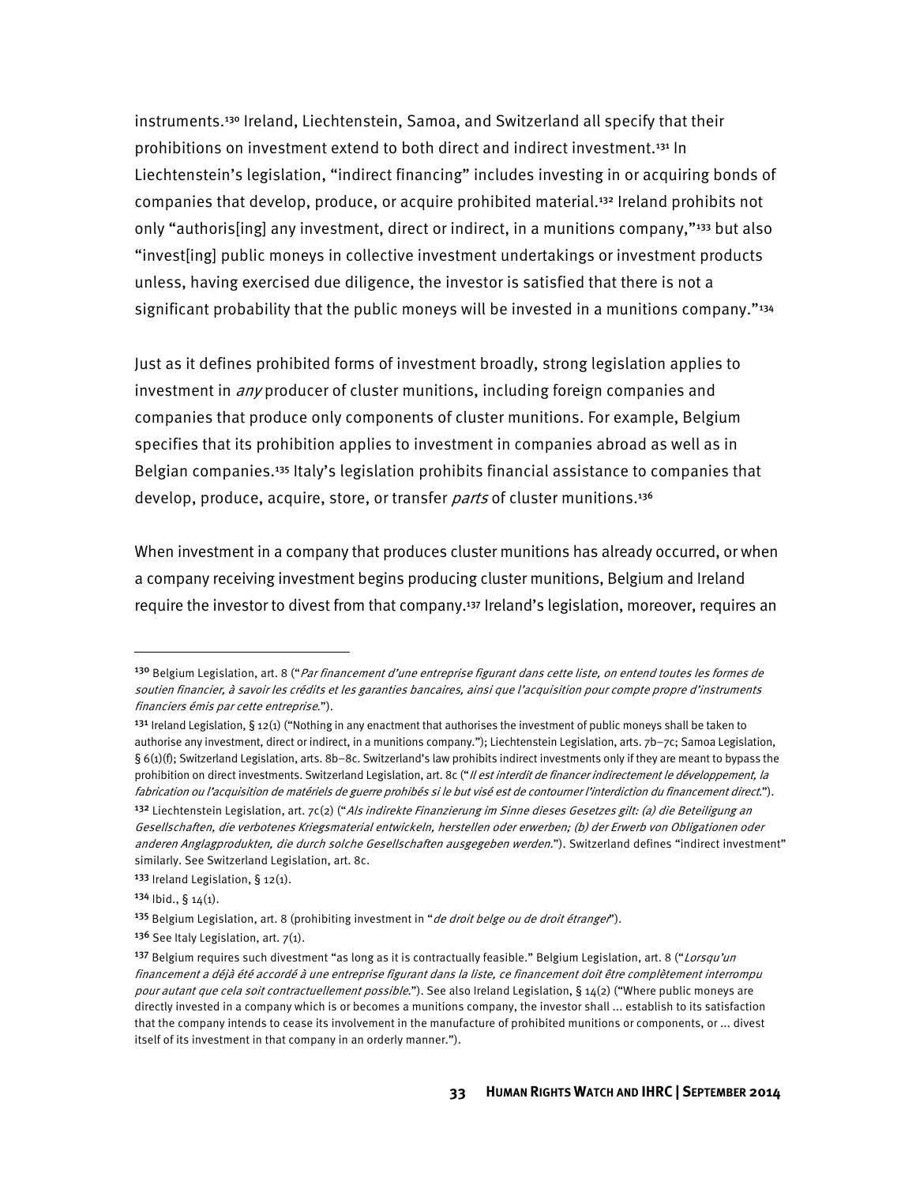instruments.[130] Ireland, Liechtenstein, Samoa, and Switzerland all specify that their prohibitions on investment extend to both direct and indirect investment.[131] In Liechtenstein's legislation, "indirect financing" includes investing in or acquiring bonds of companies that develop, produce, or acquire prohibited material.[132] Ireland prohibits not only "authoris[ing] any investment, direct or indirect, in a munitions company,"[133] but also "invest[ing] public moneys in collective investment undertakings or investment products unless, having exercised due diligence, the investor is satisfied that there is not a significant probability that the public moneys will be invested in a munitions company."[134]

Just as it defines prohibited forms of investment broadly, strong legislation applies to investment in *any* producer of cluster munitions, including foreign companies and companies that produce only components of cluster munitions. For example, Belgium specifies that its prohibition applies to investment in companies abroad as well as in Belgian companies.[135] Italy's legislation prohibits financial assistance to companies that develop, produce, acquire, store, or transfer *parts* of cluster munitions.[136]

When investment in a company that produces cluster munitions has already occurred, or when a company receiving investment begins producing cluster munitions, Belgium and Ireland require the investor to divest from that company.[137] Ireland's legislation, moreover, requires an

---

[130] Belgium Legislation, art. 8 ("*Par financement d'une entreprise figurant dans cette liste, on entend toutes les formes de soutien financier, à savoir les crédits et les garanties bancaires, ainsi que l'acquisition pour compte propre d'instruments financiers émis par cette entreprise.*").

[131] Ireland Legislation, § 12(1) ("Nothing in any enactment that authorises the investment of public moneys shall be taken to authorise any investment, direct or indirect, in a munitions company."); Liechtenstein Legislation, arts. 7b–7c; Samoa Legislation, § 6(1)(f); Switzerland Legislation, arts. 8b–8c. Switzerland's law prohibits indirect investments only if they are meant to bypass the prohibition on direct investments. Switzerland Legislation, art. 8c ("*Il est interdit de financer indirectement le développement, la fabrication ou l'acquisition de matériels de guerre prohibés si le but visé est de contourner l'interdiction du financement direct.*").

[132] Liechtenstein Legislation, art. 7c(2) ("*Als indirekte Finanzierung im Sinne dieses Gesetzes gilt: (a) die Beteiligung an Gesellschaften, die verbotenes Kriegsmaterial entwickeln, herstellen oder erwerben; (b) der Erwerb von Obligationen oder anderen Anglagprodukten, die durch solche Gesellschaften ausgegeben werden.*"). Switzerland defines "indirect investment" similarly. See Switzerland Legislation, art. 8c.

[133] Ireland Legislation, § 12(1).

[134] Ibid., § 14(1).

[135] Belgium Legislation, art. 8 (prohibiting investment in "*de droit belge ou de droit étranger*").

[136] See Italy Legislation, art. 7(1).

[137] Belgium requires such divestment "as long as it is contractually feasible." Belgium Legislation, art. 8 ("*Lorsqu'un financement a déjà été accordé à une entreprise figurant dans la liste, ce financement doit être complètement interrompu pour autant que cela soit contractuellement possible.*"). See also Ireland Legislation, § 14(2) ("Where public moneys are directly invested in a company which is or becomes a munitions company, the investor shall ... establish to its satisfaction that the company intends to cease its involvement in the manufacture of prohibited munitions or components, or ... divest itself of its investment in that company in an orderly manner.").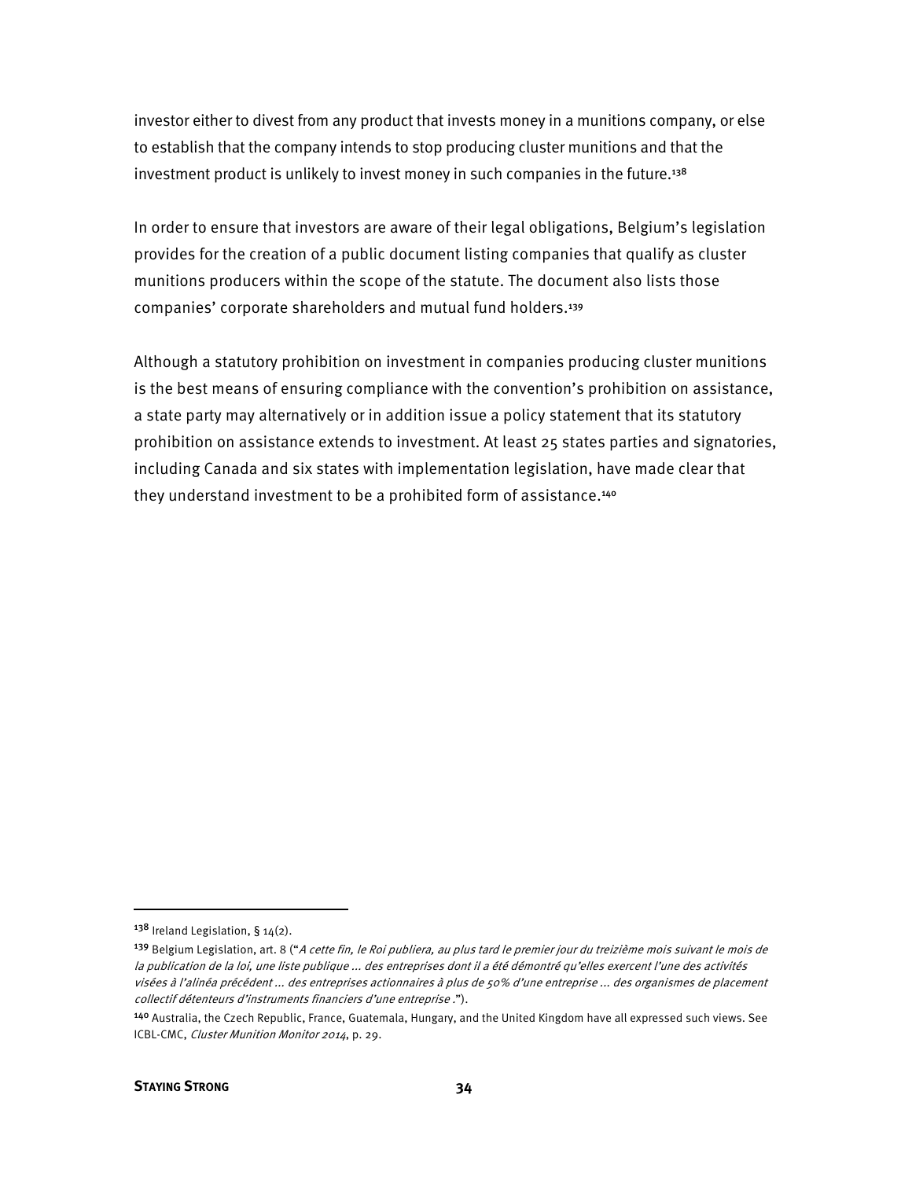investor either to divest from any product that invests money in a munitions company, or else to establish that the company intends to stop producing cluster munitions and that the investment product is unlikely to invest money in such companies in the future.[138]

In order to ensure that investors are aware of their legal obligations, Belgium's legislation provides for the creation of a public document listing companies that qualify as cluster munitions producers within the scope of the statute. The document also lists those companies' corporate shareholders and mutual fund holders.[139]

Although a statutory prohibition on investment in companies producing cluster munitions is the best means of ensuring compliance with the convention's prohibition on assistance, a state party may alternatively or in addition issue a policy statement that its statutory prohibition on assistance extends to investment. At least 25 states parties and signatories, including Canada and six states with implementation legislation, have made clear that they understand investment to be a prohibited form of assistance.[140]

---

[138] Ireland Legislation, § 14(2).

[139] Belgium Legislation, art. 8 ("*A cette fin, le Roi publiera, au plus tard le premier jour du treizième mois suivant le mois de la publication de la loi, une liste publique ... des entreprises dont il a été démontré qu'elles exercent l'une des activités visées à l'alinéa précédent ... des entreprises actionnaires à plus de 50% d'une entreprise ... des organismes de placement collectif détenteurs d'instruments financiers d'une entreprise .*").

[140] Australia, the Czech Republic, France, Guatemala, Hungary, and the United Kingdom have all expressed such views. See ICBL-CMC, *Cluster Munition Monitor 2014*, p. 29.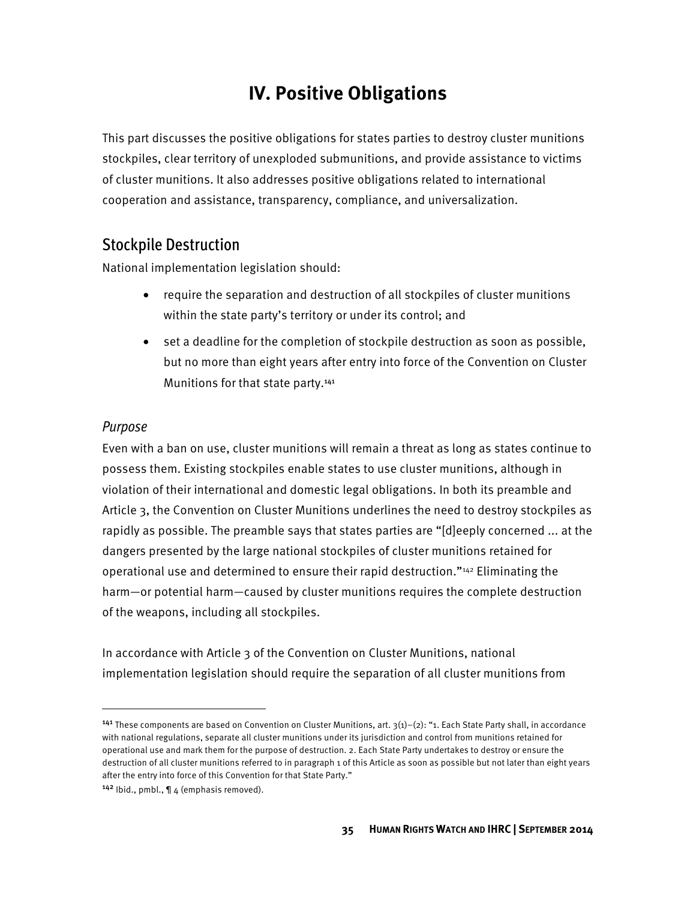# IV. Positive Obligations

This part discusses the positive obligations for states parties to destroy cluster munitions stockpiles, clear territory of unexploded submunitions, and provide assistance to victims of cluster munitions. It also addresses positive obligations related to international cooperation and assistance, transparency, compliance, and universalization.

## Stockpile Destruction

National implementation legislation should:

- require the separation and destruction of all stockpiles of cluster munitions within the state party's territory or under its control; and
- set a deadline for the completion of stockpile destruction as soon as possible, but no more than eight years after entry into force of the Convention on Cluster Munitions for that state party.[141]

### *Purpose*

Even with a ban on use, cluster munitions will remain a threat as long as states continue to possess them. Existing stockpiles enable states to use cluster munitions, although in violation of their international and domestic legal obligations. In both its preamble and Article 3, the Convention on Cluster Munitions underlines the need to destroy stockpiles as rapidly as possible. The preamble says that states parties are "[d]eeply concerned ... at the dangers presented by the large national stockpiles of cluster munitions retained for operational use and determined to ensure their rapid destruction."[142] Eliminating the harm—or potential harm—caused by cluster munitions requires the complete destruction of the weapons, including all stockpiles.

In accordance with Article 3 of the Convention on Cluster Munitions, national implementation legislation should require the separation of all cluster munitions from

---

[141] These components are based on Convention on Cluster Munitions, art. 3(1)–(2): "1. Each State Party shall, in accordance with national regulations, separate all cluster munitions under its jurisdiction and control from munitions retained for operational use and mark them for the purpose of destruction. 2. Each State Party undertakes to destroy or ensure the destruction of all cluster munitions referred to in paragraph 1 of this Article as soon as possible but not later than eight years after the entry into force of this Convention for that State Party."

[142] Ibid., pmbl., ¶ 4 (emphasis removed).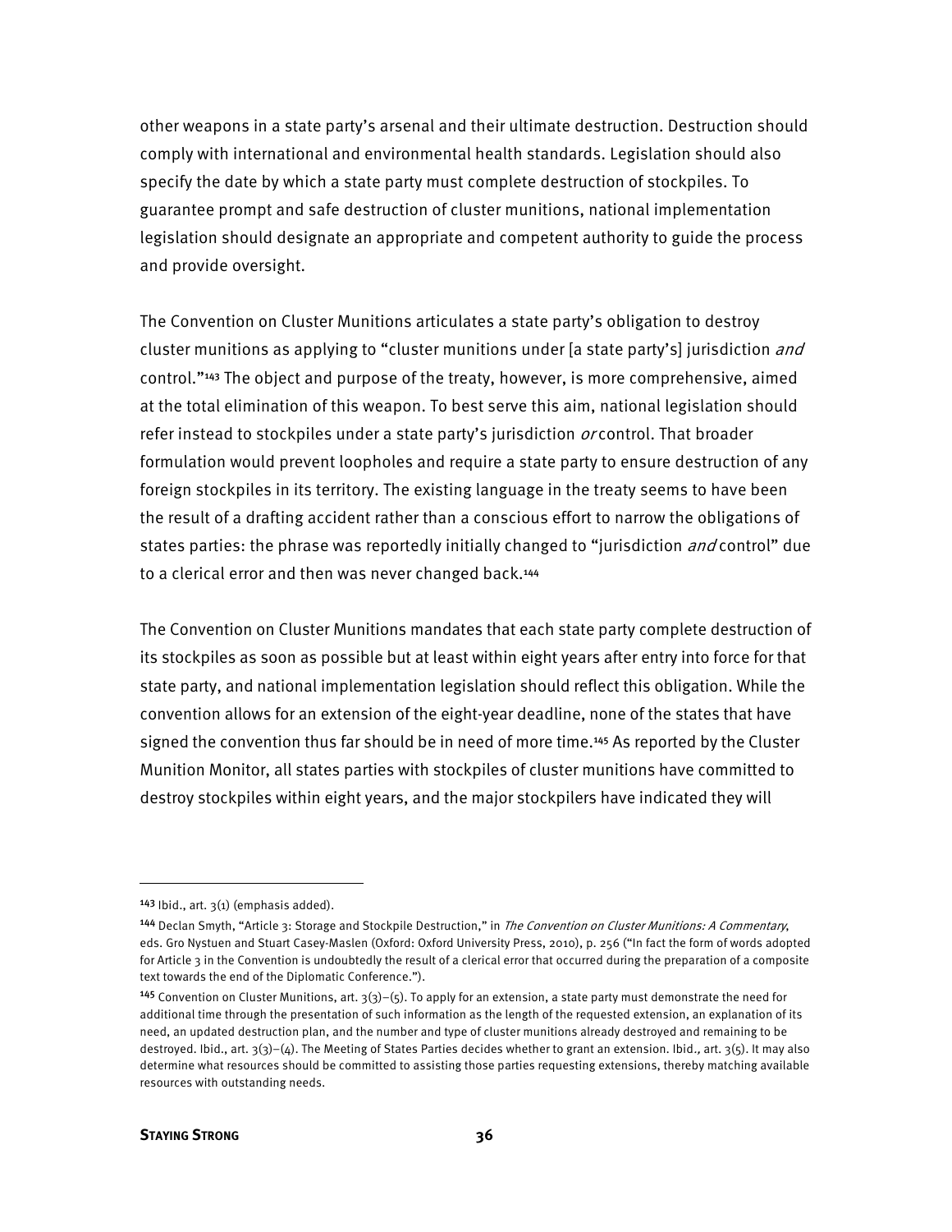other weapons in a state party's arsenal and their ultimate destruction. Destruction should comply with international and environmental health standards. Legislation should also specify the date by which a state party must complete destruction of stockpiles. To guarantee prompt and safe destruction of cluster munitions, national implementation legislation should designate an appropriate and competent authority to guide the process and provide oversight.

The Convention on Cluster Munitions articulates a state party's obligation to destroy cluster munitions as applying to "cluster munitions under [a state party's] jurisdiction *and* control."[143] The object and purpose of the treaty, however, is more comprehensive, aimed at the total elimination of this weapon. To best serve this aim, national legislation should refer instead to stockpiles under a state party's jurisdiction *or* control. That broader formulation would prevent loopholes and require a state party to ensure destruction of any foreign stockpiles in its territory. The existing language in the treaty seems to have been the result of a drafting accident rather than a conscious effort to narrow the obligations of states parties: the phrase was reportedly initially changed to "jurisdiction *and* control" due to a clerical error and then was never changed back.[144]

The Convention on Cluster Munitions mandates that each state party complete destruction of its stockpiles as soon as possible but at least within eight years after entry into force for that state party, and national implementation legislation should reflect this obligation. While the convention allows for an extension of the eight-year deadline, none of the states that have signed the convention thus far should be in need of more time.[145] As reported by the Cluster Munition Monitor, all states parties with stockpiles of cluster munitions have committed to destroy stockpiles within eight years, and the major stockpilers have indicated they will

---

[143] Ibid., art. 3(1) (emphasis added).

[144] Declan Smyth, "Article 3: Storage and Stockpile Destruction," in *The Convention on Cluster Munitions: A Commentary*, eds. Gro Nystuen and Stuart Casey-Maslen (Oxford: Oxford University Press, 2010), p. 256 ("In fact the form of words adopted for Article 3 in the Convention is undoubtedly the result of a clerical error that occurred during the preparation of a composite text towards the end of the Diplomatic Conference.").

[145] Convention on Cluster Munitions, art. 3(3)–(5). To apply for an extension, a state party must demonstrate the need for additional time through the presentation of such information as the length of the requested extension, an explanation of its need, an updated destruction plan, and the number and type of cluster munitions already destroyed and remaining to be destroyed. Ibid., art. 3(3)–(4). The Meeting of States Parties decides whether to grant an extension. Ibid., art. 3(5). It may also determine what resources should be committed to assisting those parties requesting extensions, thereby matching available resources with outstanding needs.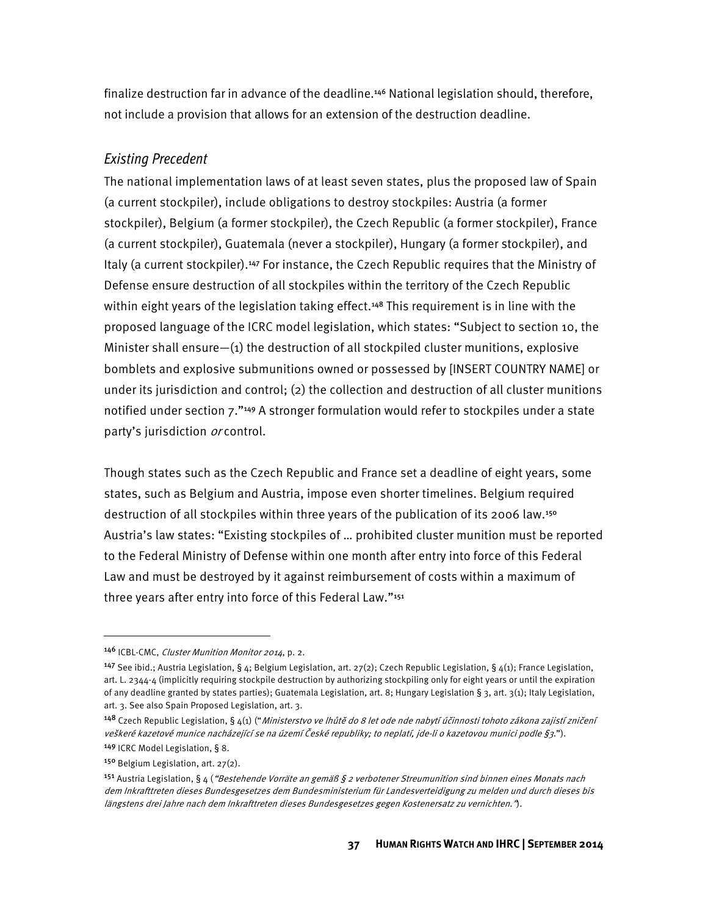finalize destruction far in advance of the deadline.[146] National legislation should, therefore, not include a provision that allows for an extension of the destruction deadline.

### *Existing Precedent*

The national implementation laws of at least seven states, plus the proposed law of Spain (a current stockpiler), include obligations to destroy stockpiles: Austria (a former stockpiler), Belgium (a former stockpiler), the Czech Republic (a former stockpiler), France (a current stockpiler), Guatemala (never a stockpiler), Hungary (a former stockpiler), and Italy (a current stockpiler).[147] For instance, the Czech Republic requires that the Ministry of Defense ensure destruction of all stockpiles within the territory of the Czech Republic within eight years of the legislation taking effect.[148] This requirement is in line with the proposed language of the ICRC model legislation, which states: "Subject to section 10, the Minister shall ensure—(1) the destruction of all stockpiled cluster munitions, explosive bomblets and explosive submunitions owned or possessed by [INSERT COUNTRY NAME] or under its jurisdiction and control; (2) the collection and destruction of all cluster munitions notified under section 7."[149] A stronger formulation would refer to stockpiles under a state party's jurisdiction *or* control.

Though states such as the Czech Republic and France set a deadline of eight years, some states, such as Belgium and Austria, impose even shorter timelines. Belgium required destruction of all stockpiles within three years of the publication of its 2006 law.[150] Austria's law states: "Existing stockpiles of … prohibited cluster munition must be reported to the Federal Ministry of Defense within one month after entry into force of this Federal Law and must be destroyed by it against reimbursement of costs within a maximum of three years after entry into force of this Federal Law."[151]

---

[146] ICBL-CMC, *Cluster Munition Monitor 2014*, p. 2.

[147] See ibid.; Austria Legislation, § 4; Belgium Legislation, art. 27(2); Czech Republic Legislation, § 4(1); France Legislation, art. L. 2344-4 (implicitly requiring stockpile destruction by authorizing stockpiling only for eight years or until the expiration of any deadline granted by states parties); Guatemala Legislation, art. 8; Hungary Legislation § 3, art. 3(1); Italy Legislation, art. 3. See also Spain Proposed Legislation, art. 3.

[148] Czech Republic Legislation, § 4(1) ("*Ministerstvo ve lhůtě do 8 let ode nde nabytí účinnosti tohoto zákona zajistí zničení veškeré kazetové munice nacházející se na území České republiky; to neplatí, jde-li o kazetovou munici podle §3.*").

[149] ICRC Model Legislation, § 8.

[150] Belgium Legislation, art. 27(2).

[151] Austria Legislation, § 4 (*"Bestehende Vorräte an gemäß § 2 verbotener Streumunition sind binnen eines Monats nach dem Inkrafttreten dieses Bundesgesetzes dem Bundesministerium für Landesverteidigung zu melden und durch dieses bis längstens drei Jahre nach dem Inkrafttreten dieses Bundesgesetzes gegen Kostenersatz zu vernichten."*).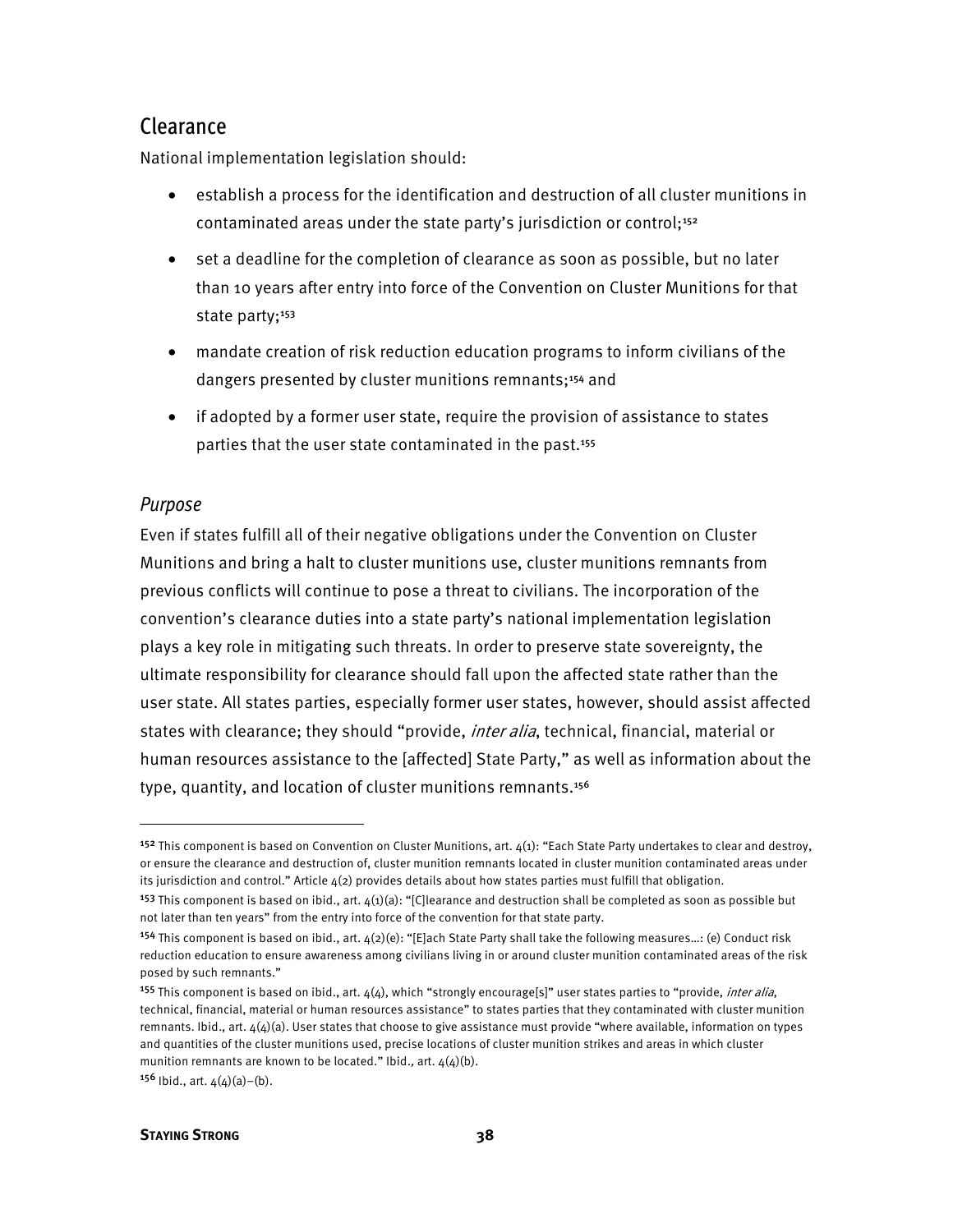## Clearance

National implementation legislation should:

- establish a process for the identification and destruction of all cluster munitions in contaminated areas under the state party's jurisdiction or control;[152]
- set a deadline for the completion of clearance as soon as possible, but no later than 10 years after entry into force of the Convention on Cluster Munitions for that state party;[153]
- mandate creation of risk reduction education programs to inform civilians of the dangers presented by cluster munitions remnants;[154] and
- if adopted by a former user state, require the provision of assistance to states parties that the user state contaminated in the past.[155]

### *Purpose*

Even if states fulfill all of their negative obligations under the Convention on Cluster Munitions and bring a halt to cluster munitions use, cluster munitions remnants from previous conflicts will continue to pose a threat to civilians. The incorporation of the convention's clearance duties into a state party's national implementation legislation plays a key role in mitigating such threats. In order to preserve state sovereignty, the ultimate responsibility for clearance should fall upon the affected state rather than the user state. All states parties, especially former user states, however, should assist affected states with clearance; they should "provide, *inter alia*, technical, financial, material or human resources assistance to the [affected] State Party," as well as information about the type, quantity, and location of cluster munitions remnants.[156]

---

[152] This component is based on Convention on Cluster Munitions, art. 4(1): "Each State Party undertakes to clear and destroy, or ensure the clearance and destruction of, cluster munition remnants located in cluster munition contaminated areas under its jurisdiction and control." Article 4(2) provides details about how states parties must fulfill that obligation.

[153] This component is based on ibid., art. 4(1)(a): "[C]learance and destruction shall be completed as soon as possible but not later than ten years" from the entry into force of the convention for that state party.

[154] This component is based on ibid., art. 4(2)(e): "[E]ach State Party shall take the following measures…: (e) Conduct risk reduction education to ensure awareness among civilians living in or around cluster munition contaminated areas of the risk posed by such remnants."

[155] This component is based on ibid., art. 4(4), which "strongly encourage[s]" user states parties to "provide, *inter alia*, technical, financial, material or human resources assistance" to states parties that they contaminated with cluster munition remnants. Ibid., art. 4(4)(a). User states that choose to give assistance must provide "where available, information on types and quantities of the cluster munitions used, precise locations of cluster munition strikes and areas in which cluster munition remnants are known to be located." Ibid., art. 4(4)(b).

[156] Ibid., art. 4(4)(a)–(b).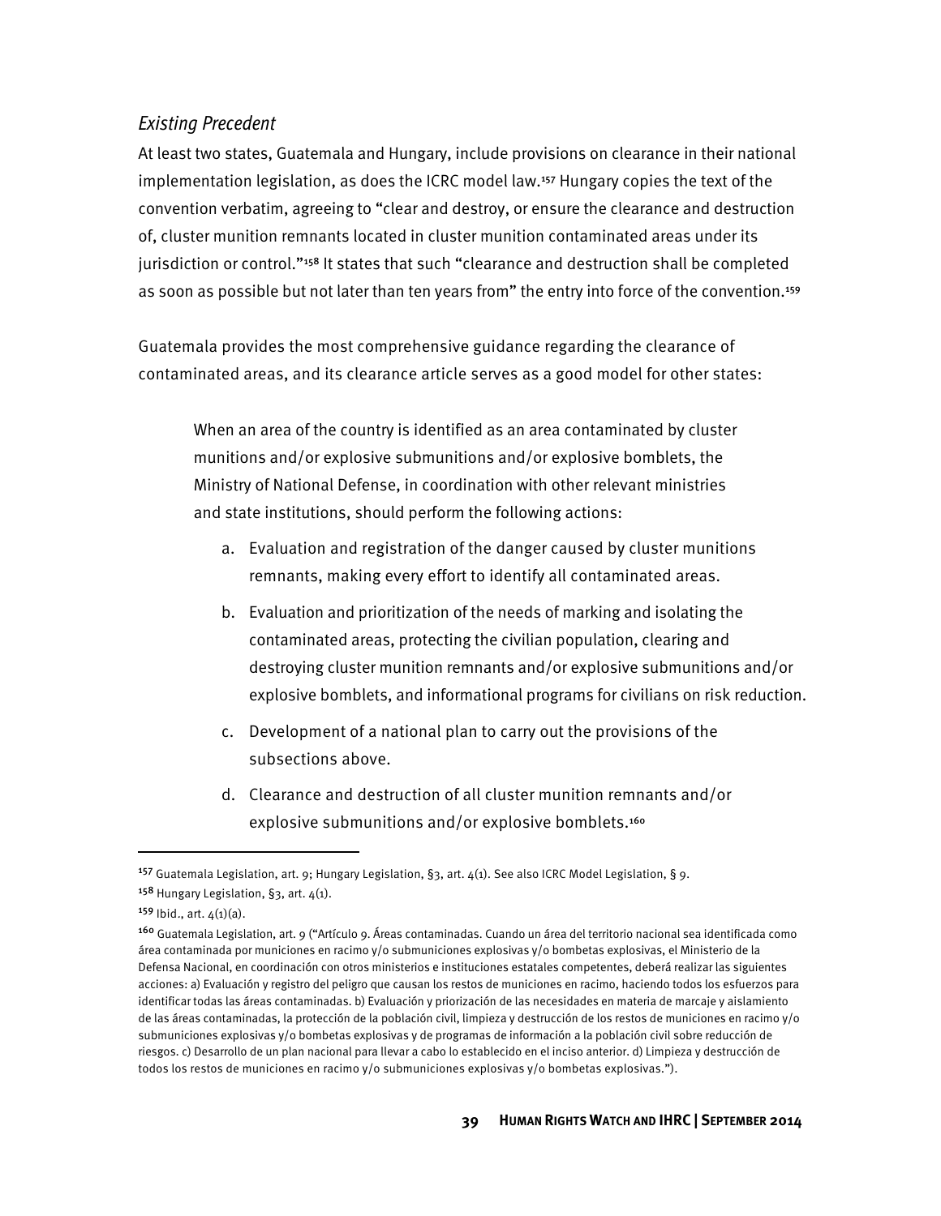### *Existing Precedent*

At least two states, Guatemala and Hungary, include provisions on clearance in their national implementation legislation, as does the ICRC model law.[157] Hungary copies the text of the convention verbatim, agreeing to "clear and destroy, or ensure the clearance and destruction of, cluster munition remnants located in cluster munition contaminated areas under its jurisdiction or control."[158] It states that such "clearance and destruction shall be completed as soon as possible but not later than ten years from" the entry into force of the convention.[159]

Guatemala provides the most comprehensive guidance regarding the clearance of contaminated areas, and its clearance article serves as a good model for other states:

> When an area of the country is identified as an area contaminated by cluster munitions and/or explosive submunitions and/or explosive bomblets, the Ministry of National Defense, in coordination with other relevant ministries and state institutions, should perform the following actions:
>
> a. Evaluation and registration of the danger caused by cluster munitions remnants, making every effort to identify all contaminated areas.
>
> b. Evaluation and prioritization of the needs of marking and isolating the contaminated areas, protecting the civilian population, clearing and destroying cluster munition remnants and/or explosive submunitions and/or explosive bomblets, and informational programs for civilians on risk reduction.
>
> c. Development of a national plan to carry out the provisions of the subsections above.
>
> d. Clearance and destruction of all cluster munition remnants and/or explosive submunitions and/or explosive bomblets.[160]

---

[157] Guatemala Legislation, art. 9; Hungary Legislation, §3, art. 4(1). See also ICRC Model Legislation, § 9.

[158] Hungary Legislation, §3, art. 4(1).

[159] Ibid., art. 4(1)(a).

[160] Guatemala Legislation, art. 9 ("Artículo 9. Áreas contaminadas. Cuando un área del territorio nacional sea identificada como área contaminada por municiones en racimo y/o submuniciones explosivas y/o bombetas explosivas, el Ministerio de la Defensa Nacional, en coordinación con otros ministerios e instituciones estatales competentes, deberá realizar las siguientes acciones: a) Evaluación y registro del peligro que causan los restos de municiones en racimo, haciendo todos los esfuerzos para identificar todas las áreas contaminadas. b) Evaluación y priorización de las necesidades en materia de marcaje y aislamiento de las áreas contaminadas, la protección de la población civil, limpieza y destrucción de los restos de municiones en racimo y/o submuniciones explosivas y/o bombetas explosivas y de programas de información a la población civil sobre reducción de riesgos. c) Desarrollo de un plan nacional para llevar a cabo lo establecido en el inciso anterior. d) Limpieza y destrucción de todos los restos de municiones en racimo y/o submuniciones explosivas y/o bombetas explosivas.").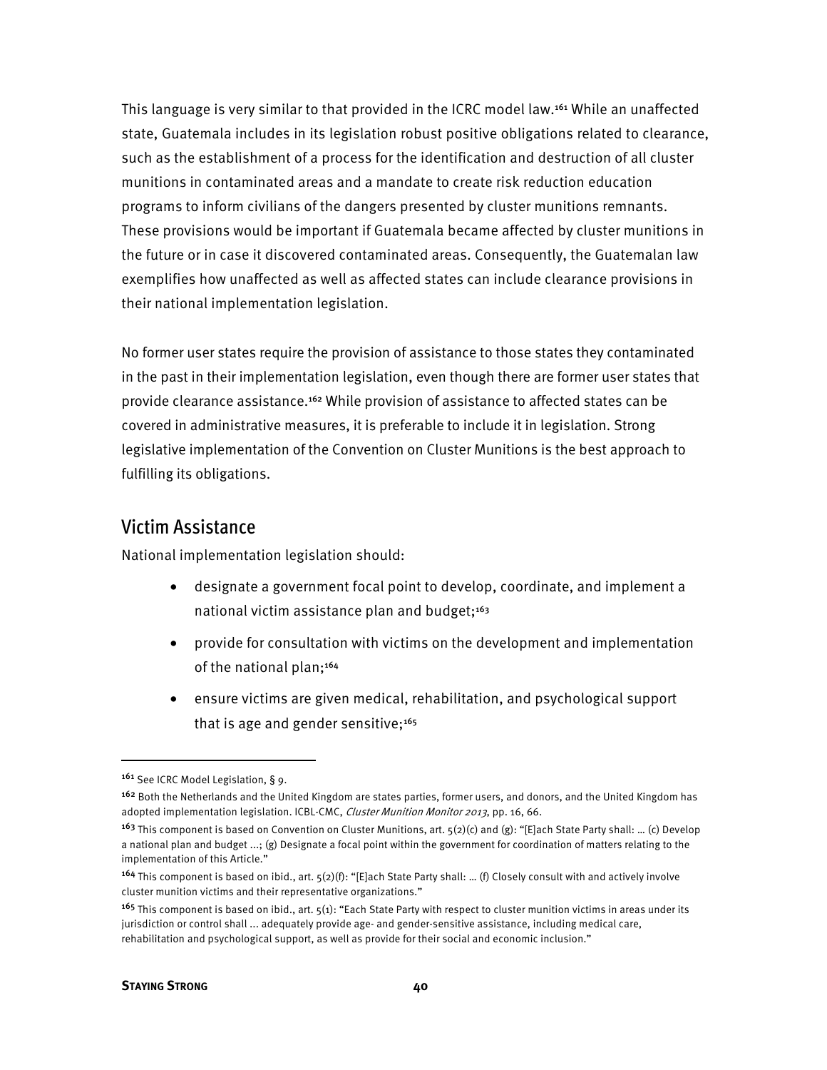This language is very similar to that provided in the ICRC model law.[161] While an unaffected state, Guatemala includes in its legislation robust positive obligations related to clearance, such as the establishment of a process for the identification and destruction of all cluster munitions in contaminated areas and a mandate to create risk reduction education programs to inform civilians of the dangers presented by cluster munitions remnants. These provisions would be important if Guatemala became affected by cluster munitions in the future or in case it discovered contaminated areas. Consequently, the Guatemalan law exemplifies how unaffected as well as affected states can include clearance provisions in their national implementation legislation.

No former user states require the provision of assistance to those states they contaminated in the past in their implementation legislation, even though there are former user states that provide clearance assistance.[162] While provision of assistance to affected states can be covered in administrative measures, it is preferable to include it in legislation. Strong legislative implementation of the Convention on Cluster Munitions is the best approach to fulfilling its obligations.

## Victim Assistance

National implementation legislation should:

- designate a government focal point to develop, coordinate, and implement a national victim assistance plan and budget;[163]
- provide for consultation with victims on the development and implementation of the national plan;[164]
- ensure victims are given medical, rehabilitation, and psychological support that is age and gender sensitive;[165]

---

[161] See ICRC Model Legislation, § 9.

[162] Both the Netherlands and the United Kingdom are states parties, former users, and donors, and the United Kingdom has adopted implementation legislation. ICBL-CMC, *Cluster Munition Monitor 2013*, pp. 16, 66.

[163] This component is based on Convention on Cluster Munitions, art. 5(2)(c) and (g): "[E]ach State Party shall: … (c) Develop a national plan and budget …; (g) Designate a focal point within the government for coordination of matters relating to the implementation of this Article."

[164] This component is based on ibid., art. 5(2)(f): "[E]ach State Party shall: … (f) Closely consult with and actively involve cluster munition victims and their representative organizations."

[165] This component is based on ibid., art. 5(1): "Each State Party with respect to cluster munition victims in areas under its jurisdiction or control shall ... adequately provide age- and gender-sensitive assistance, including medical care, rehabilitation and psychological support, as well as provide for their social and economic inclusion."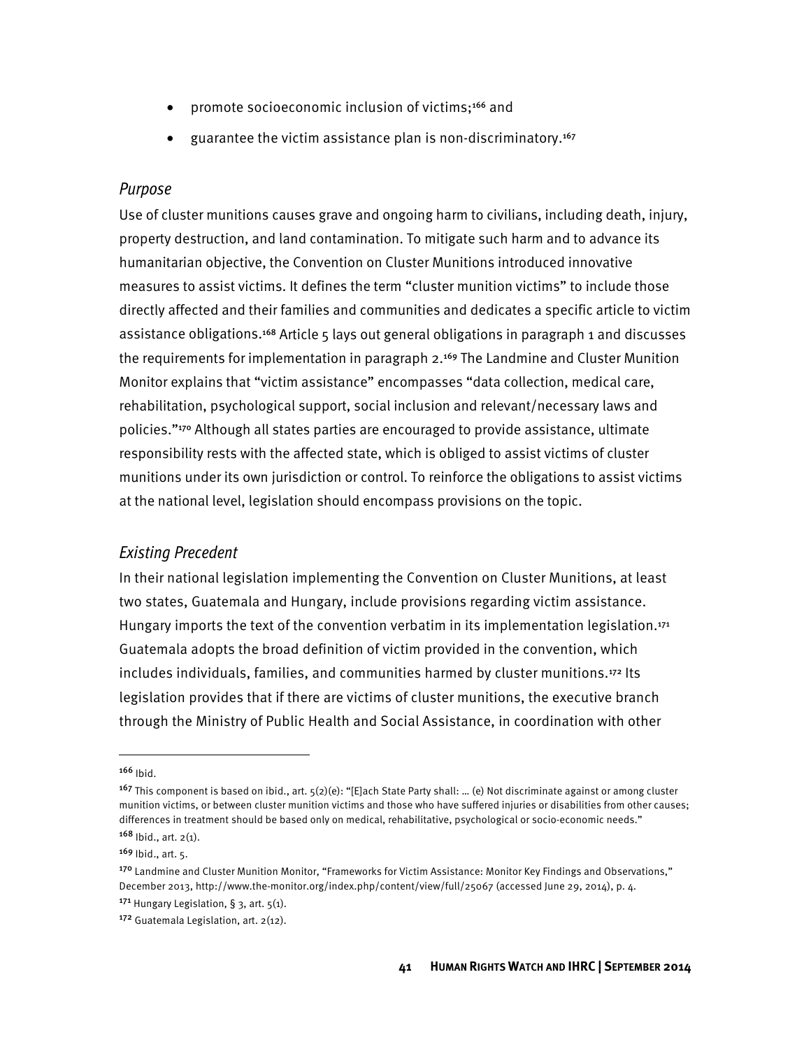- promote socioeconomic inclusion of victims;[166] and
- guarantee the victim assistance plan is non-discriminatory.[167]

### *Purpose*

Use of cluster munitions causes grave and ongoing harm to civilians, including death, injury, property destruction, and land contamination. To mitigate such harm and to advance its humanitarian objective, the Convention on Cluster Munitions introduced innovative measures to assist victims. It defines the term "cluster munition victims" to include those directly affected and their families and communities and dedicates a specific article to victim assistance obligations.[168] Article 5 lays out general obligations in paragraph 1 and discusses the requirements for implementation in paragraph 2.[169] The Landmine and Cluster Munition Monitor explains that "victim assistance" encompasses "data collection, medical care, rehabilitation, psychological support, social inclusion and relevant/necessary laws and policies."[170] Although all states parties are encouraged to provide assistance, ultimate responsibility rests with the affected state, which is obliged to assist victims of cluster munitions under its own jurisdiction or control. To reinforce the obligations to assist victims at the national level, legislation should encompass provisions on the topic.

### *Existing Precedent*

In their national legislation implementing the Convention on Cluster Munitions, at least two states, Guatemala and Hungary, include provisions regarding victim assistance. Hungary imports the text of the convention verbatim in its implementation legislation.[171] Guatemala adopts the broad definition of victim provided in the convention, which includes individuals, families, and communities harmed by cluster munitions.[172] Its legislation provides that if there are victims of cluster munitions, the executive branch through the Ministry of Public Health and Social Assistance, in coordination with other

---

[166] Ibid.

[167] This component is based on ibid., art. 5(2)(e): "[E]ach State Party shall: … (e) Not discriminate against or among cluster munition victims, or between cluster munition victims and those who have suffered injuries or disabilities from other causes; differences in treatment should be based only on medical, rehabilitative, psychological or socio-economic needs."

[168] Ibid., art. 2(1).

[169] Ibid., art. 5.

[170] Landmine and Cluster Munition Monitor, "Frameworks for Victim Assistance: Monitor Key Findings and Observations," December 2013, http://www.the-monitor.org/index.php/content/view/full/25067 (accessed June 29, 2014), p. 4.

[171] Hungary Legislation, § 3, art. 5(1).

[172] Guatemala Legislation, art. 2(12).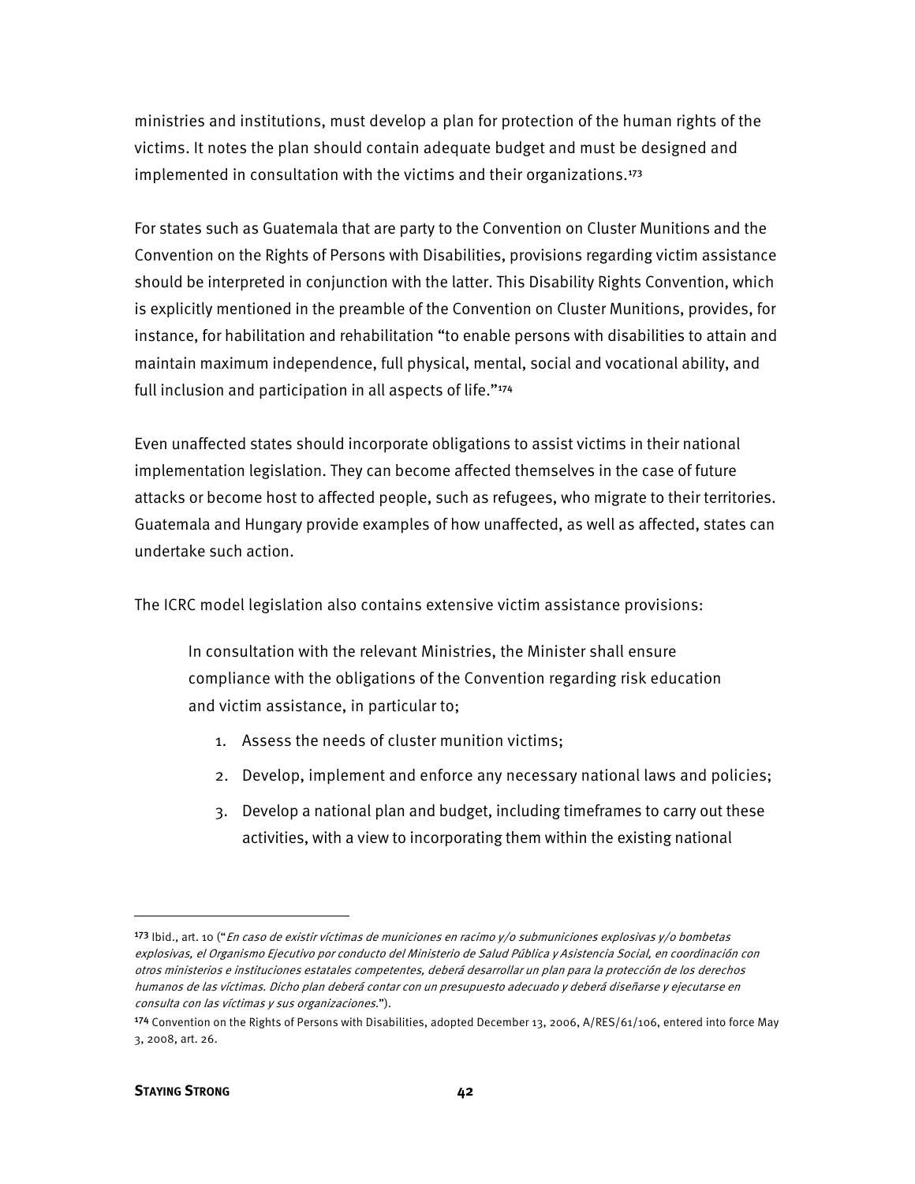ministries and institutions, must develop a plan for protection of the human rights of the victims. It notes the plan should contain adequate budget and must be designed and implemented in consultation with the victims and their organizations.[173]

For states such as Guatemala that are party to the Convention on Cluster Munitions and the Convention on the Rights of Persons with Disabilities, provisions regarding victim assistance should be interpreted in conjunction with the latter. This Disability Rights Convention, which is explicitly mentioned in the preamble of the Convention on Cluster Munitions, provides, for instance, for habilitation and rehabilitation "to enable persons with disabilities to attain and maintain maximum independence, full physical, mental, social and vocational ability, and full inclusion and participation in all aspects of life."[174]

Even unaffected states should incorporate obligations to assist victims in their national implementation legislation. They can become affected themselves in the case of future attacks or become host to affected people, such as refugees, who migrate to their territories. Guatemala and Hungary provide examples of how unaffected, as well as affected, states can undertake such action.

The ICRC model legislation also contains extensive victim assistance provisions:

> In consultation with the relevant Ministries, the Minister shall ensure compliance with the obligations of the Convention regarding risk education and victim assistance, in particular to;
>
> 1. Assess the needs of cluster munition victims;
> 2. Develop, implement and enforce any necessary national laws and policies;
> 3. Develop a national plan and budget, including timeframes to carry out these activities, with a view to incorporating them within the existing national

---

[173] Ibid., art. 10 ("*En caso de existir víctimas de municiones en racimo y/o submuniciones explosivas y/o bombetas explosivas, el Organismo Ejecutivo por conducto del Ministerio de Salud Pública y Asistencia Social, en coordinación con otros ministerios e instituciones estatales competentes, deberá desarrollar un plan para la protección de los derechos humanos de las víctimas. Dicho plan deberá contar con un presupuesto adecuado y deberá diseñarse y ejecutarse en consulta con las víctimas y sus organizaciones.*").

[174] Convention on the Rights of Persons with Disabilities, adopted December 13, 2006, A/RES/61/106, entered into force May 3, 2008, art. 26.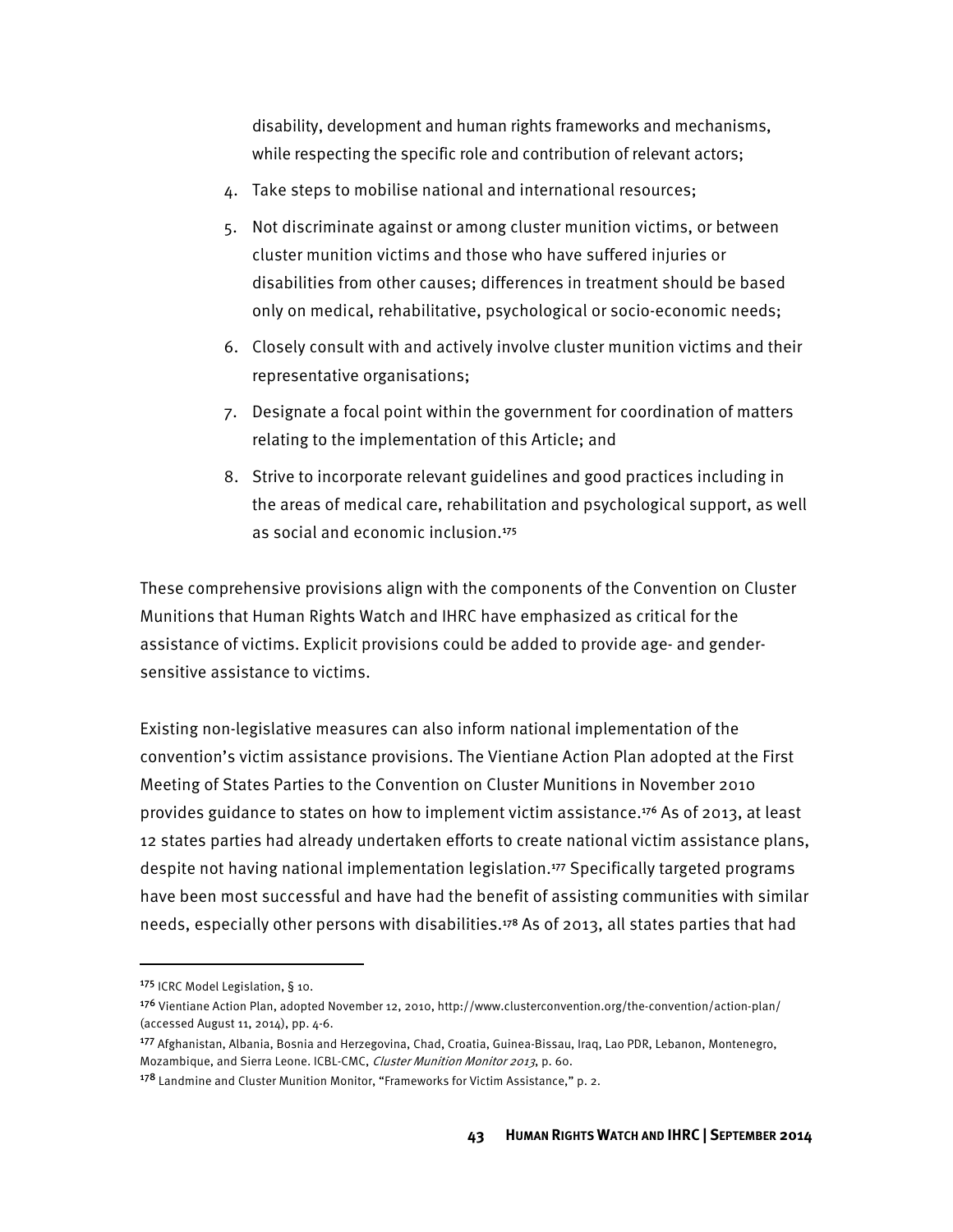disability, development and human rights frameworks and mechanisms, while respecting the specific role and contribution of relevant actors;

4. Take steps to mobilise national and international resources;
5. Not discriminate against or among cluster munition victims, or between cluster munition victims and those who have suffered injuries or disabilities from other causes; differences in treatment should be based only on medical, rehabilitative, psychological or socio-economic needs;
6. Closely consult with and actively involve cluster munition victims and their representative organisations;
7. Designate a focal point within the government for coordination of matters relating to the implementation of this Article; and
8. Strive to incorporate relevant guidelines and good practices including in the areas of medical care, rehabilitation and psychological support, as well as social and economic inclusion.[175]

These comprehensive provisions align with the components of the Convention on Cluster Munitions that Human Rights Watch and IHRC have emphasized as critical for the assistance of victims. Explicit provisions could be added to provide age- and gender-sensitive assistance to victims.

Existing non-legislative measures can also inform national implementation of the convention's victim assistance provisions. The Vientiane Action Plan adopted at the First Meeting of States Parties to the Convention on Cluster Munitions in November 2010 provides guidance to states on how to implement victim assistance.[176] As of 2013, at least 12 states parties had already undertaken efforts to create national victim assistance plans, despite not having national implementation legislation.[177] Specifically targeted programs have been most successful and have had the benefit of assisting communities with similar needs, especially other persons with disabilities.[178] As of 2013, all states parties that had

---

[175] ICRC Model Legislation, § 10.

[176] Vientiane Action Plan, adopted November 12, 2010, http://www.clusterconvention.org/the-convention/action-plan/ (accessed August 11, 2014), pp. 4-6.

[177] Afghanistan, Albania, Bosnia and Herzegovina, Chad, Croatia, Guinea-Bissau, Iraq, Lao PDR, Lebanon, Montenegro, Mozambique, and Sierra Leone. ICBL-CMC, *Cluster Munition Monitor 2013*, p. 60.

[178] Landmine and Cluster Munition Monitor, "Frameworks for Victim Assistance," p. 2.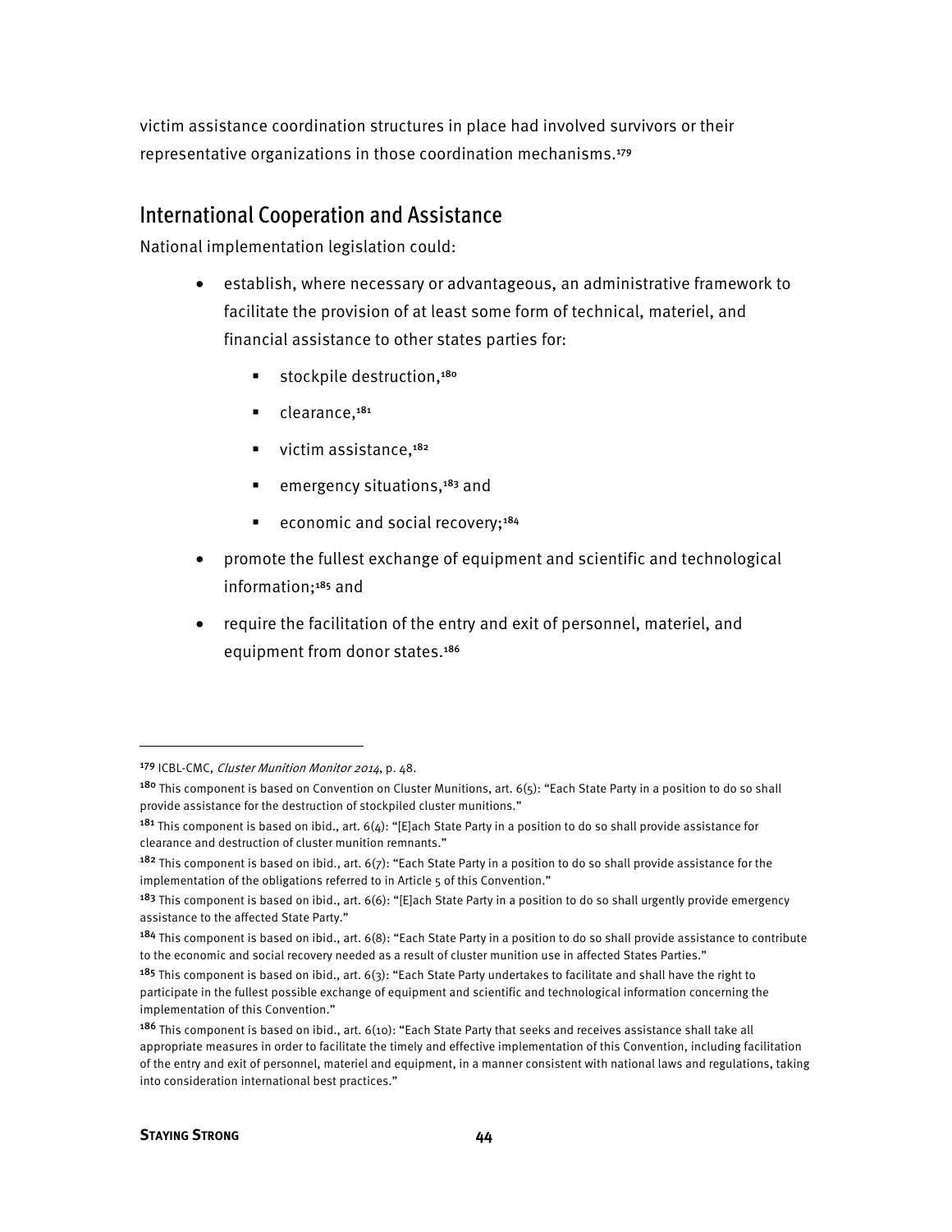victim assistance coordination structures in place had involved survivors or their representative organizations in those coordination mechanisms.[179]

## International Cooperation and Assistance

National implementation legislation could:

- establish, where necessary or advantageous, an administrative framework to facilitate the provision of at least some form of technical, materiel, and financial assistance to other states parties for:
  - stockpile destruction,[180]
  - clearance,[181]
  - victim assistance,[182]
  - emergency situations,[183] and
  - economic and social recovery;[184]
- promote the fullest exchange of equipment and scientific and technological information;[185] and
- require the facilitation of the entry and exit of personnel, materiel, and equipment from donor states.[186]

---

[179] ICBL-CMC, *Cluster Munition Monitor 2014*, p. 48.

[180] This component is based on Convention on Cluster Munitions, art. 6(5): "Each State Party in a position to do so shall provide assistance for the destruction of stockpiled cluster munitions."

[181] This component is based on ibid., art. 6(4): "[E]ach State Party in a position to do so shall provide assistance for clearance and destruction of cluster munition remnants."

[182] This component is based on ibid., art. 6(7): "Each State Party in a position to do so shall provide assistance for the implementation of the obligations referred to in Article 5 of this Convention."

[183] This component is based on ibid., art. 6(6): "[E]ach State Party in a position to do so shall urgently provide emergency assistance to the affected State Party."

[184] This component is based on ibid., art. 6(8): "Each State Party in a position to do so shall provide assistance to contribute to the economic and social recovery needed as a result of cluster munition use in affected States Parties."

[185] This component is based on ibid., art. 6(3): "Each State Party undertakes to facilitate and shall have the right to participate in the fullest possible exchange of equipment and scientific and technological information concerning the implementation of this Convention."

[186] This component is based on ibid., art. 6(10): "Each State Party that seeks and receives assistance shall take all appropriate measures in order to facilitate the timely and effective implementation of this Convention, including facilitation of the entry and exit of personnel, materiel and equipment, in a manner consistent with national laws and regulations, taking into consideration international best practices."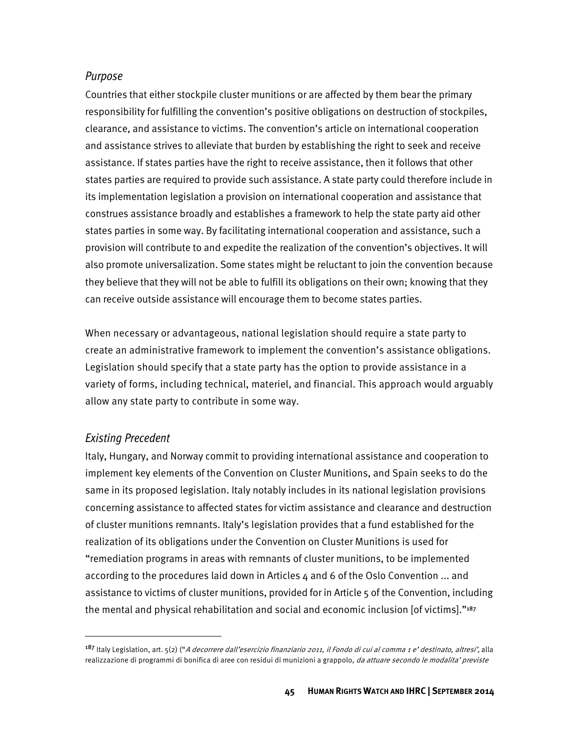### *Purpose*

Countries that either stockpile cluster munitions or are affected by them bear the primary responsibility for fulfilling the convention's positive obligations on destruction of stockpiles, clearance, and assistance to victims. The convention's article on international cooperation and assistance strives to alleviate that burden by establishing the right to seek and receive assistance. If states parties have the right to receive assistance, then it follows that other states parties are required to provide such assistance. A state party could therefore include in its implementation legislation a provision on international cooperation and assistance that construes assistance broadly and establishes a framework to help the state party aid other states parties in some way. By facilitating international cooperation and assistance, such a provision will contribute to and expedite the realization of the convention's objectives. It will also promote universalization. Some states might be reluctant to join the convention because they believe that they will not be able to fulfill its obligations on their own; knowing that they can receive outside assistance will encourage them to become states parties.

When necessary or advantageous, national legislation should require a state party to create an administrative framework to implement the convention's assistance obligations. Legislation should specify that a state party has the option to provide assistance in a variety of forms, including technical, materiel, and financial. This approach would arguably allow any state party to contribute in some way.

### *Existing Precedent*

Italy, Hungary, and Norway commit to providing international assistance and cooperation to implement key elements of the Convention on Cluster Munitions, and Spain seeks to do the same in its proposed legislation. Italy notably includes in its national legislation provisions concerning assistance to affected states for victim assistance and clearance and destruction of cluster munitions remnants. Italy's legislation provides that a fund established for the realization of its obligations under the Convention on Cluster Munitions is used for "remediation programs in areas with remnants of cluster munitions, to be implemented according to the procedures laid down in Articles 4 and 6 of the Oslo Convention ... and assistance to victims of cluster munitions, provided for in Article 5 of the Convention, including the mental and physical rehabilitation and social and economic inclusion [of victims]."[187]

---

[187] Italy Legislation, art. 5(2) ("*A decorrere dall'esercizio finanziario 2011, il Fondo di cui al comma 1 e' destinato, altresi',* alla realizzazione di programmi di bonifica di aree con residui di munizioni a grappolo*, da attuare secondo le modalita' previste*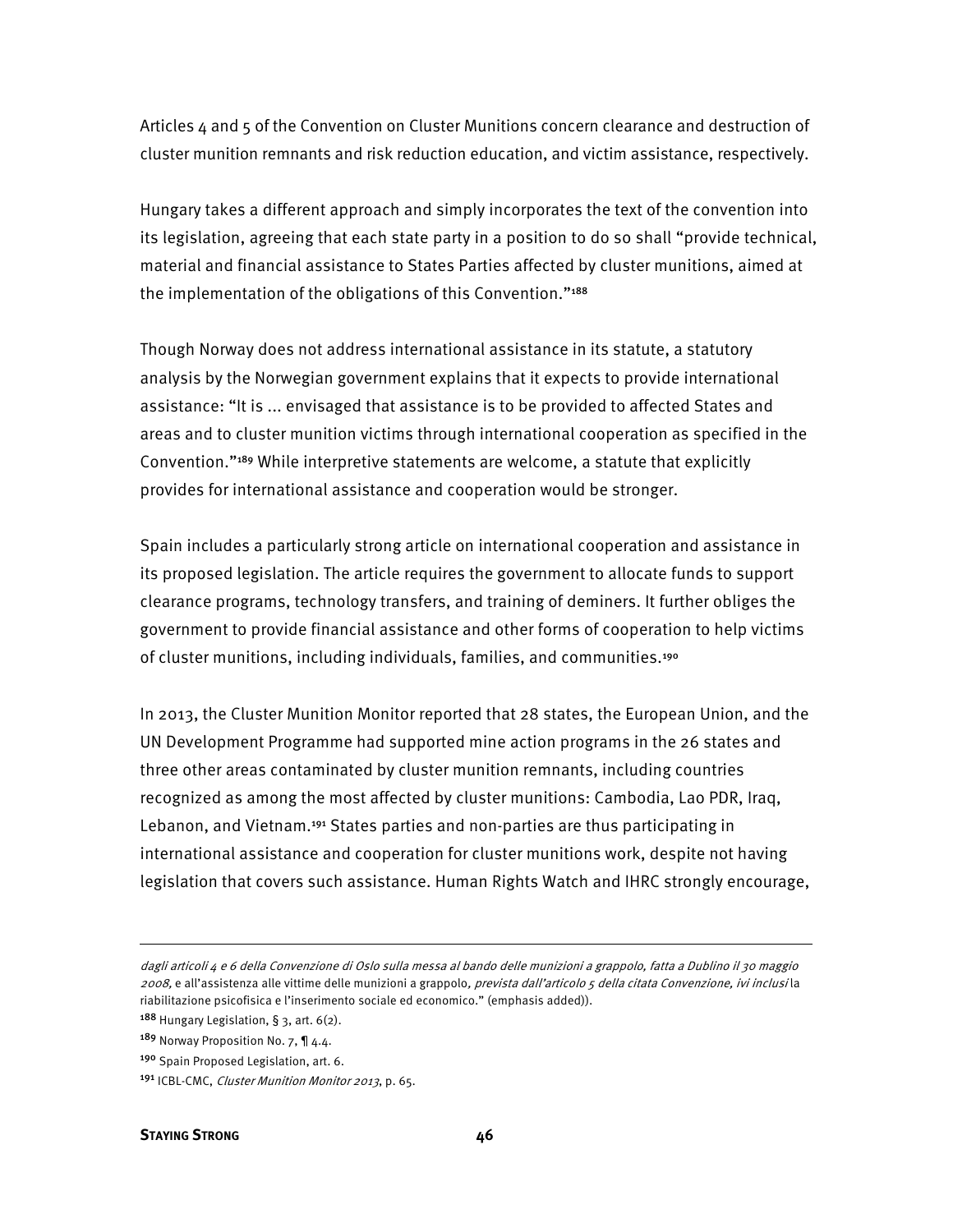Articles 4 and 5 of the Convention on Cluster Munitions concern clearance and destruction of cluster munition remnants and risk reduction education, and victim assistance, respectively.

Hungary takes a different approach and simply incorporates the text of the convention into its legislation, agreeing that each state party in a position to do so shall "provide technical, material and financial assistance to States Parties affected by cluster munitions, aimed at the implementation of the obligations of this Convention."[188]

Though Norway does not address international assistance in its statute, a statutory analysis by the Norwegian government explains that it expects to provide international assistance: "It is ... envisaged that assistance is to be provided to affected States and areas and to cluster munition victims through international cooperation as specified in the Convention."[189] While interpretive statements are welcome, a statute that explicitly provides for international assistance and cooperation would be stronger.

Spain includes a particularly strong article on international cooperation and assistance in its proposed legislation. The article requires the government to allocate funds to support clearance programs, technology transfers, and training of deminers. It further obliges the government to provide financial assistance and other forms of cooperation to help victims of cluster munitions, including individuals, families, and communities.[190]

In 2013, the Cluster Munition Monitor reported that 28 states, the European Union, and the UN Development Programme had supported mine action programs in the 26 states and three other areas contaminated by cluster munition remnants, including countries recognized as among the most affected by cluster munitions: Cambodia, Lao PDR, Iraq, Lebanon, and Vietnam.[191] States parties and non-parties are thus participating in international assistance and cooperation for cluster munitions work, despite not having legislation that covers such assistance. Human Rights Watch and IHRC strongly encourage,

---

*dagli articoli 4 e 6 della Convenzione di Oslo sulla messa al bando delle munizioni a grappolo, fatta a Dublino il 30 maggio 2008,* e all'assistenza alle vittime delle munizioni a grappolo*, prevista dall'articolo 5 della citata Convenzione, ivi inclusi* la riabilitazione psicofisica e l'inserimento sociale ed economico." (emphasis added)).

[188] Hungary Legislation, § 3, art. 6(2).

[189] Norway Proposition No. 7, ¶ 4.4.

[190] Spain Proposed Legislation, art. 6.

[191] ICBL-CMC, *Cluster Munition Monitor 2013*, p. 65.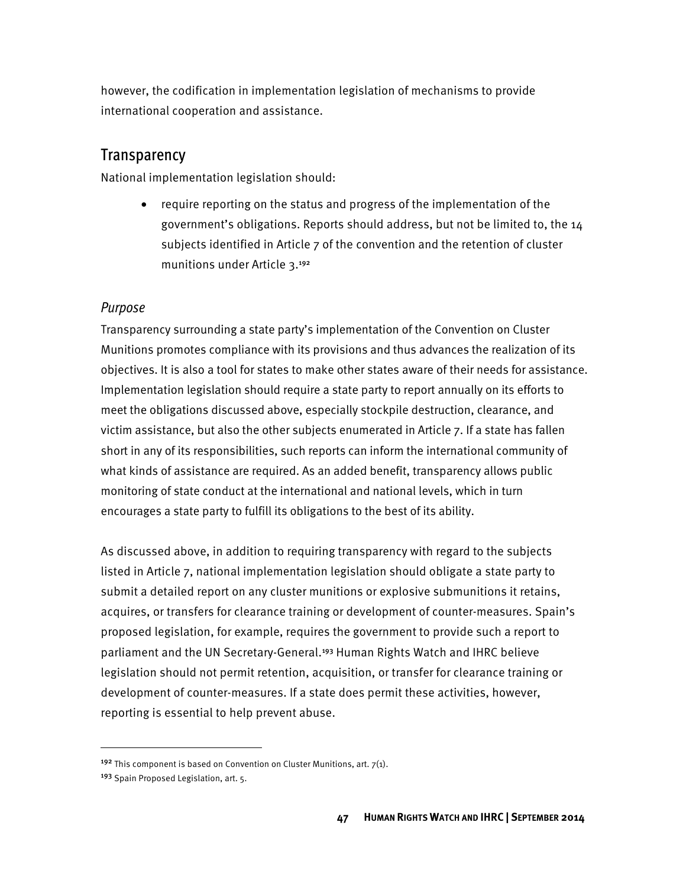however, the codification in implementation legislation of mechanisms to provide international cooperation and assistance.

## Transparency

National implementation legislation should:

- require reporting on the status and progress of the implementation of the government's obligations. Reports should address, but not be limited to, the 14 subjects identified in Article 7 of the convention and the retention of cluster munitions under Article 3.[192]

### *Purpose*

Transparency surrounding a state party's implementation of the Convention on Cluster Munitions promotes compliance with its provisions and thus advances the realization of its objectives. It is also a tool for states to make other states aware of their needs for assistance. Implementation legislation should require a state party to report annually on its efforts to meet the obligations discussed above, especially stockpile destruction, clearance, and victim assistance, but also the other subjects enumerated in Article 7. If a state has fallen short in any of its responsibilities, such reports can inform the international community of what kinds of assistance are required. As an added benefit, transparency allows public monitoring of state conduct at the international and national levels, which in turn encourages a state party to fulfill its obligations to the best of its ability.

As discussed above, in addition to requiring transparency with regard to the subjects listed in Article 7, national implementation legislation should obligate a state party to submit a detailed report on any cluster munitions or explosive submunitions it retains, acquires, or transfers for clearance training or development of counter-measures. Spain's proposed legislation, for example, requires the government to provide such a report to parliament and the UN Secretary-General.[193] Human Rights Watch and IHRC believe legislation should not permit retention, acquisition, or transfer for clearance training or development of counter-measures. If a state does permit these activities, however, reporting is essential to help prevent abuse.

---

[192] This component is based on Convention on Cluster Munitions, art. 7(1).

[193] Spain Proposed Legislation, art. 5.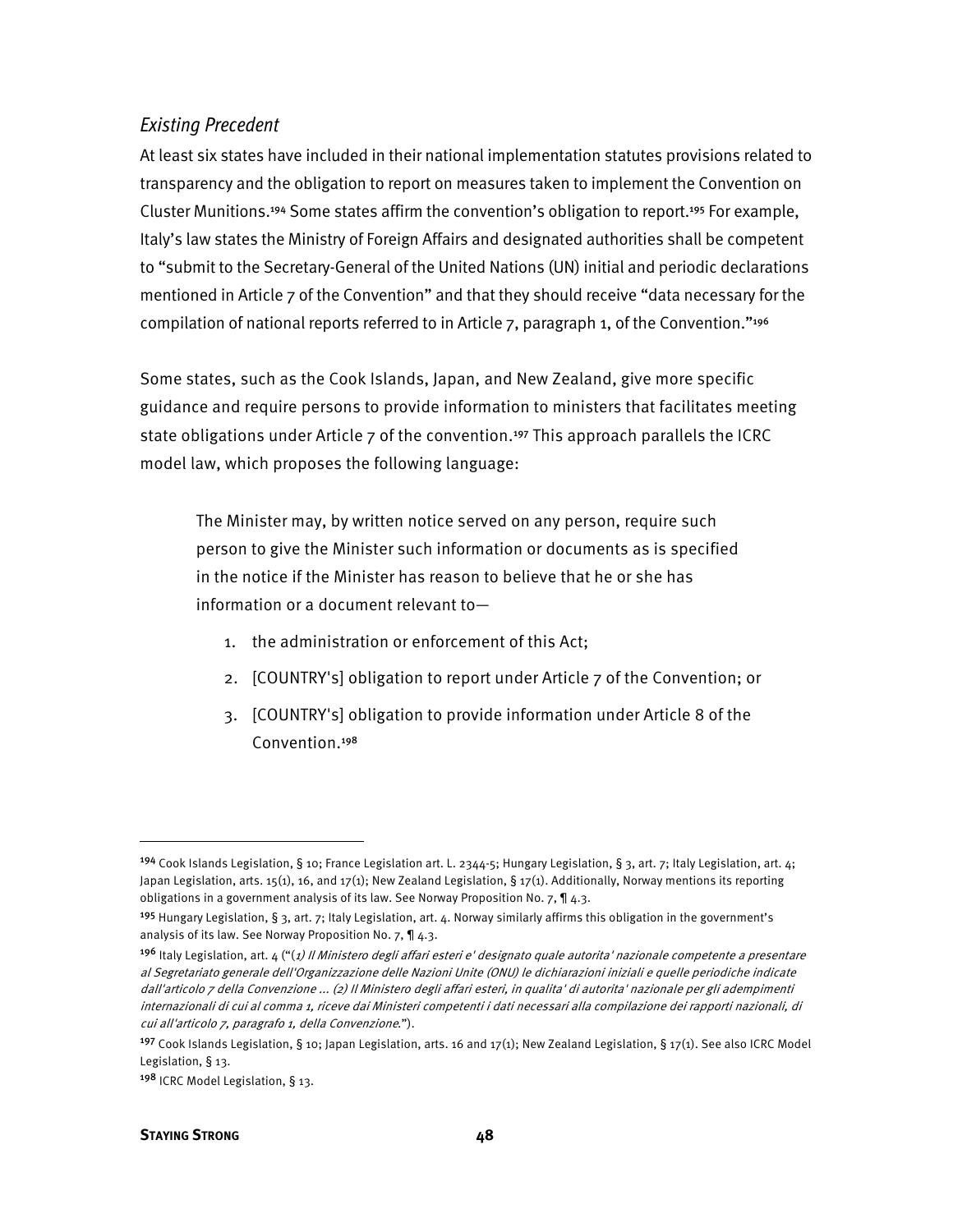### *Existing Precedent*

At least six states have included in their national implementation statutes provisions related to transparency and the obligation to report on measures taken to implement the Convention on Cluster Munitions.[194] Some states affirm the convention's obligation to report.[195] For example, Italy's law states the Ministry of Foreign Affairs and designated authorities shall be competent to "submit to the Secretary-General of the United Nations (UN) initial and periodic declarations mentioned in Article 7 of the Convention" and that they should receive "data necessary for the compilation of national reports referred to in Article 7, paragraph 1, of the Convention."[196]

Some states, such as the Cook Islands, Japan, and New Zealand, give more specific guidance and require persons to provide information to ministers that facilitates meeting state obligations under Article 7 of the convention.[197] This approach parallels the ICRC model law, which proposes the following language:

> The Minister may, by written notice served on any person, require such person to give the Minister such information or documents as is specified in the notice if the Minister has reason to believe that he or she has information or a document relevant to—
>
> 1. the administration or enforcement of this Act;
> 2. [COUNTRY's] obligation to report under Article 7 of the Convention; or
> 3. [COUNTRY's] obligation to provide information under Article 8 of the Convention.[198]

---

[194] Cook Islands Legislation, § 10; France Legislation art. L. 2344-5; Hungary Legislation, § 3, art. 7; Italy Legislation, art. 4; Japan Legislation, arts. 15(1), 16, and 17(1); New Zealand Legislation, § 17(1). Additionally, Norway mentions its reporting obligations in a government analysis of its law. See Norway Proposition No. 7, ¶ 4.3.

[195] Hungary Legislation, § 3, art. 7; Italy Legislation, art. 4. Norway similarly affirms this obligation in the government's analysis of its law. See Norway Proposition No. 7, ¶ 4.3.

[196] Italy Legislation, art. 4 ("*(1) Il Ministero degli affari esteri e' designato quale autorita' nazionale competente a presentare al Segretariato generale dell'Organizzazione delle Nazioni Unite (ONU) le dichiarazioni iniziali e quelle periodiche indicate dall'articolo 7 della Convenzione ... (2) Il Ministero degli affari esteri, in qualita' di autorita' nazionale per gli adempimenti internazionali di cui al comma 1, riceve dai Ministeri competenti i dati necessari alla compilazione dei rapporti nazionali, di cui all'articolo 7, paragrafo 1, della Convenzione*.").

[197] Cook Islands Legislation, § 10; Japan Legislation, arts. 16 and 17(1); New Zealand Legislation, § 17(1). See also ICRC Model Legislation, § 13.

[198] ICRC Model Legislation, § 13.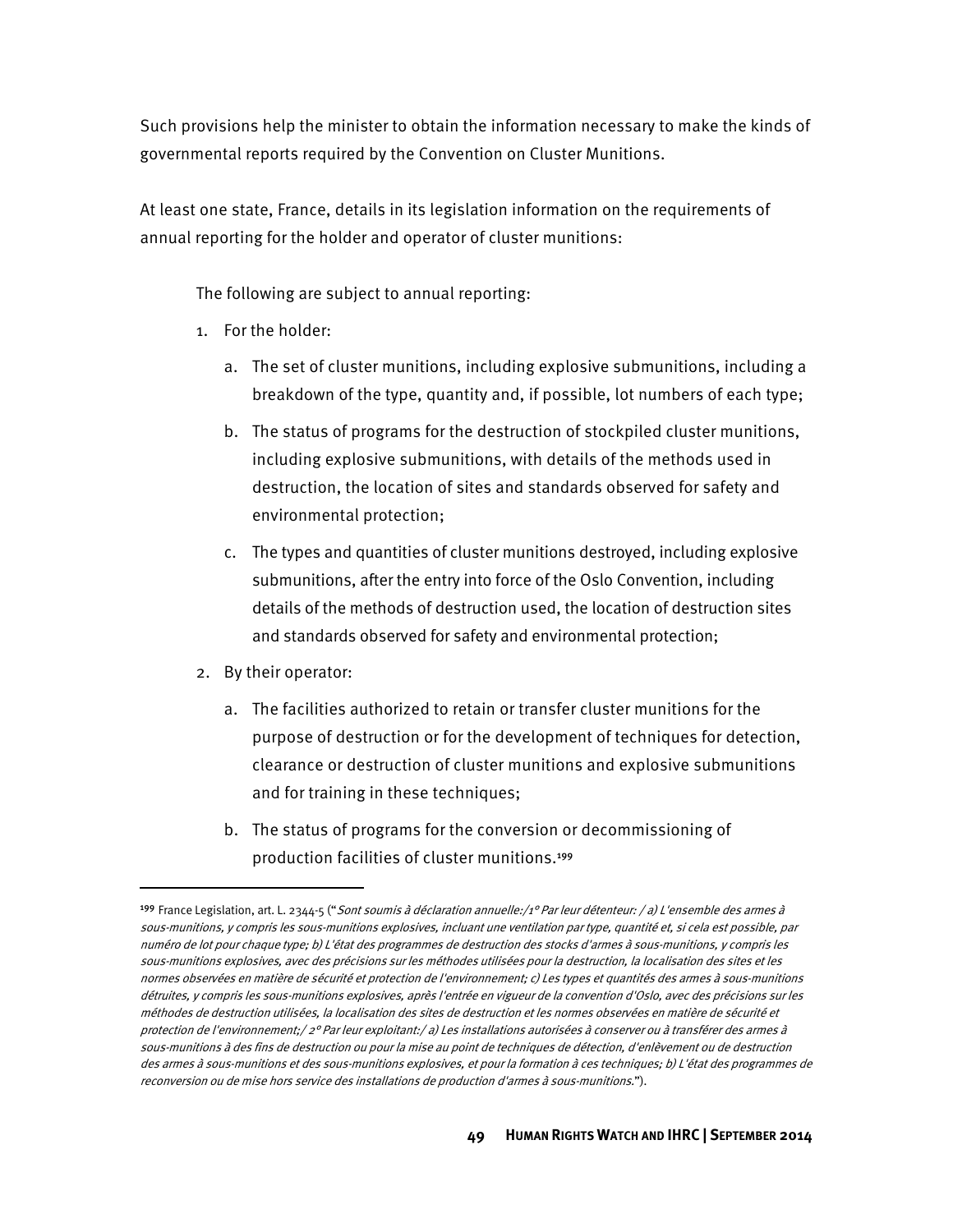Such provisions help the minister to obtain the information necessary to make the kinds of governmental reports required by the Convention on Cluster Munitions.

At least one state, France, details in its legislation information on the requirements of annual reporting for the holder and operator of cluster munitions:

> The following are subject to annual reporting:
>
> 1. For the holder:
>    a. The set of cluster munitions, including explosive submunitions, including a breakdown of the type, quantity and, if possible, lot numbers of each type;
>    b. The status of programs for the destruction of stockpiled cluster munitions, including explosive submunitions, with details of the methods used in destruction, the location of sites and standards observed for safety and environmental protection;
>    c. The types and quantities of cluster munitions destroyed, including explosive submunitions, after the entry into force of the Oslo Convention, including details of the methods of destruction used, the location of destruction sites and standards observed for safety and environmental protection;
> 2. By their operator:
>    a. The facilities authorized to retain or transfer cluster munitions for the purpose of destruction or for the development of techniques for detection, clearance or destruction of cluster munitions and explosive submunitions and for training in these techniques;
>    b. The status of programs for the conversion or decommissioning of production facilities of cluster munitions.[199]

---

[199] France Legislation, art. L. 2344-5 ("*Sont soumis à déclaration annuelle:/1° Par leur détenteur: / a) L'ensemble des armes à sous-munitions, y compris les sous-munitions explosives, incluant une ventilation par type, quantité et, si cela est possible, par numéro de lot pour chaque type; b) L'état des programmes de destruction des stocks d'armes à sous-munitions, y compris les sous-munitions explosives, avec des précisions sur les méthodes utilisées pour la destruction, la localisation des sites et les normes observées en matière de sécurité et protection de l'environnement; c) Les types et quantités des armes à sous-munitions détruites, y compris les sous-munitions explosives, après l'entrée en vigueur de la convention d'Oslo, avec des précisions sur les méthodes de destruction utilisées, la localisation des sites de destruction et les normes observées en matière de sécurité et protection de l'environnement;/ 2° Par leur exploitant:/ a) Les installations autorisées à conserver ou à transférer des armes à sous-munitions à des fins de destruction ou pour la mise au point de techniques de détection, d'enlèvement ou de destruction des armes à sous-munitions et des sous-munitions explosives, et pour la formation à ces techniques; b) L'état des programmes de reconversion ou de mise hors service des installations de production d'armes à sous-munitions.*").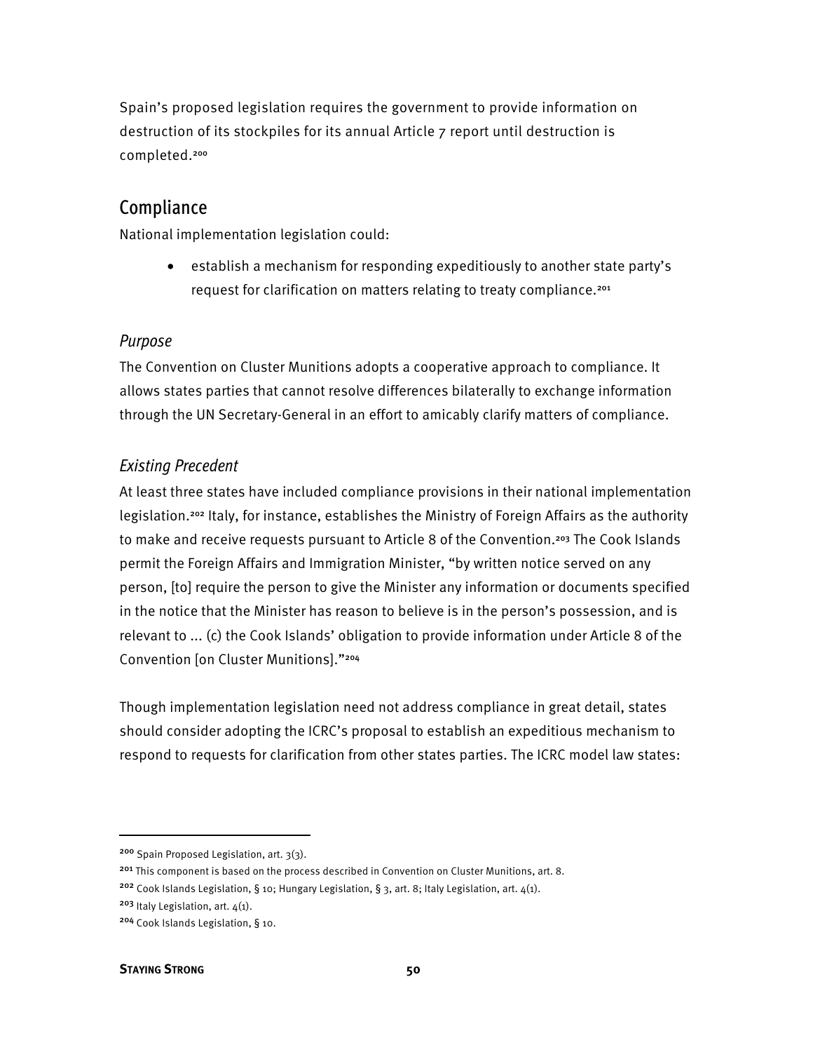Spain's proposed legislation requires the government to provide information on destruction of its stockpiles for its annual Article 7 report until destruction is completed.[200]

## Compliance

National implementation legislation could:

- establish a mechanism for responding expeditiously to another state party's request for clarification on matters relating to treaty compliance.[201]

### *Purpose*

The Convention on Cluster Munitions adopts a cooperative approach to compliance. It allows states parties that cannot resolve differences bilaterally to exchange information through the UN Secretary-General in an effort to amicably clarify matters of compliance.

### *Existing Precedent*

At least three states have included compliance provisions in their national implementation legislation.[202] Italy, for instance, establishes the Ministry of Foreign Affairs as the authority to make and receive requests pursuant to Article 8 of the Convention.[203] The Cook Islands permit the Foreign Affairs and Immigration Minister, "by written notice served on any person, [to] require the person to give the Minister any information or documents specified in the notice that the Minister has reason to believe is in the person's possession, and is relevant to ... (c) the Cook Islands' obligation to provide information under Article 8 of the Convention [on Cluster Munitions]."[204]

Though implementation legislation need not address compliance in great detail, states should consider adopting the ICRC's proposal to establish an expeditious mechanism to respond to requests for clarification from other states parties. The ICRC model law states:

---

[200] Spain Proposed Legislation, art. 3(3).

[201] This component is based on the process described in Convention on Cluster Munitions, art. 8.

[202] Cook Islands Legislation, § 10; Hungary Legislation, § 3, art. 8; Italy Legislation, art. 4(1).

[203] Italy Legislation, art. 4(1).

[204] Cook Islands Legislation, § 10.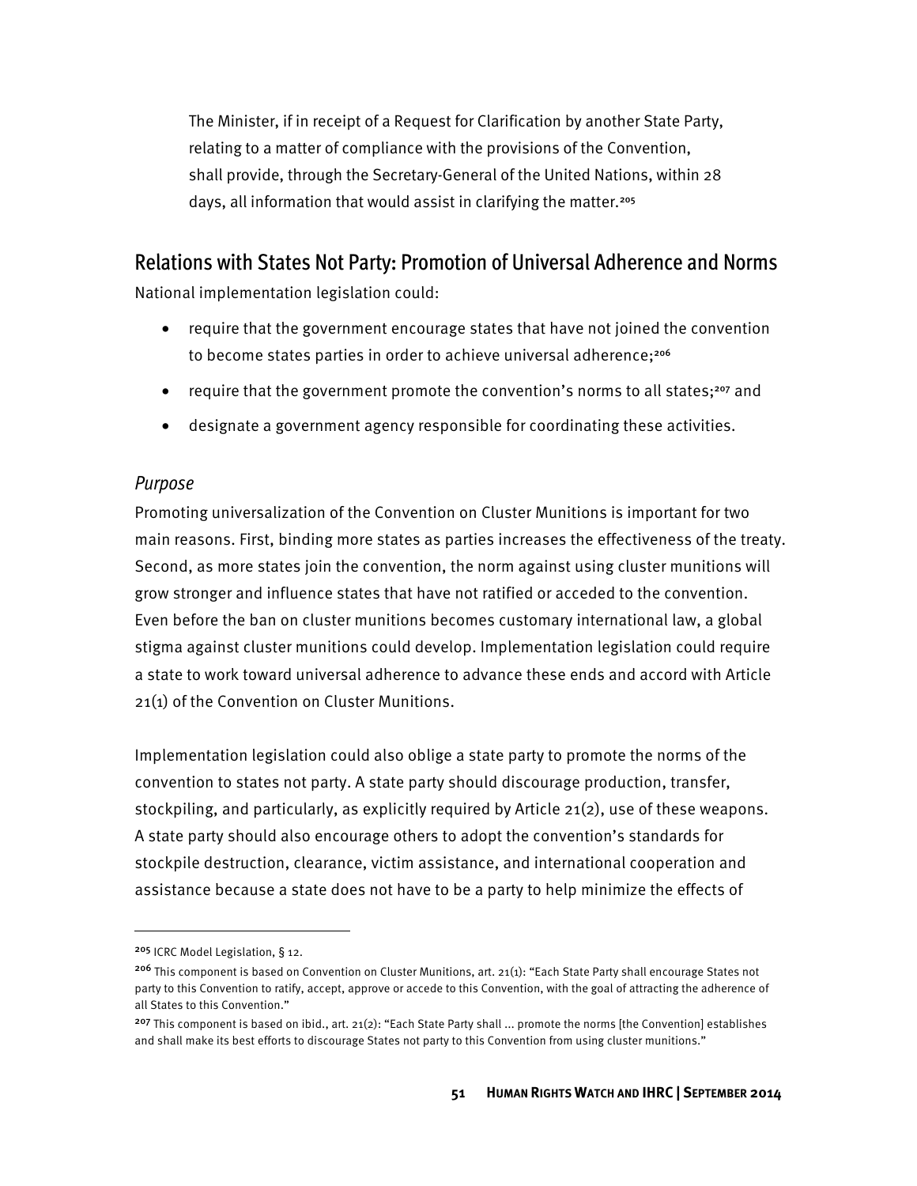> The Minister, if in receipt of a Request for Clarification by another State Party, relating to a matter of compliance with the provisions of the Convention, shall provide, through the Secretary-General of the United Nations, within 28 days, all information that would assist in clarifying the matter.[205]

## Relations with States Not Party: Promotion of Universal Adherence and Norms

National implementation legislation could:

- require that the government encourage states that have not joined the convention to become states parties in order to achieve universal adherence;[206]
- require that the government promote the convention's norms to all states;[207] and
- designate a government agency responsible for coordinating these activities.

### *Purpose*

Promoting universalization of the Convention on Cluster Munitions is important for two main reasons. First, binding more states as parties increases the effectiveness of the treaty. Second, as more states join the convention, the norm against using cluster munitions will grow stronger and influence states that have not ratified or acceded to the convention. Even before the ban on cluster munitions becomes customary international law, a global stigma against cluster munitions could develop. Implementation legislation could require a state to work toward universal adherence to advance these ends and accord with Article 21(1) of the Convention on Cluster Munitions.

Implementation legislation could also oblige a state party to promote the norms of the convention to states not party. A state party should discourage production, transfer, stockpiling, and particularly, as explicitly required by Article 21(2), use of these weapons. A state party should also encourage others to adopt the convention's standards for stockpile destruction, clearance, victim assistance, and international cooperation and assistance because a state does not have to be a party to help minimize the effects of

---

[205] ICRC Model Legislation, § 12.

[206] This component is based on Convention on Cluster Munitions, art. 21(1): "Each State Party shall encourage States not party to this Convention to ratify, accept, approve or accede to this Convention, with the goal of attracting the adherence of all States to this Convention."

[207] This component is based on ibid., art. 21(2): "Each State Party shall ... promote the norms [the Convention] establishes and shall make its best efforts to discourage States not party to this Convention from using cluster munitions."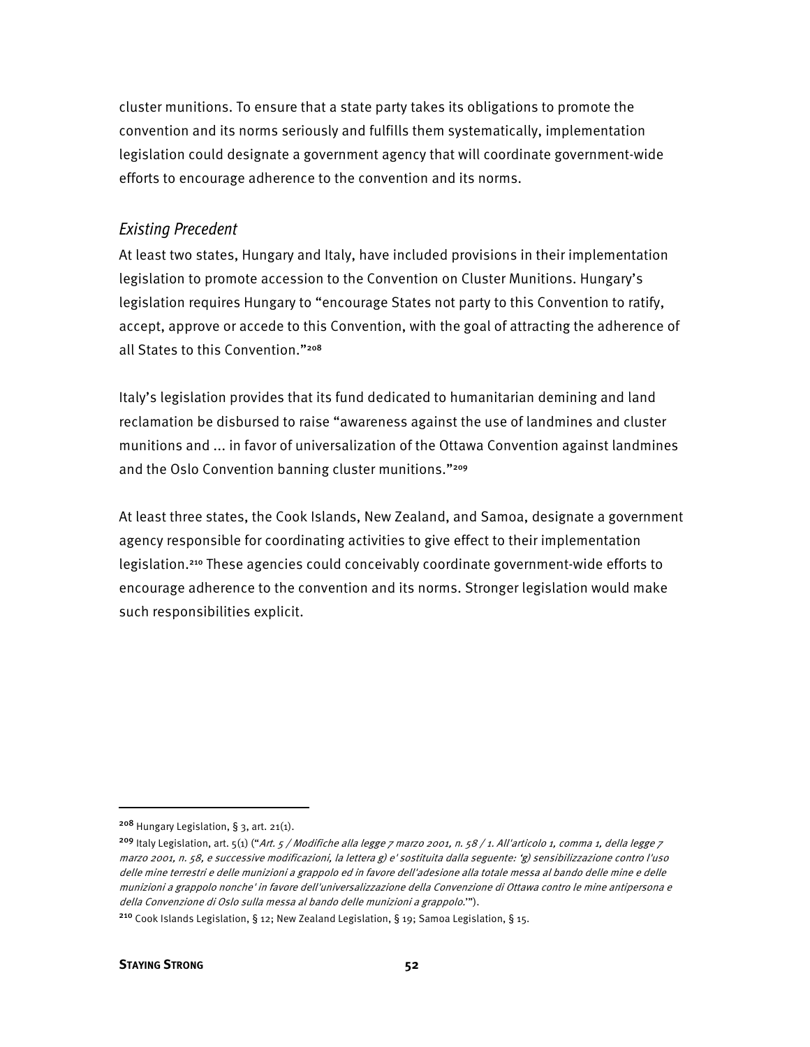cluster munitions. To ensure that a state party takes its obligations to promote the convention and its norms seriously and fulfills them systematically, implementation legislation could designate a government agency that will coordinate government-wide efforts to encourage adherence to the convention and its norms.

### *Existing Precedent*

At least two states, Hungary and Italy, have included provisions in their implementation legislation to promote accession to the Convention on Cluster Munitions. Hungary's legislation requires Hungary to "encourage States not party to this Convention to ratify, accept, approve or accede to this Convention, with the goal of attracting the adherence of all States to this Convention."[208]

Italy's legislation provides that its fund dedicated to humanitarian demining and land reclamation be disbursed to raise "awareness against the use of landmines and cluster munitions and … in favor of universalization of the Ottawa Convention against landmines and the Oslo Convention banning cluster munitions."[209]

At least three states, the Cook Islands, New Zealand, and Samoa, designate a government agency responsible for coordinating activities to give effect to their implementation legislation.[210] These agencies could conceivably coordinate government-wide efforts to encourage adherence to the convention and its norms. Stronger legislation would make such responsibilities explicit.

---

[208] Hungary Legislation, § 3, art. 21(1).

[209] Italy Legislation, art. 5(1) ("*Art. 5 / Modifiche alla legge 7 marzo 2001, n. 58 / 1. All'articolo 1, comma 1, della legge 7 marzo 2001, n. 58, e successive modificazioni, la lettera g) e' sostituita dalla seguente: 'g) sensibilizzazione contro l'uso delle mine terrestri e delle munizioni a grappolo ed in favore dell'adesione alla totale messa al bando delle mine e delle munizioni a grappolo nonche' in favore dell'universalizzazione della Convenzione di Ottawa contro le mine antipersona e della Convenzione di Oslo sulla messa al bando delle munizioni a grappolo.*'").

[210] Cook Islands Legislation, § 12; New Zealand Legislation, § 19; Samoa Legislation, § 15.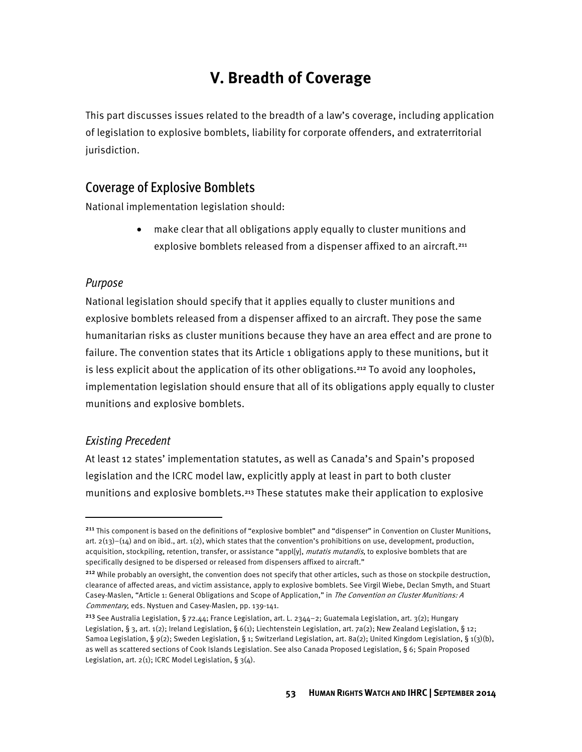# V. Breadth of Coverage

This part discusses issues related to the breadth of a law's coverage, including application of legislation to explosive bomblets, liability for corporate offenders, and extraterritorial jurisdiction.

## Coverage of Explosive Bomblets

National implementation legislation should:

- make clear that all obligations apply equally to cluster munitions and explosive bomblets released from a dispenser affixed to an aircraft.[211]

### *Purpose*

National legislation should specify that it applies equally to cluster munitions and explosive bomblets released from a dispenser affixed to an aircraft. They pose the same humanitarian risks as cluster munitions because they have an area effect and are prone to failure. The convention states that its Article 1 obligations apply to these munitions, but it is less explicit about the application of its other obligations.[212] To avoid any loopholes, implementation legislation should ensure that all of its obligations apply equally to cluster munitions and explosive bomblets.

### *Existing Precedent*

At least 12 states' implementation statutes, as well as Canada's and Spain's proposed legislation and the ICRC model law, explicitly apply at least in part to both cluster munitions and explosive bomblets.[213] These statutes make their application to explosive

---

[211] This component is based on the definitions of "explosive bomblet" and "dispenser" in Convention on Cluster Munitions, art. 2(13)–(14) and on ibid., art. 1(2), which states that the convention's prohibitions on use, development, production, acquisition, stockpiling, retention, transfer, or assistance "appl[y], *mutatis mutandis*, to explosive bomblets that are specifically designed to be dispersed or released from dispensers affixed to aircraft."

[212] While probably an oversight, the convention does not specify that other articles, such as those on stockpile destruction, clearance of affected areas, and victim assistance, apply to explosive bomblets. See Virgil Wiebe, Declan Smyth, and Stuart Casey-Maslen, "Article 1: General Obligations and Scope of Application," in *The Convention on Cluster Munitions: A Commentary*, eds. Nystuen and Casey-Maslen, pp. 139-141.

[213] See Australia Legislation, § 72.44; France Legislation, art. L. 2344–2; Guatemala Legislation, art. 3(2); Hungary Legislation, § 3, art. 1(2); Ireland Legislation, § 6(1); Liechtenstein Legislation, art. 7a(2); New Zealand Legislation, § 12; Samoa Legislation, § 9(2); Sweden Legislation, § 1; Switzerland Legislation, art. 8a(2); United Kingdom Legislation, § 1(3)(b), as well as scattered sections of Cook Islands Legislation. See also Canada Proposed Legislation, § 6; Spain Proposed Legislation, art. 2(1); ICRC Model Legislation, § 3(4).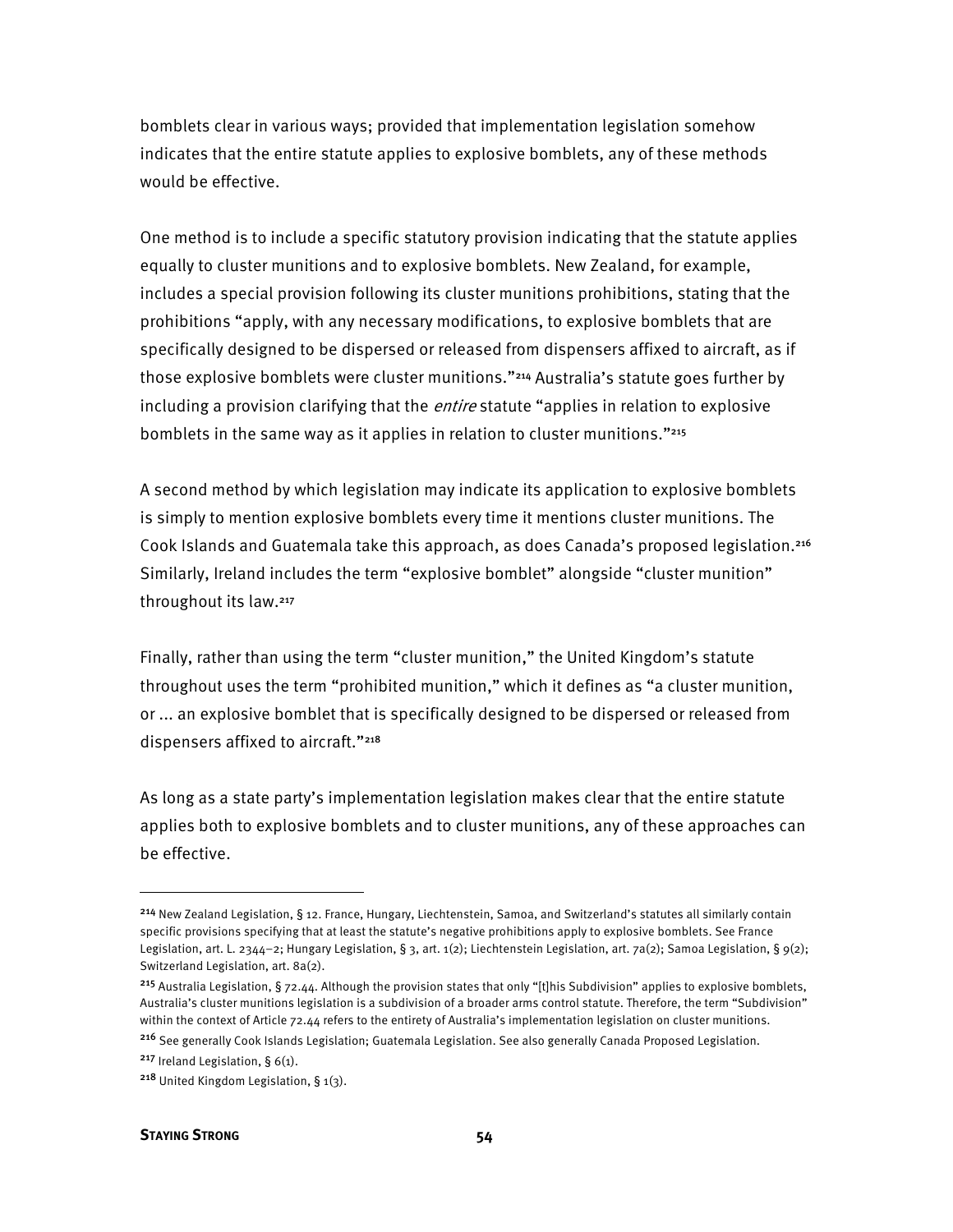bomblets clear in various ways; provided that implementation legislation somehow indicates that the entire statute applies to explosive bomblets, any of these methods would be effective.

One method is to include a specific statutory provision indicating that the statute applies equally to cluster munitions and to explosive bomblets. New Zealand, for example, includes a special provision following its cluster munitions prohibitions, stating that the prohibitions "apply, with any necessary modifications, to explosive bomblets that are specifically designed to be dispersed or released from dispensers affixed to aircraft, as if those explosive bomblets were cluster munitions."[214] Australia's statute goes further by including a provision clarifying that the *entire* statute "applies in relation to explosive bomblets in the same way as it applies in relation to cluster munitions."[215]

A second method by which legislation may indicate its application to explosive bomblets is simply to mention explosive bomblets every time it mentions cluster munitions. The Cook Islands and Guatemala take this approach, as does Canada's proposed legislation.[216] Similarly, Ireland includes the term "explosive bomblet" alongside "cluster munition" throughout its law.[217]

Finally, rather than using the term "cluster munition," the United Kingdom's statute throughout uses the term "prohibited munition," which it defines as "a cluster munition, or ... an explosive bomblet that is specifically designed to be dispersed or released from dispensers affixed to aircraft."[218]

As long as a state party's implementation legislation makes clear that the entire statute applies both to explosive bomblets and to cluster munitions, any of these approaches can be effective.

---

[214] New Zealand Legislation, § 12. France, Hungary, Liechtenstein, Samoa, and Switzerland's statutes all similarly contain specific provisions specifying that at least the statute's negative prohibitions apply to explosive bomblets. See France Legislation, art. L. 2344–2; Hungary Legislation, § 3, art. 1(2); Liechtenstein Legislation, art. 7a(2); Samoa Legislation, § 9(2); Switzerland Legislation, art. 8a(2).

[215] Australia Legislation, § 72.44. Although the provision states that only "[t]his Subdivision" applies to explosive bomblets, Australia's cluster munitions legislation is a subdivision of a broader arms control statute. Therefore, the term "Subdivision" within the context of Article 72.44 refers to the entirety of Australia's implementation legislation on cluster munitions.

[216] See generally Cook Islands Legislation; Guatemala Legislation. See also generally Canada Proposed Legislation.

[217] Ireland Legislation, § 6(1).

[218] United Kingdom Legislation, § 1(3).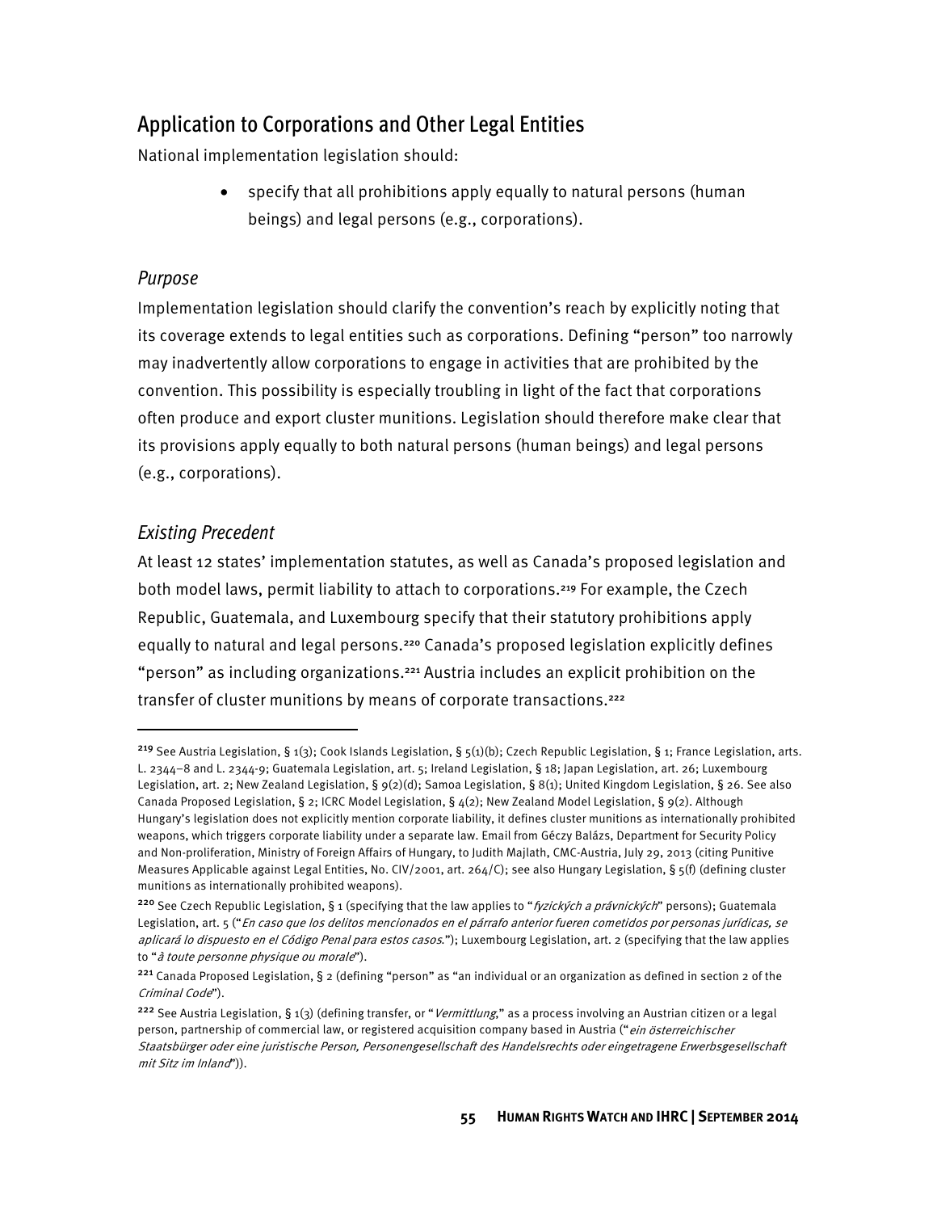## Application to Corporations and Other Legal Entities

National implementation legislation should:

- specify that all prohibitions apply equally to natural persons (human beings) and legal persons (e.g., corporations).

### *Purpose*

Implementation legislation should clarify the convention's reach by explicitly noting that its coverage extends to legal entities such as corporations. Defining "person" too narrowly may inadvertently allow corporations to engage in activities that are prohibited by the convention. This possibility is especially troubling in light of the fact that corporations often produce and export cluster munitions. Legislation should therefore make clear that its provisions apply equally to both natural persons (human beings) and legal persons (e.g., corporations).

### *Existing Precedent*

At least 12 states' implementation statutes, as well as Canada's proposed legislation and both model laws, permit liability to attach to corporations.[219] For example, the Czech Republic, Guatemala, and Luxembourg specify that their statutory prohibitions apply equally to natural and legal persons.[220] Canada's proposed legislation explicitly defines "person" as including organizations.[221] Austria includes an explicit prohibition on the transfer of cluster munitions by means of corporate transactions.[222]

---

[219] See Austria Legislation, § 1(3); Cook Islands Legislation, § 5(1)(b); Czech Republic Legislation, § 1; France Legislation, arts. L. 2344–8 and L. 2344-9; Guatemala Legislation, art. 5; Ireland Legislation, § 18; Japan Legislation, art. 26; Luxembourg Legislation, art. 2; New Zealand Legislation, § 9(2)(d); Samoa Legislation, § 8(1); United Kingdom Legislation, § 26. See also Canada Proposed Legislation, § 2; ICRC Model Legislation, § 4(2); New Zealand Model Legislation, § 9(2). Although Hungary's legislation does not explicitly mention corporate liability, it defines cluster munitions as internationally prohibited weapons, which triggers corporate liability under a separate law. Email from Géczy Balázs, Department for Security Policy and Non-proliferation, Ministry of Foreign Affairs of Hungary, to Judith Majlath, CMC-Austria, July 29, 2013 (citing Punitive Measures Applicable against Legal Entities, No. CIV/2001, art. 264/C); see also Hungary Legislation, § 5(f) (defining cluster munitions as internationally prohibited weapons).

[220] See Czech Republic Legislation, § 1 (specifying that the law applies to "*fyzických a právnických*" persons); Guatemala Legislation, art. 5 ("*En caso que los delitos mencionados en el párrafo anterior fueren cometidos por personas jurídicas, se aplicará lo dispuesto en el Código Penal para estos casos.*"); Luxembourg Legislation, art. 2 (specifying that the law applies to "*à toute personne physique ou morale*").

[221] Canada Proposed Legislation, § 2 (defining "person" as "an individual or an organization as defined in section 2 of the *Criminal Code*").

[222] See Austria Legislation, § 1(3) (defining transfer, or "*Vermittlung*," as a process involving an Austrian citizen or a legal person, partnership of commercial law, or registered acquisition company based in Austria ("*ein österreichischer Staatsbürger oder eine juristische Person, Personengesellschaft des Handelsrechts oder eingetragene Erwerbsgesellschaft mit Sitz im Inland*")).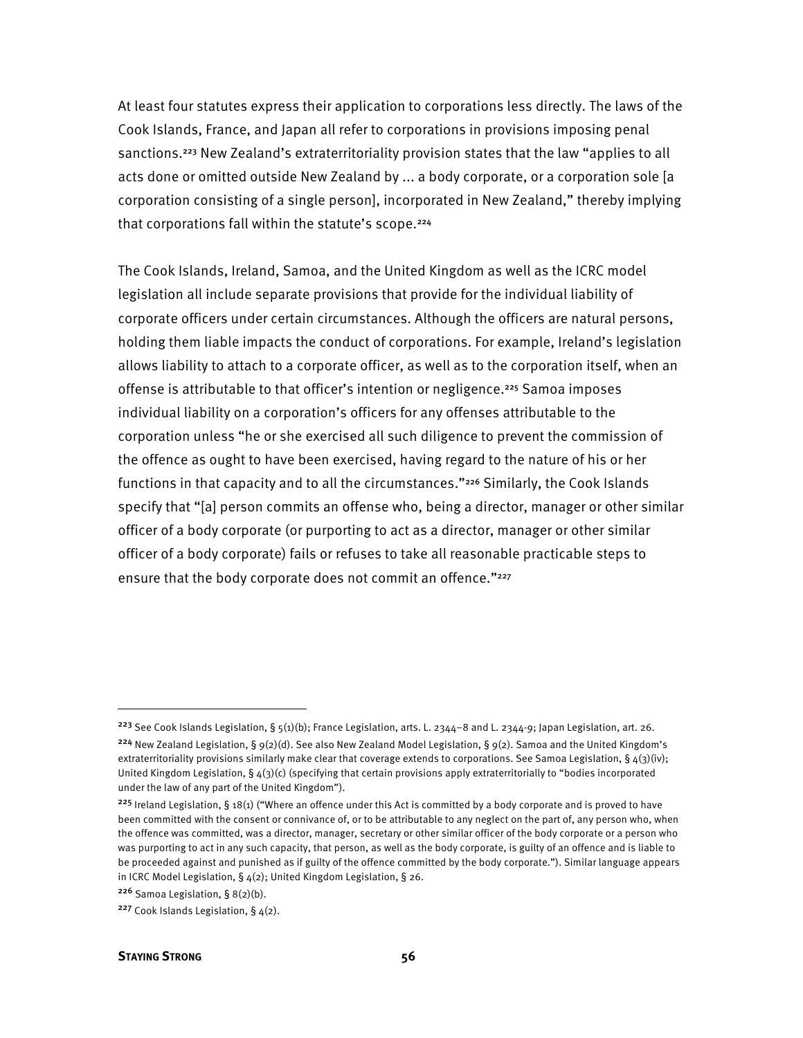At least four statutes express their application to corporations less directly. The laws of the Cook Islands, France, and Japan all refer to corporations in provisions imposing penal sanctions.[223] New Zealand's extraterritoriality provision states that the law "applies to all acts done or omitted outside New Zealand by ... a body corporate, or a corporation sole [a corporation consisting of a single person], incorporated in New Zealand," thereby implying that corporations fall within the statute's scope.[224]

The Cook Islands, Ireland, Samoa, and the United Kingdom as well as the ICRC model legislation all include separate provisions that provide for the individual liability of corporate officers under certain circumstances. Although the officers are natural persons, holding them liable impacts the conduct of corporations. For example, Ireland's legislation allows liability to attach to a corporate officer, as well as to the corporation itself, when an offense is attributable to that officer's intention or negligence.[225] Samoa imposes individual liability on a corporation's officers for any offenses attributable to the corporation unless "he or she exercised all such diligence to prevent the commission of the offence as ought to have been exercised, having regard to the nature of his or her functions in that capacity and to all the circumstances."[226] Similarly, the Cook Islands specify that "[a] person commits an offense who, being a director, manager or other similar officer of a body corporate (or purporting to act as a director, manager or other similar officer of a body corporate) fails or refuses to take all reasonable practicable steps to ensure that the body corporate does not commit an offence."[227]

---

[223] See Cook Islands Legislation, § 5(1)(b); France Legislation, arts. L. 2344–8 and L. 2344-9; Japan Legislation, art. 26.

[224] New Zealand Legislation, § 9(2)(d). See also New Zealand Model Legislation, § 9(2). Samoa and the United Kingdom's extraterritoriality provisions similarly make clear that coverage extends to corporations. See Samoa Legislation, § 4(3)(iv); United Kingdom Legislation, § 4(3)(c) (specifying that certain provisions apply extraterritorially to "bodies incorporated under the law of any part of the United Kingdom").

[225] Ireland Legislation, § 18(1) ("Where an offence under this Act is committed by a body corporate and is proved to have been committed with the consent or connivance of, or to be attributable to any neglect on the part of, any person who, when the offence was committed, was a director, manager, secretary or other similar officer of the body corporate or a person who was purporting to act in any such capacity, that person, as well as the body corporate, is guilty of an offence and is liable to be proceeded against and punished as if guilty of the offence committed by the body corporate."). Similar language appears in ICRC Model Legislation, § 4(2); United Kingdom Legislation, § 26.

[226] Samoa Legislation, § 8(2)(b).

[227] Cook Islands Legislation, § 4(2).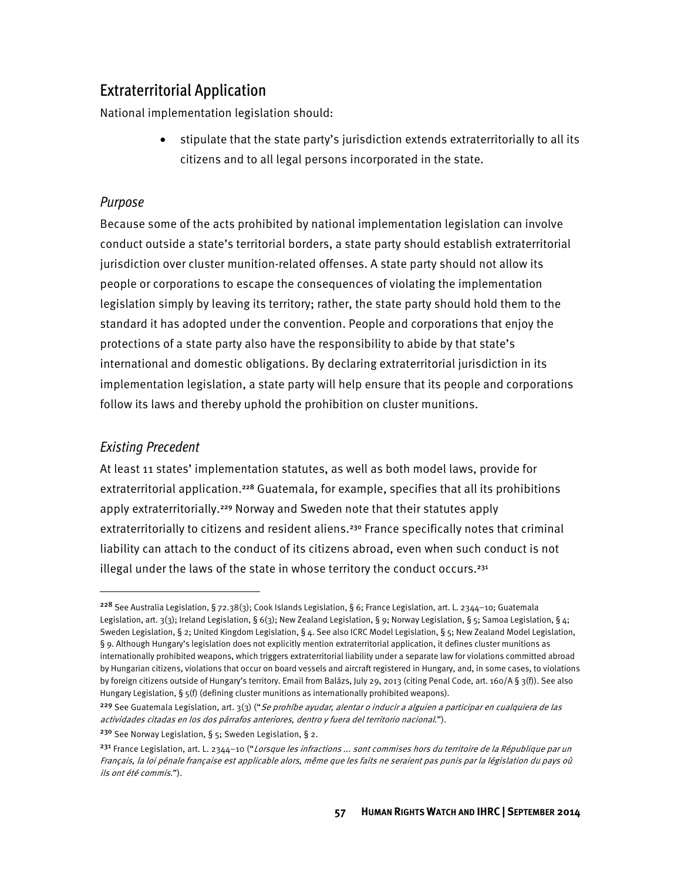## Extraterritorial Application

National implementation legislation should:

- stipulate that the state party's jurisdiction extends extraterritorially to all its citizens and to all legal persons incorporated in the state.

### *Purpose*

Because some of the acts prohibited by national implementation legislation can involve conduct outside a state's territorial borders, a state party should establish extraterritorial jurisdiction over cluster munition-related offenses. A state party should not allow its people or corporations to escape the consequences of violating the implementation legislation simply by leaving its territory; rather, the state party should hold them to the standard it has adopted under the convention. People and corporations that enjoy the protections of a state party also have the responsibility to abide by that state's international and domestic obligations. By declaring extraterritorial jurisdiction in its implementation legislation, a state party will help ensure that its people and corporations follow its laws and thereby uphold the prohibition on cluster munitions.

### *Existing Precedent*

At least 11 states' implementation statutes, as well as both model laws, provide for extraterritorial application.[228] Guatemala, for example, specifies that all its prohibitions apply extraterritorially.[229] Norway and Sweden note that their statutes apply extraterritorially to citizens and resident aliens.[230] France specifically notes that criminal liability can attach to the conduct of its citizens abroad, even when such conduct is not illegal under the laws of the state in whose territory the conduct occurs.[231]

---

[228] See Australia Legislation, § 72.38(3); Cook Islands Legislation, § 6; France Legislation, art. L. 2344–10; Guatemala Legislation, art. 3(3); Ireland Legislation, § 6(3); New Zealand Legislation, § 9; Norway Legislation, § 5; Samoa Legislation, § 4; Sweden Legislation, § 2; United Kingdom Legislation, § 4. See also ICRC Model Legislation, § 5; New Zealand Model Legislation, § 9. Although Hungary's legislation does not explicitly mention extraterritorial application, it defines cluster munitions as internationally prohibited weapons, which triggers extraterritorial liability under a separate law for violations committed abroad by Hungarian citizens, violations that occur on board vessels and aircraft registered in Hungary, and, in some cases, to violations by foreign citizens outside of Hungary's territory. Email from Balázs, July 29, 2013 (citing Penal Code, art. 160/A § 3(f)). See also Hungary Legislation, § 5(f) (defining cluster munitions as internationally prohibited weapons).

[229] See Guatemala Legislation, art. 3(3) ("*Se prohíbe ayudar, alentar o inducir a alguien a participar en cualquiera de las actividades citadas en los dos párrafos anteriores, dentro y fuera del territorio nacional.*").

[230] See Norway Legislation, § 5; Sweden Legislation, § 2.

[231] France Legislation, art. L. 2344–10 ("*Lorsque les infractions ... sont commises hors du territoire de la République par un Français, la loi pénale française est applicable alors, même que les faits ne seraient pas punis par la législation du pays où ils ont été commis.*").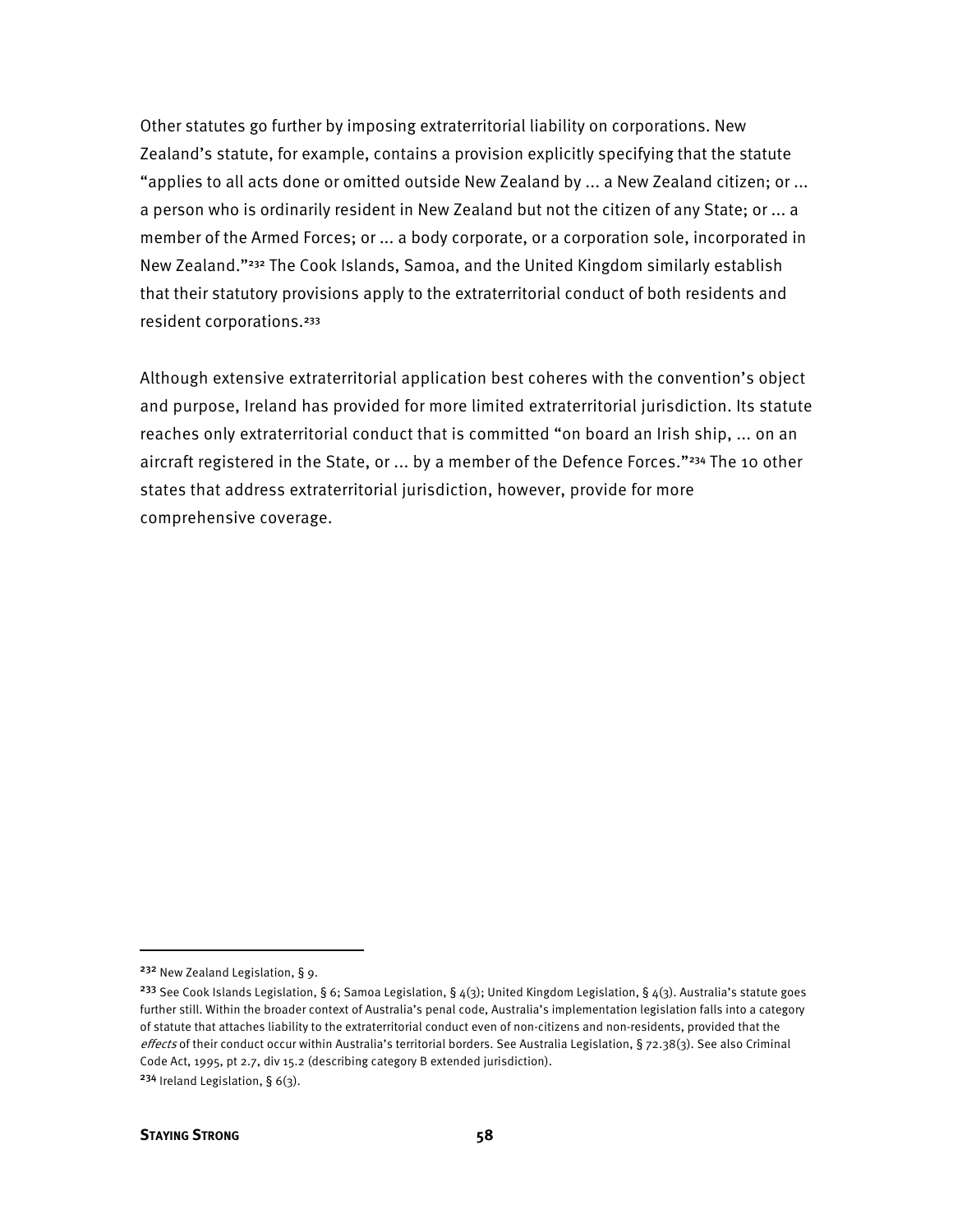Other statutes go further by imposing extraterritorial liability on corporations. New Zealand's statute, for example, contains a provision explicitly specifying that the statute "applies to all acts done or omitted outside New Zealand by ... a New Zealand citizen; or ... a person who is ordinarily resident in New Zealand but not the citizen of any State; or ... a member of the Armed Forces; or ... a body corporate, or a corporation sole, incorporated in New Zealand."[232] The Cook Islands, Samoa, and the United Kingdom similarly establish that their statutory provisions apply to the extraterritorial conduct of both residents and resident corporations.[233]

Although extensive extraterritorial application best coheres with the convention's object and purpose, Ireland has provided for more limited extraterritorial jurisdiction. Its statute reaches only extraterritorial conduct that is committed "on board an Irish ship, ... on an aircraft registered in the State, or ... by a member of the Defence Forces."[234] The 10 other states that address extraterritorial jurisdiction, however, provide for more comprehensive coverage.

---

[232] New Zealand Legislation, § 9.

[233] See Cook Islands Legislation, § 6; Samoa Legislation, § 4(3); United Kingdom Legislation, § 4(3). Australia's statute goes further still. Within the broader context of Australia's penal code, Australia's implementation legislation falls into a category of statute that attaches liability to the extraterritorial conduct even of non-citizens and non-residents, provided that the *effects* of their conduct occur within Australia's territorial borders. See Australia Legislation, § 72.38(3). See also Criminal Code Act, 1995, pt 2.7, div 15.2 (describing category B extended jurisdiction).

[234] Ireland Legislation, § 6(3).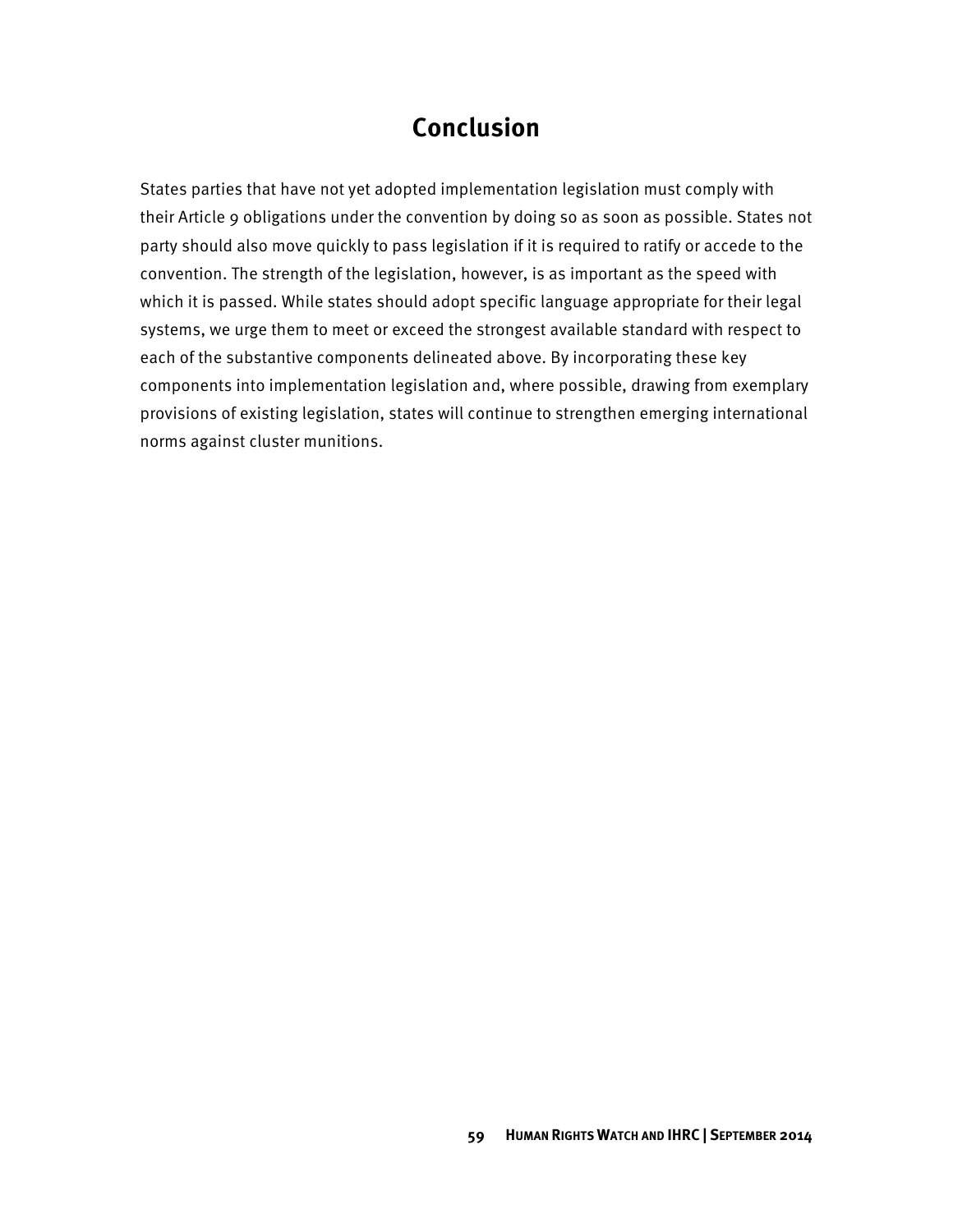# Conclusion

States parties that have not yet adopted implementation legislation must comply with their Article 9 obligations under the convention by doing so as soon as possible. States not party should also move quickly to pass legislation if it is required to ratify or accede to the convention. The strength of the legislation, however, is as important as the speed with which it is passed. While states should adopt specific language appropriate for their legal systems, we urge them to meet or exceed the strongest available standard with respect to each of the substantive components delineated above. By incorporating these key components into implementation legislation and, where possible, drawing from exemplary provisions of existing legislation, states will continue to strengthen emerging international norms against cluster munitions.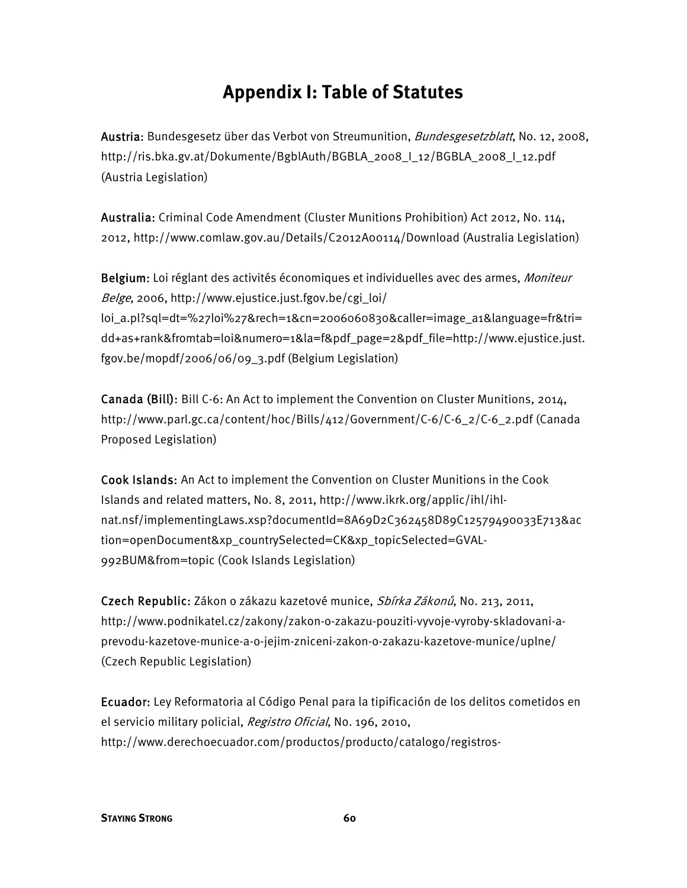# Appendix I: Table of Statutes

**Austria:** Bundesgesetz über das Verbot von Streumunition, *Bundesgesetzblatt*, No. 12, 2008, http://ris.bka.gv.at/Dokumente/BgblAuth/BGBLA_2008_I_12/BGBLA_2008_I_12.pdf (Austria Legislation)

**Australia:** Criminal Code Amendment (Cluster Munitions Prohibition) Act 2012, No. 114, 2012, http://www.comlaw.gov.au/Details/C2012A00114/Download (Australia Legislation)

**Belgium:** Loi réglant des activités économiques et individuelles avec des armes, *Moniteur Belge*, 2006, http://www.ejustice.just.fgov.be/cgi_loi/loi_a.pl?sql=dt=%27loi%27&rech=1&cn=2006060830&caller=image_a1&language=fr&tri=dd+as+rank&fromtab=loi&numero=1&la=f&pdf_page=2&pdf_file=http://www.ejustice.just.fgov.be/mopdf/2006/06/09_3.pdf (Belgium Legislation)

**Canada (Bill):** Bill C-6: An Act to implement the Convention on Cluster Munitions, 2014, http://www.parl.gc.ca/content/hoc/Bills/412/Government/C-6/C-6_2/C-6_2.pdf (Canada Proposed Legislation)

**Cook Islands:** An Act to implement the Convention on Cluster Munitions in the Cook Islands and related matters, No. 8, 2011, http://www.ikrk.org/applic/ihl/ihl-nat.nsf/implementingLaws.xsp?documentId=8A69D2C362458D89C12579490033E713&action=openDocument&xp_countrySelected=CK&xp_topicSelected=GVAL-992BUM&from=topic (Cook Islands Legislation)

**Czech Republic:** Zákon o zákazu kazetové munice, *Sbírka Zákonů*, No. 213, 2011, http://www.podnikatel.cz/zakony/zakon-o-zakazu-pouziti-vyvoje-vyroby-skladovani-a-prevodu-kazetove-munice-a-o-jejim-zniceni-zakon-o-zakazu-kazetove-munice/uplne/ (Czech Republic Legislation)

**Ecuador:** Ley Reformatoria al Código Penal para la tipificación de los delitos cometidos en el servicio military policial, *Registro Oficial*, No. 196, 2010, http://www.derechoecuador.com/productos/producto/catalogo/registros-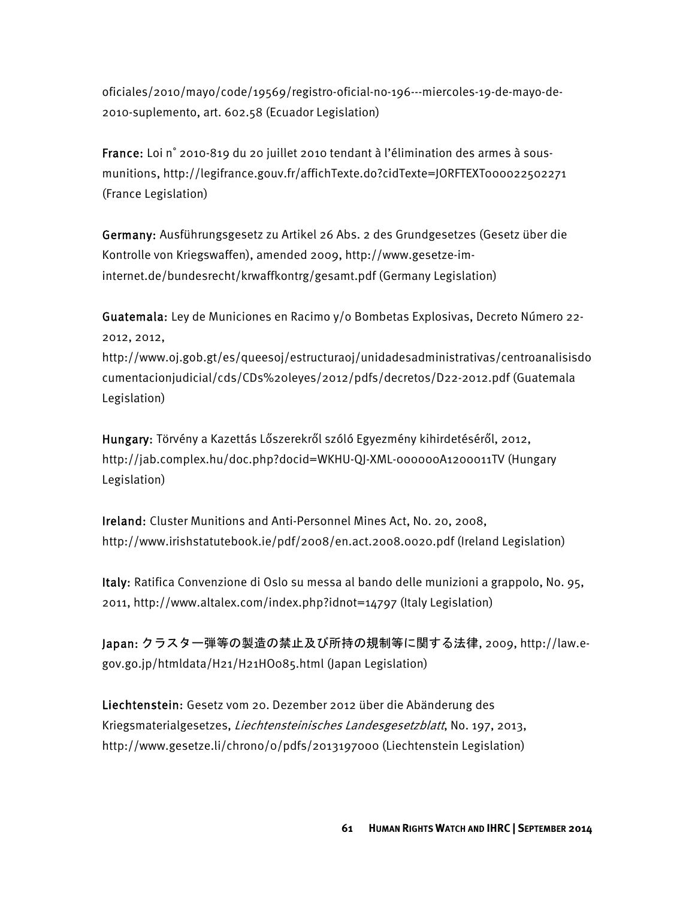oficiales/2010/mayo/code/19569/registro-oficial-no-196---miercoles-19-de-mayo-de-2010-suplemento, art. 602.58 (Ecuador Legislation)

**France:** Loi n° 2010-819 du 20 juillet 2010 tendant à l'élimination des armes à sous-munitions, http://legifrance.gouv.fr/affichTexte.do?cidTexte=JORFTEXT000022502271 (France Legislation)

**Germany:** Ausführungsgesetz zu Artikel 26 Abs. 2 des Grundgesetzes (Gesetz über die Kontrolle von Kriegswaffen), amended 2009, http://www.gesetze-im-internet.de/bundesrecht/krwaffkontrg/gesamt.pdf (Germany Legislation)

**Guatemala:** Ley de Municiones en Racimo y/o Bombetas Explosivas, Decreto Número 22-2012, 2012, http://www.oj.gob.gt/es/queesoj/estructuraoj/unidadesadministrativas/centroanalisisdocumentacionjudicial/cds/CDs%20leyes/2012/pdfs/decretos/D22-2012.pdf (Guatemala Legislation)

**Hungary:** Törvény a Kazettás Lőszerekről szóló Egyezmény kihirdetéséről, 2012, http://jab.complex.hu/doc.php?docid=WKHU-QJ-XML-000000A1200011TV (Hungary Legislation)

**Ireland:** Cluster Munitions and Anti-Personnel Mines Act, No. 20, 2008, http://www.irishstatutebook.ie/pdf/2008/en.act.2008.0020.pdf (Ireland Legislation)

**Italy:** Ratifica Convenzione di Oslo su messa al bando delle munizioni a grappolo, No. 95, 2011, http://www.altalex.com/index.php?idnot=14797 (Italy Legislation)

**Japan:** クラスター弾等の製造の禁止及び所持の規制等に関する法律, 2009, http://law.e-gov.go.jp/htmldata/H21/H21HO085.html (Japan Legislation)

**Liechtenstein:** Gesetz vom 20. Dezember 2012 über die Abänderung des Kriegsmaterialgesetzes, *Liechtensteinisches Landesgesetzblatt*, No. 197, 2013, http://www.gesetze.li/chrono/0/pdfs/2013197000 (Liechtenstein Legislation)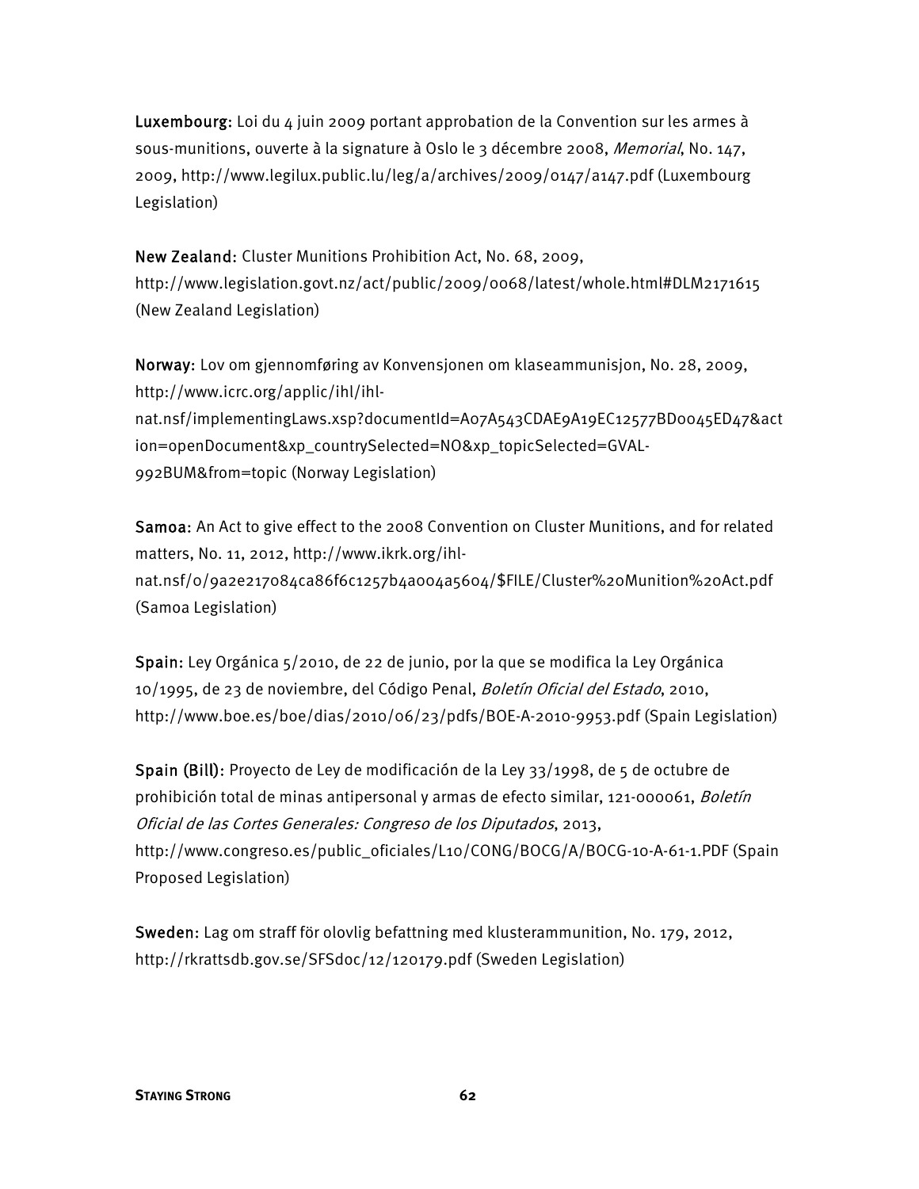**Luxembourg**: Loi du 4 juin 2009 portant approbation de la Convention sur les armes à sous-munitions, ouverte à la signature à Oslo le 3 décembre 2008, *Memorial*, No. 147, 2009, http://www.legilux.public.lu/leg/a/archives/2009/0147/a147.pdf (Luxembourg Legislation)

**New Zealand**: Cluster Munitions Prohibition Act, No. 68, 2009, http://www.legislation.govt.nz/act/public/2009/0068/latest/whole.html#DLM2171615 (New Zealand Legislation)

**Norway**: Lov om gjennomføring av Konvensjonen om klaseammunisjon, No. 28, 2009, http://www.icrc.org/applic/ihl/ihl-nat.nsf/implementingLaws.xsp?documentId=A07A543CDAE9A19EC12577BD0045ED47&action=openDocument&xp_countrySelected=NO&xp_topicSelected=GVAL-992BUM&from=topic (Norway Legislation)

**Samoa**: An Act to give effect to the 2008 Convention on Cluster Munitions, and for related matters, No. 11, 2012, http://www.ikrk.org/ihl-nat.nsf/0/9a2e217084ca86f6c1257b4a004a5604/$FILE/Cluster%20Munition%20Act.pdf (Samoa Legislation)

**Spain**: Ley Orgánica 5/2010, de 22 de junio, por la que se modifica la Ley Orgánica 10/1995, de 23 de noviembre, del Código Penal, *Boletín Oficial del Estado*, 2010, http://www.boe.es/boe/dias/2010/06/23/pdfs/BOE-A-2010-9953.pdf (Spain Legislation)

**Spain (Bill)**: Proyecto de Ley de modificación de la Ley 33/1998, de 5 de octubre de prohibición total de minas antipersonal y armas de efecto similar, 121-000061, *Boletín Oficial de las Cortes Generales: Congreso de los Diputados*, 2013, http://www.congreso.es/public_oficiales/L10/CONG/BOCG/A/BOCG-10-A-61-1.PDF (Spain Proposed Legislation)

**Sweden**: Lag om straff för olovlig befattning med klusterammunition, No. 179, 2012, http://rkrattsdb.gov.se/SFSdoc/12/120179.pdf (Sweden Legislation)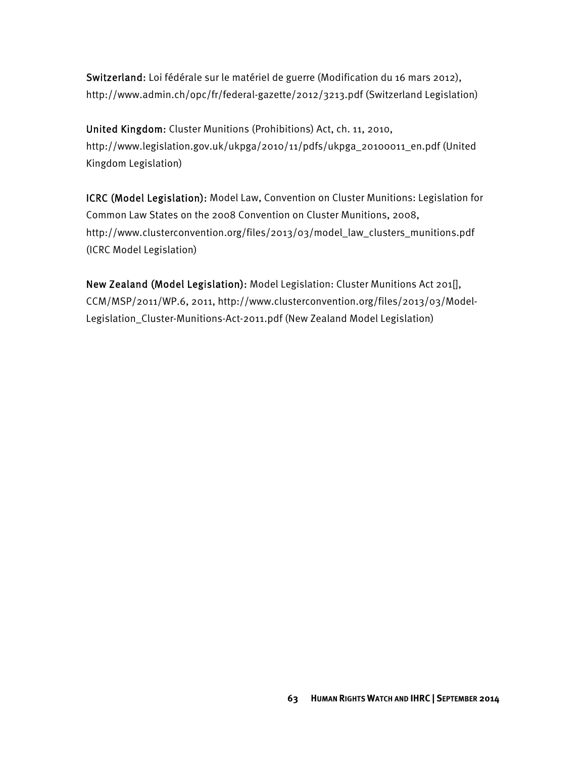Switzerland: Loi fédérale sur le matériel de guerre (Modification du 16 mars 2012), http://www.admin.ch/opc/fr/federal-gazette/2012/3213.pdf (Switzerland Legislation)

United Kingdom: Cluster Munitions (Prohibitions) Act, ch. 11, 2010, http://www.legislation.gov.uk/ukpga/2010/11/pdfs/ukpga_20100011_en.pdf (United Kingdom Legislation)

ICRC (Model Legislation): Model Law, Convention on Cluster Munitions: Legislation for Common Law States on the 2008 Convention on Cluster Munitions, 2008, http://www.clusterconvention.org/files/2013/03/model_law_clusters_munitions.pdf (ICRC Model Legislation)

New Zealand (Model Legislation): Model Legislation: Cluster Munitions Act 201[], CCM/MSP/2011/WP.6, 2011, http://www.clusterconvention.org/files/2013/03/Model-Legislation_Cluster-Munitions-Act-2011.pdf (New Zealand Model Legislation)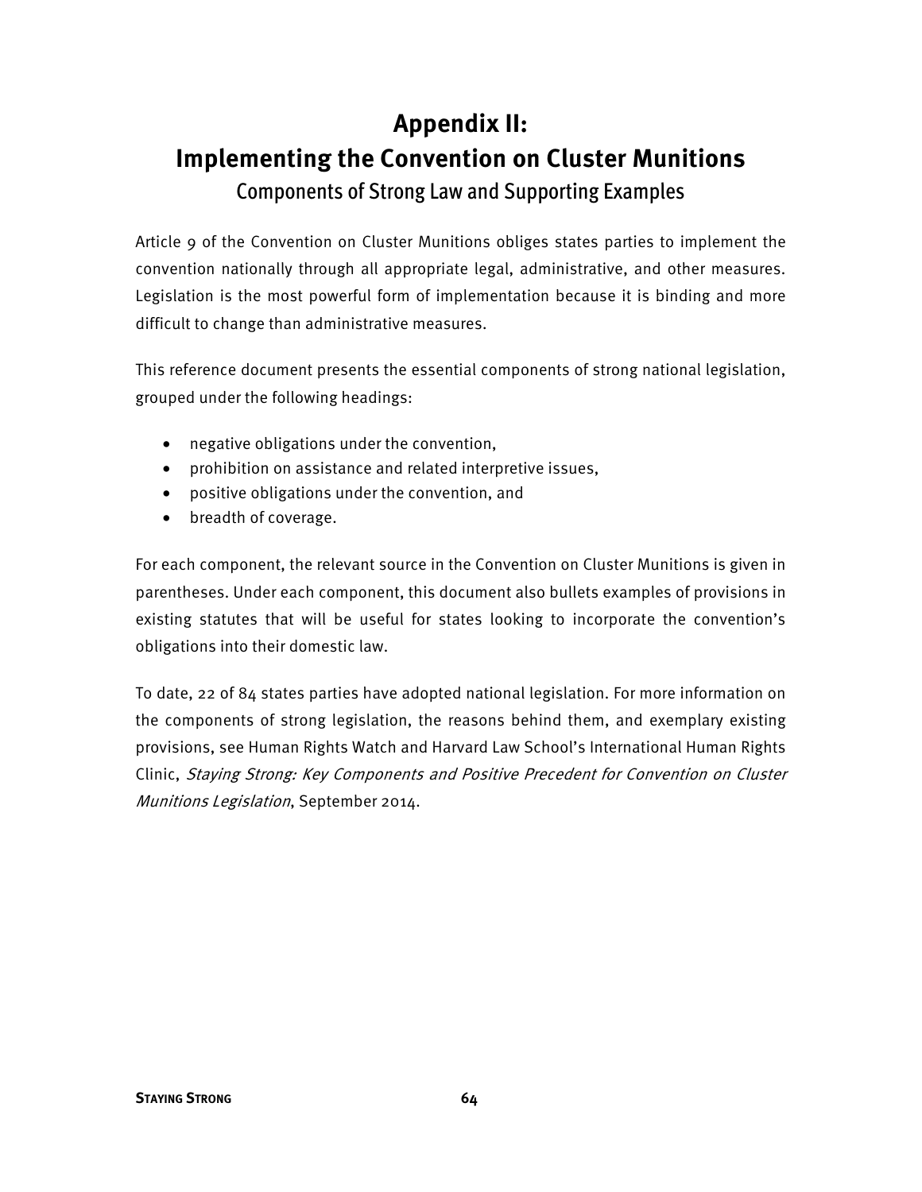# Appendix II:
# Implementing the Convention on Cluster Munitions

## Components of Strong Law and Supporting Examples

Article 9 of the Convention on Cluster Munitions obliges states parties to implement the convention nationally through all appropriate legal, administrative, and other measures. Legislation is the most powerful form of implementation because it is binding and more difficult to change than administrative measures.

This reference document presents the essential components of strong national legislation, grouped under the following headings:

- negative obligations under the convention,
- prohibition on assistance and related interpretive issues,
- positive obligations under the convention, and
- breadth of coverage.

For each component, the relevant source in the Convention on Cluster Munitions is given in parentheses. Under each component, this document also bullets examples of provisions in existing statutes that will be useful for states looking to incorporate the convention's obligations into their domestic law.

To date, 22 of 84 states parties have adopted national legislation. For more information on the components of strong legislation, the reasons behind them, and exemplary existing provisions, see Human Rights Watch and Harvard Law School's International Human Rights Clinic, *Staying Strong: Key Components and Positive Precedent for Convention on Cluster Munitions Legislation*, September 2014.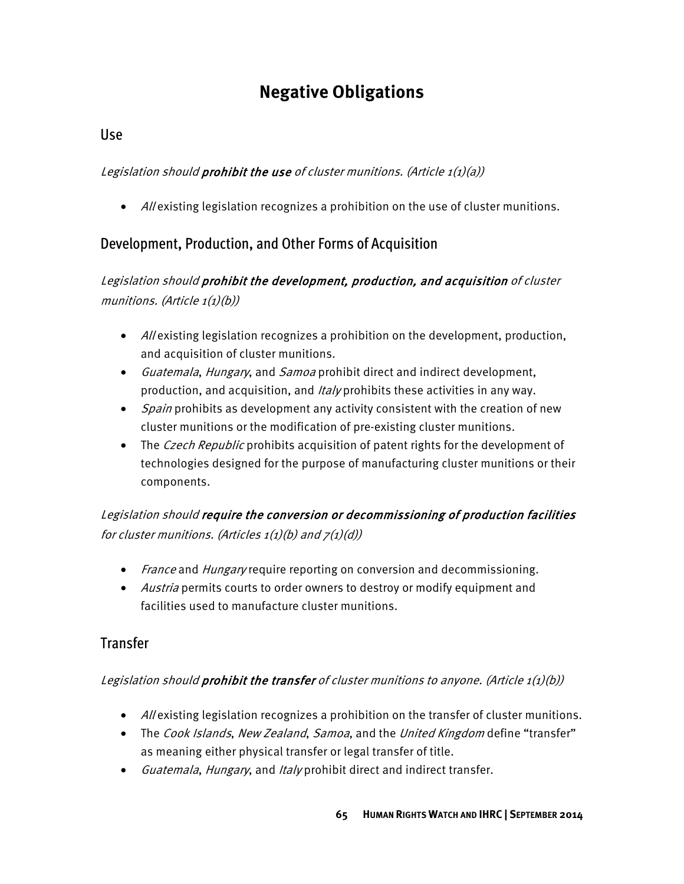# Negative Obligations

## Use

*Legislation should* ***prohibit the use*** *of cluster munitions. (Article 1(1)(a))*

- *All* existing legislation recognizes a prohibition on the use of cluster munitions.

## Development, Production, and Other Forms of Acquisition

*Legislation should* ***prohibit the development, production, and acquisition*** *of cluster munitions. (Article 1(1)(b))*

- *All* existing legislation recognizes a prohibition on the development, production, and acquisition of cluster munitions.
- *Guatemala*, *Hungary*, and *Samoa* prohibit direct and indirect development, production, and acquisition, and *Italy* prohibits these activities in any way.
- *Spain* prohibits as development any activity consistent with the creation of new cluster munitions or the modification of pre-existing cluster munitions.
- The *Czech Republic* prohibits acquisition of patent rights for the development of technologies designed for the purpose of manufacturing cluster munitions or their components.

*Legislation should* ***require the conversion or decommissioning of production facilities*** *for cluster munitions. (Articles 1(1)(b) and 7(1)(d))*

- *France* and *Hungary* require reporting on conversion and decommissioning.
- *Austria* permits courts to order owners to destroy or modify equipment and facilities used to manufacture cluster munitions.

## Transfer

*Legislation should* ***prohibit the transfer*** *of cluster munitions to anyone. (Article 1(1)(b))*

- *All* existing legislation recognizes a prohibition on the transfer of cluster munitions.
- The *Cook Islands*, *New Zealand*, *Samoa*, and the *United Kingdom* define "transfer" as meaning either physical transfer or legal transfer of title.
- *Guatemala*, *Hungary*, and *Italy* prohibit direct and indirect transfer.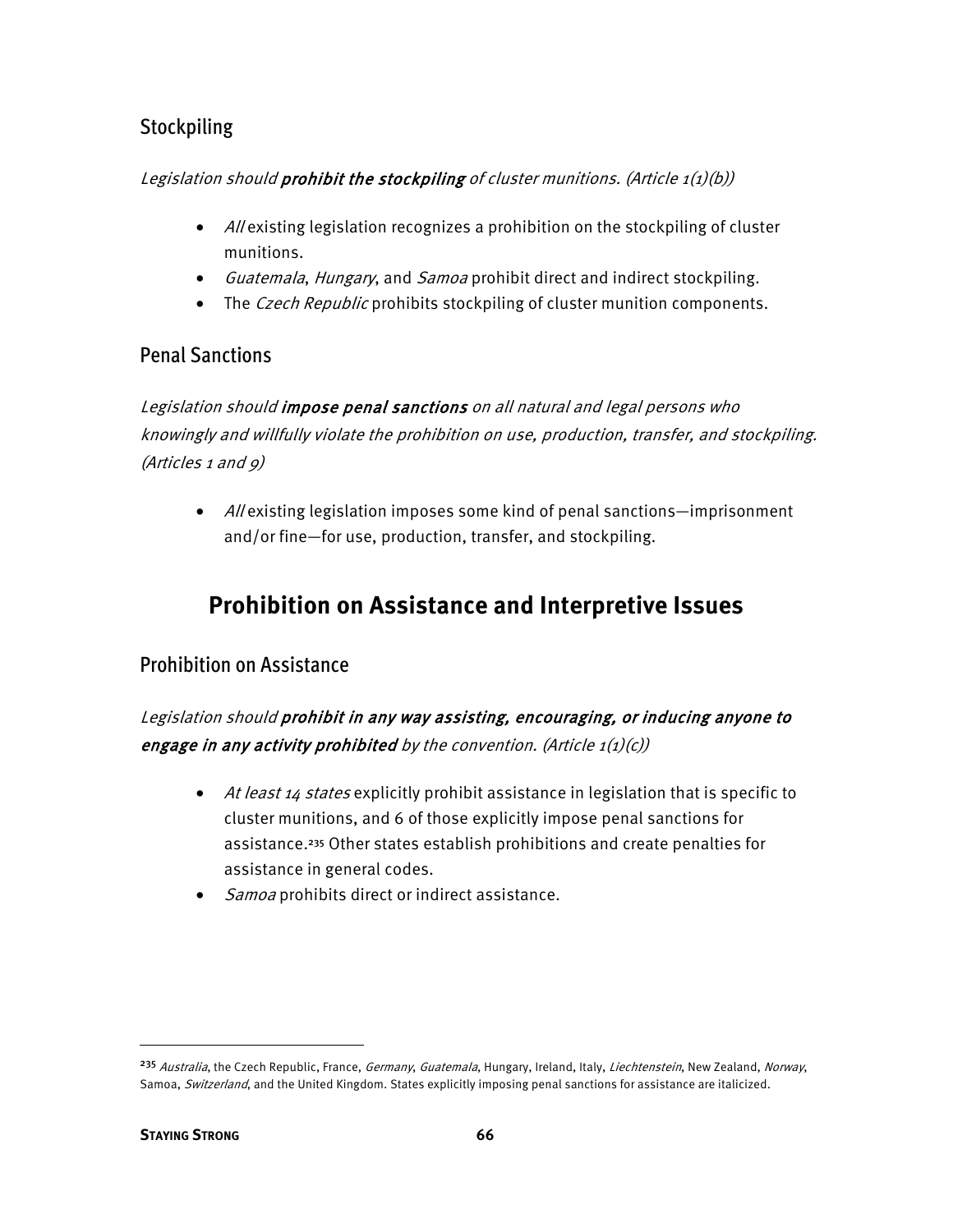## Stockpiling

*Legislation should* ***prohibit the stockpiling*** *of cluster munitions. (Article 1(1)(b))*

- *All* existing legislation recognizes a prohibition on the stockpiling of cluster munitions.
- *Guatemala*, *Hungary*, and *Samoa* prohibit direct and indirect stockpiling.
- The *Czech Republic* prohibits stockpiling of cluster munition components.

## Penal Sanctions

*Legislation should* ***impose penal sanctions*** *on all natural and legal persons who knowingly and willfully violate the prohibition on use, production, transfer, and stockpiling. (Articles 1 and 9)*

- *All* existing legislation imposes some kind of penal sanctions—imprisonment and/or fine—for use, production, transfer, and stockpiling.

# Prohibition on Assistance and Interpretive Issues

## Prohibition on Assistance

*Legislation should* ***prohibit in any way assisting, encouraging, or inducing anyone to engage in any activity prohibited*** *by the convention. (Article 1(1)(c))*

- *At least 14 states* explicitly prohibit assistance in legislation that is specific to cluster munitions, and 6 of those explicitly impose penal sanctions for assistance.[235] Other states establish prohibitions and create penalties for assistance in general codes.
- *Samoa* prohibits direct or indirect assistance.

---

[235] *Australia*, the Czech Republic, France, *Germany*, *Guatemala*, Hungary, Ireland, Italy, *Liechtenstein*, New Zealand, *Norway*, Samoa, *Switzerland*, and the United Kingdom. States explicitly imposing penal sanctions for assistance are italicized.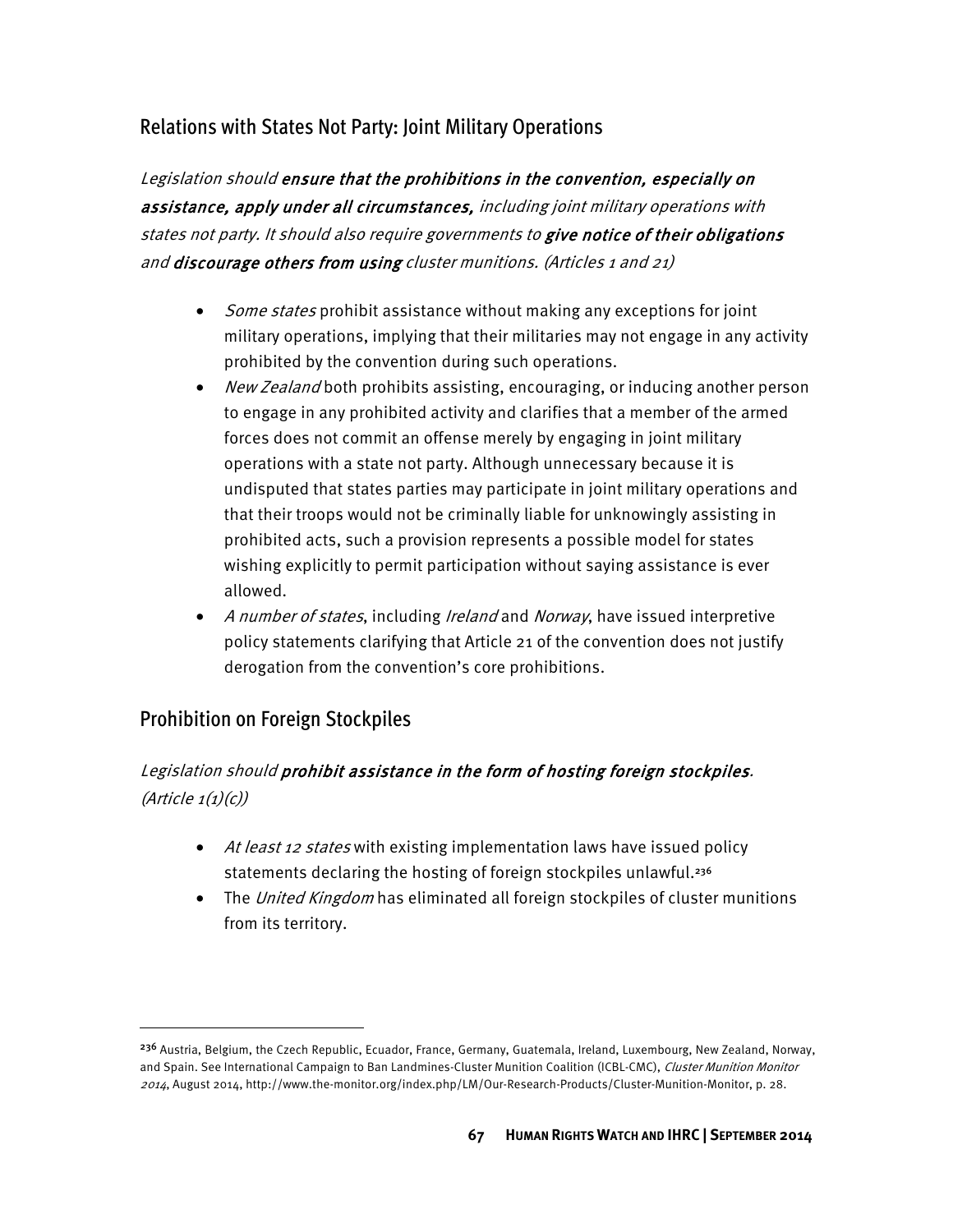## Relations with States Not Party: Joint Military Operations

*Legislation should* ***ensure that the prohibitions in the convention, especially on assistance, apply under all circumstances,*** *including joint military operations with states not party. It should also require governments to* ***give notice of their obligations*** *and* ***discourage others from using*** *cluster munitions. (Articles 1 and 21)*

- *Some states* prohibit assistance without making any exceptions for joint military operations, implying that their militaries may not engage in any activity prohibited by the convention during such operations.
- *New Zealand* both prohibits assisting, encouraging, or inducing another person to engage in any prohibited activity and clarifies that a member of the armed forces does not commit an offense merely by engaging in joint military operations with a state not party. Although unnecessary because it is undisputed that states parties may participate in joint military operations and that their troops would not be criminally liable for unknowingly assisting in prohibited acts, such a provision represents a possible model for states wishing explicitly to permit participation without saying assistance is ever allowed.
- *A number of states*, including *Ireland* and *Norway*, have issued interpretive policy statements clarifying that Article 21 of the convention does not justify derogation from the convention's core prohibitions.

## Prohibition on Foreign Stockpiles

*Legislation should* ***prohibit assistance in the form of hosting foreign stockpiles****. (Article 1(1)(c))*

- *At least 12 states* with existing implementation laws have issued policy statements declaring the hosting of foreign stockpiles unlawful.[236]
- The *United Kingdom* has eliminated all foreign stockpiles of cluster munitions from its territory.

---

[236] Austria, Belgium, the Czech Republic, Ecuador, France, Germany, Guatemala, Ireland, Luxembourg, New Zealand, Norway, and Spain. See International Campaign to Ban Landmines-Cluster Munition Coalition (ICBL-CMC), *Cluster Munition Monitor 2014*, August 2014, http://www.the-monitor.org/index.php/LM/Our-Research-Products/Cluster-Munition-Monitor, p. 28.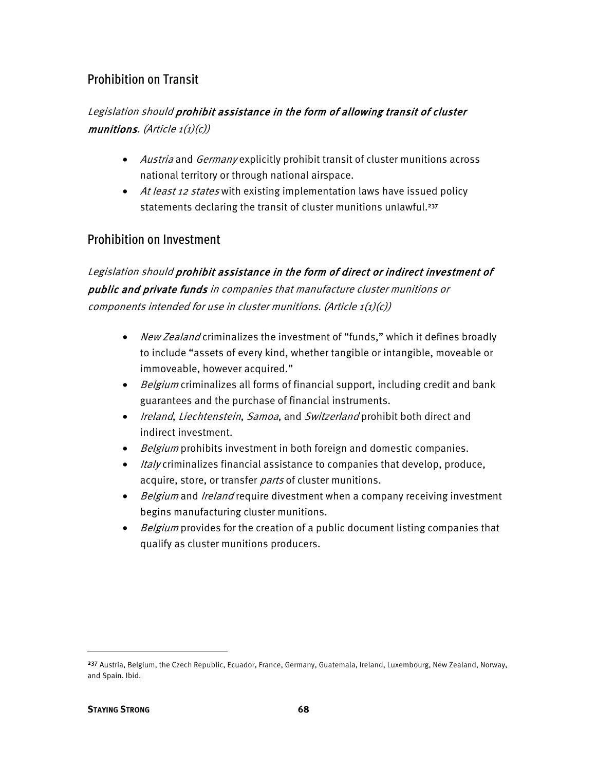## Prohibition on Transit

*Legislation should* ***prohibit assistance in the form of allowing transit of cluster munitions****. (Article 1(1)(c))*

- *Austria* and *Germany* explicitly prohibit transit of cluster munitions across national territory or through national airspace.
- *At least 12 states* with existing implementation laws have issued policy statements declaring the transit of cluster munitions unlawful.[237]

## Prohibition on Investment

*Legislation should* ***prohibit assistance in the form of direct or indirect investment of public and private funds*** *in companies that manufacture cluster munitions or components intended for use in cluster munitions. (Article 1(1)(c))*

- *New Zealand* criminalizes the investment of "funds," which it defines broadly to include "assets of every kind, whether tangible or intangible, moveable or immoveable, however acquired."
- *Belgium* criminalizes all forms of financial support, including credit and bank guarantees and the purchase of financial instruments.
- *Ireland*, *Liechtenstein*, *Samoa*, and *Switzerland* prohibit both direct and indirect investment.
- *Belgium* prohibits investment in both foreign and domestic companies.
- *Italy* criminalizes financial assistance to companies that develop, produce, acquire, store, or transfer *parts* of cluster munitions.
- *Belgium* and *Ireland* require divestment when a company receiving investment begins manufacturing cluster munitions.
- *Belgium* provides for the creation of a public document listing companies that qualify as cluster munitions producers.

---

[237] Austria, Belgium, the Czech Republic, Ecuador, France, Germany, Guatemala, Ireland, Luxembourg, New Zealand, Norway, and Spain. Ibid.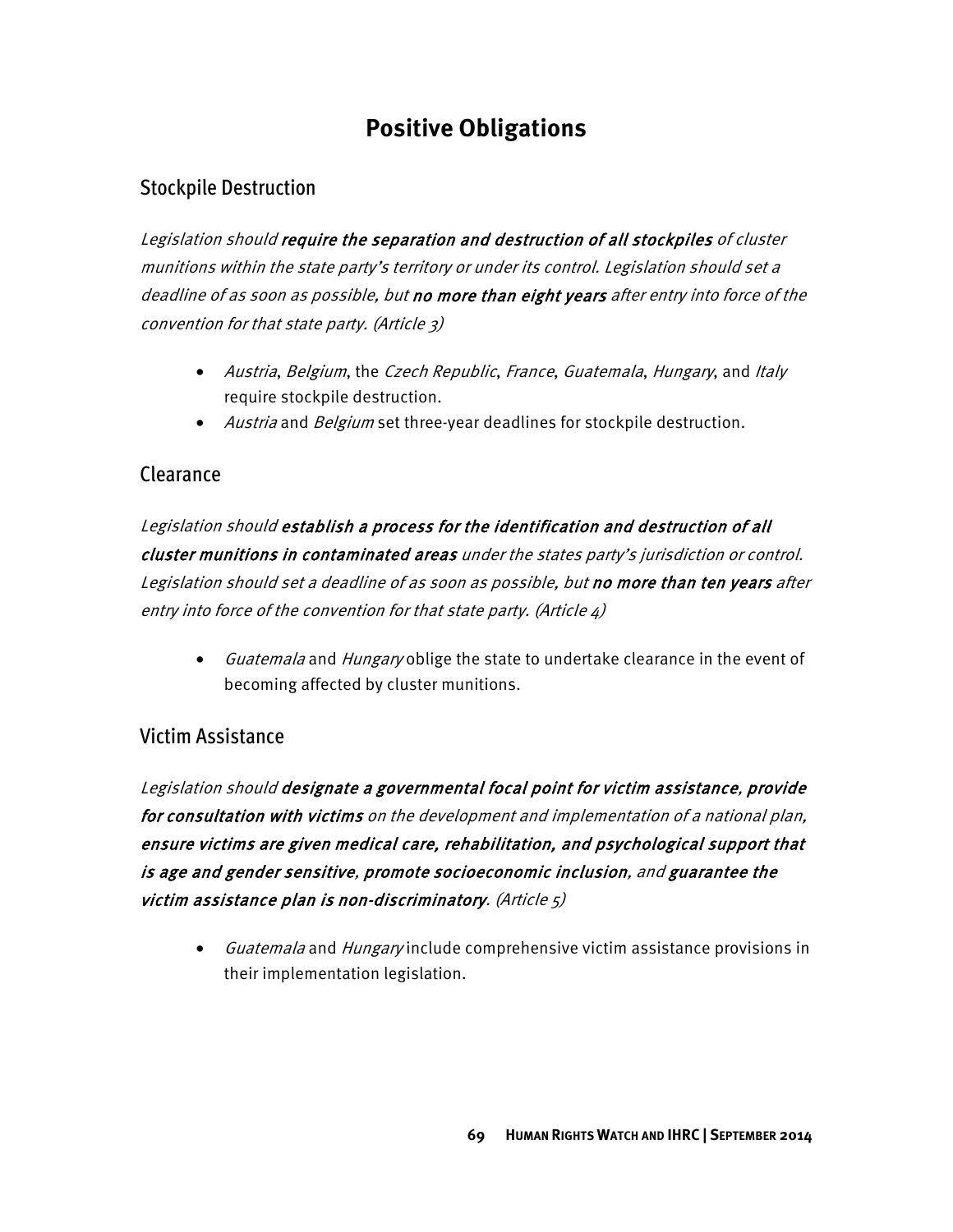# Positive Obligations

## Stockpile Destruction

*Legislation should* ***require the separation and destruction of all stockpiles*** *of cluster munitions within the state party's territory or under its control. Legislation should set a deadline of as soon as possible, but* ***no more than eight years*** *after entry into force of the convention for that state party. (Article 3)*

- *Austria*, *Belgium*, the *Czech Republic*, *France*, *Guatemala*, *Hungary*, and *Italy* require stockpile destruction.
- *Austria* and *Belgium* set three-year deadlines for stockpile destruction.

## Clearance

*Legislation should* ***establish a process for the identification and destruction of all cluster munitions in contaminated areas*** *under the states party's jurisdiction or control. Legislation should set a deadline of as soon as possible, but* ***no more than ten years*** *after entry into force of the convention for that state party. (Article 4)*

- *Guatemala* and *Hungary* oblige the state to undertake clearance in the event of becoming affected by cluster munitions.

## Victim Assistance

*Legislation should* ***designate a governmental focal point for victim assistance***, ***provide for consultation with victims*** *on the development and implementation of a national plan,* ***ensure victims are given medical care, rehabilitation, and psychological support that is age and gender sensitive***, ***promote socioeconomic inclusion***, *and* ***guarantee the victim assistance plan is non-discriminatory***. *(Article 5)*

- *Guatemala* and *Hungary* include comprehensive victim assistance provisions in their implementation legislation.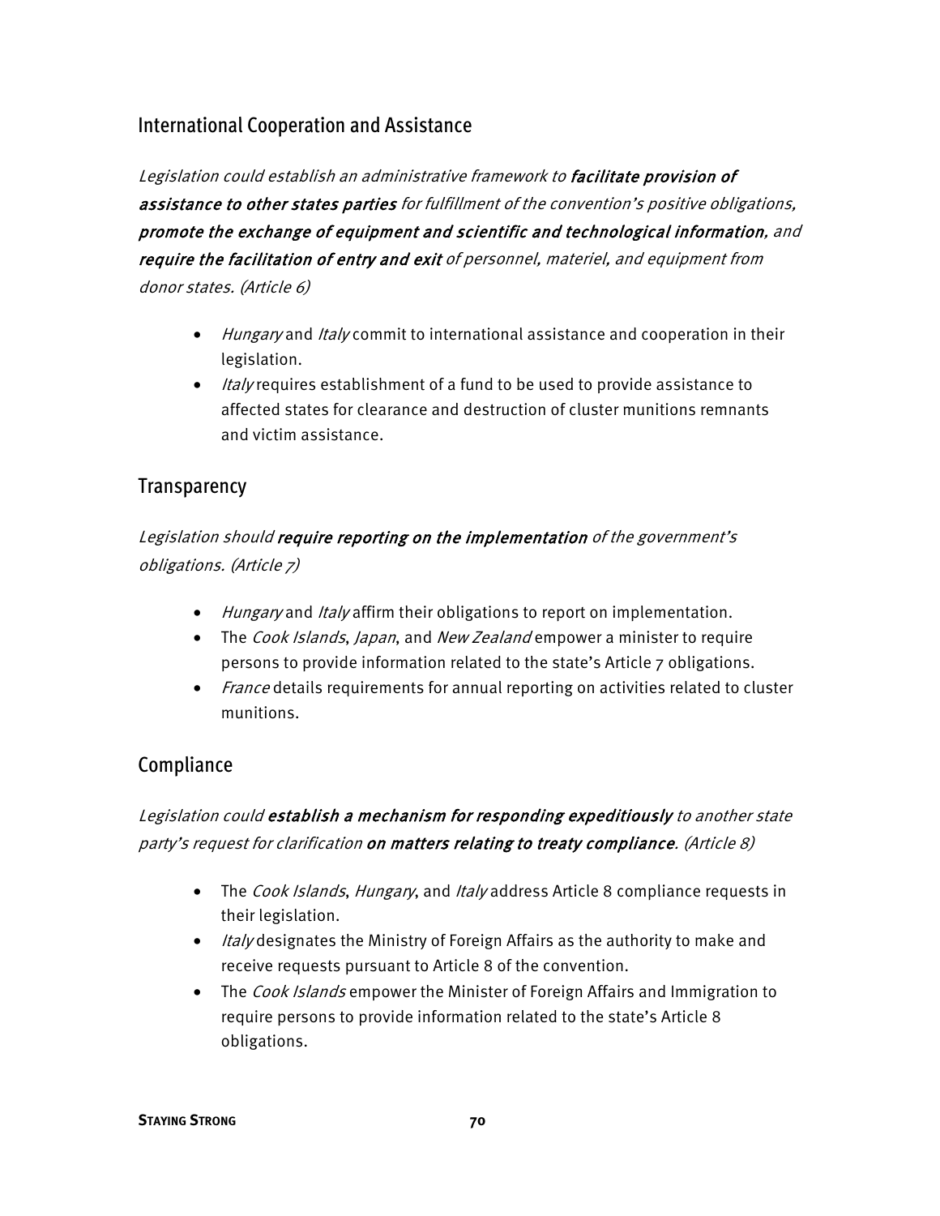## International Cooperation and Assistance

*Legislation could establish an administrative framework to* ***facilitate provision of assistance to other states parties*** *for fulfillment of the convention's positive obligations,* ***promote the exchange of equipment and scientific and technological information****, and* ***require the facilitation of entry and exit*** *of personnel, materiel, and equipment from donor states. (Article 6)*

- *Hungary* and *Italy* commit to international assistance and cooperation in their legislation.
- *Italy* requires establishment of a fund to be used to provide assistance to affected states for clearance and destruction of cluster munitions remnants and victim assistance.

## Transparency

*Legislation should* ***require reporting on the implementation*** *of the government's obligations. (Article 7)*

- *Hungary* and *Italy* affirm their obligations to report on implementation.
- The *Cook Islands*, *Japan*, and *New Zealand* empower a minister to require persons to provide information related to the state's Article 7 obligations.
- *France* details requirements for annual reporting on activities related to cluster munitions.

## Compliance

*Legislation could* ***establish a mechanism for responding expeditiously*** *to another state party's request for clarification* ***on matters relating to treaty compliance****. (Article 8)*

- The *Cook Islands*, *Hungary*, and *Italy* address Article 8 compliance requests in their legislation.
- *Italy* designates the Ministry of Foreign Affairs as the authority to make and receive requests pursuant to Article 8 of the convention.
- The *Cook Islands* empower the Minister of Foreign Affairs and Immigration to require persons to provide information related to the state's Article 8 obligations.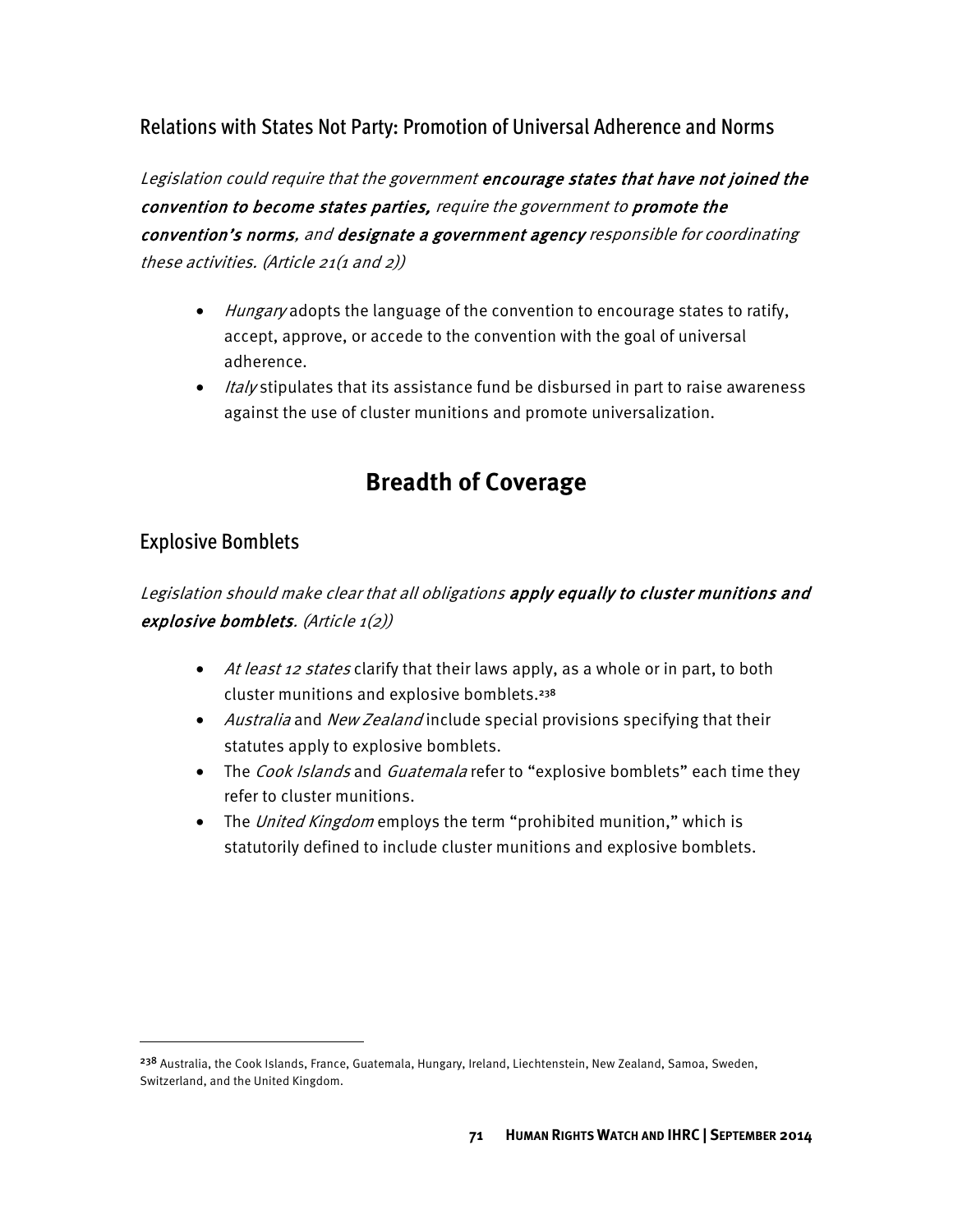### Relations with States Not Party: Promotion of Universal Adherence and Norms

*Legislation could require that the government* ***encourage states that have not joined the convention to become states parties,*** *require the government to* ***promote the convention's norms****, and* ***designate a government agency*** *responsible for coordinating these activities. (Article 21(1 and 2))*

- *Hungary* adopts the language of the convention to encourage states to ratify, accept, approve, or accede to the convention with the goal of universal adherence.
- *Italy* stipulates that its assistance fund be disbursed in part to raise awareness against the use of cluster munitions and promote universalization.

## Breadth of Coverage

### Explosive Bomblets

*Legislation should make clear that all obligations* ***apply equally to cluster munitions and explosive bomblets****. (Article 1(2))*

- *At least 12 states* clarify that their laws apply, as a whole or in part, to both cluster munitions and explosive bomblets.[238]
- *Australia* and *New Zealand* include special provisions specifying that their statutes apply to explosive bomblets.
- The *Cook Islands* and *Guatemala* refer to "explosive bomblets" each time they refer to cluster munitions.
- The *United Kingdom* employs the term "prohibited munition," which is statutorily defined to include cluster munitions and explosive bomblets.

---

[238] Australia, the Cook Islands, France, Guatemala, Hungary, Ireland, Liechtenstein, New Zealand, Samoa, Sweden, Switzerland, and the United Kingdom.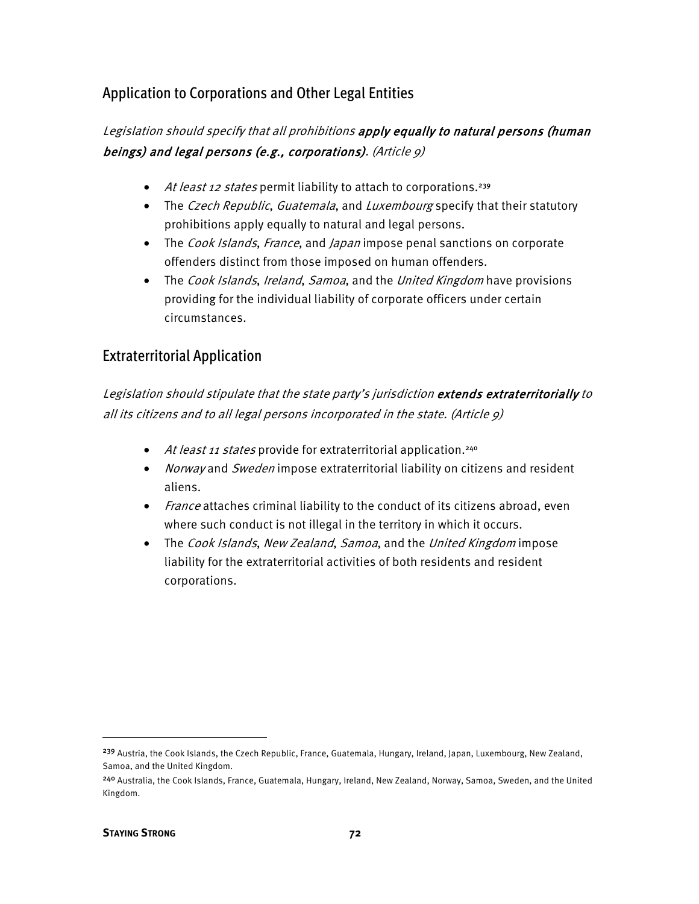## Application to Corporations and Other Legal Entities

*Legislation should specify that all prohibitions* ***apply equally to natural persons (human beings) and legal persons (e.g., corporations)****. (Article 9)*

- *At least 12 states* permit liability to attach to corporations.[239]
- The *Czech Republic*, *Guatemala*, and *Luxembourg* specify that their statutory prohibitions apply equally to natural and legal persons.
- The *Cook Islands*, *France*, and *Japan* impose penal sanctions on corporate offenders distinct from those imposed on human offenders.
- The *Cook Islands*, *Ireland*, *Samoa*, and the *United Kingdom* have provisions providing for the individual liability of corporate officers under certain circumstances.

## Extraterritorial Application

*Legislation should stipulate that the state party's jurisdiction* ***extends extraterritorially*** *to all its citizens and to all legal persons incorporated in the state. (Article 9)*

- *At least 11 states* provide for extraterritorial application.[240]
- *Norway* and *Sweden* impose extraterritorial liability on citizens and resident aliens.
- *France* attaches criminal liability to the conduct of its citizens abroad, even where such conduct is not illegal in the territory in which it occurs.
- The *Cook Islands*, *New Zealand*, *Samoa*, and the *United Kingdom* impose liability for the extraterritorial activities of both residents and resident corporations.

---

[239] Austria, the Cook Islands, the Czech Republic, France, Guatemala, Hungary, Ireland, Japan, Luxembourg, New Zealand, Samoa, and the United Kingdom.

[240] Australia, the Cook Islands, France, Guatemala, Hungary, Ireland, New Zealand, Norway, Samoa, Sweden, and the United Kingdom.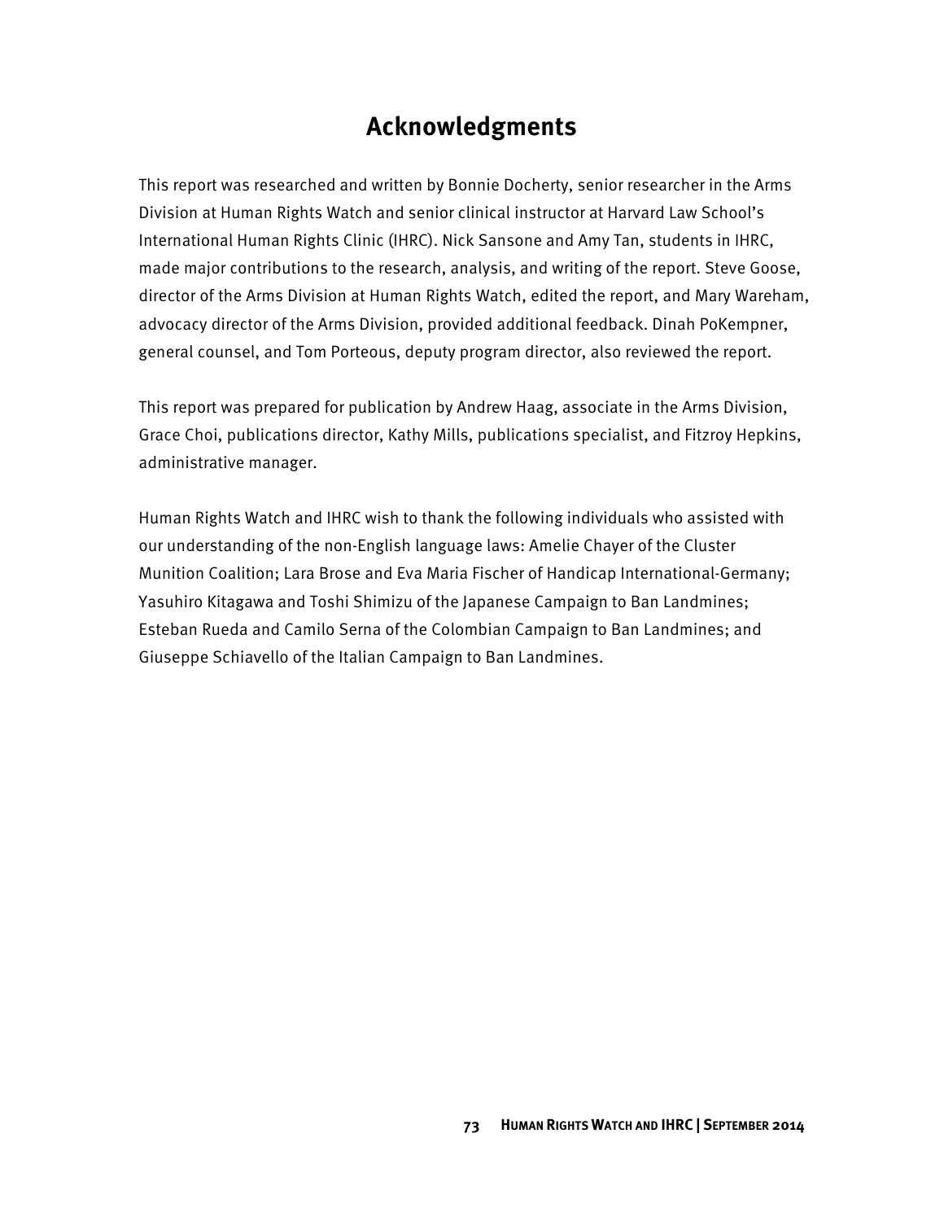## Acknowledgments

This report was researched and written by Bonnie Docherty, senior researcher in the Arms Division at Human Rights Watch and senior clinical instructor at Harvard Law School's International Human Rights Clinic (IHRC). Nick Sansone and Amy Tan, students in IHRC, made major contributions to the research, analysis, and writing of the report. Steve Goose, director of the Arms Division at Human Rights Watch, edited the report, and Mary Wareham, advocacy director of the Arms Division, provided additional feedback. Dinah PoKempner, general counsel, and Tom Porteous, deputy program director, also reviewed the report.

This report was prepared for publication by Andrew Haag, associate in the Arms Division, Grace Choi, publications director, Kathy Mills, publications specialist, and Fitzroy Hepkins, administrative manager.

Human Rights Watch and IHRC wish to thank the following individuals who assisted with our understanding of the non-English language laws: Amelie Chayer of the Cluster Munition Coalition; Lara Brose and Eva Maria Fischer of Handicap International-Germany; Yasuhiro Kitagawa and Toshi Shimizu of the Japanese Campaign to Ban Landmines; Esteban Rueda and Camilo Serna of the Colombian Campaign to Ban Landmines; and Giuseppe Schiavello of the Italian Campaign to Ban Landmines.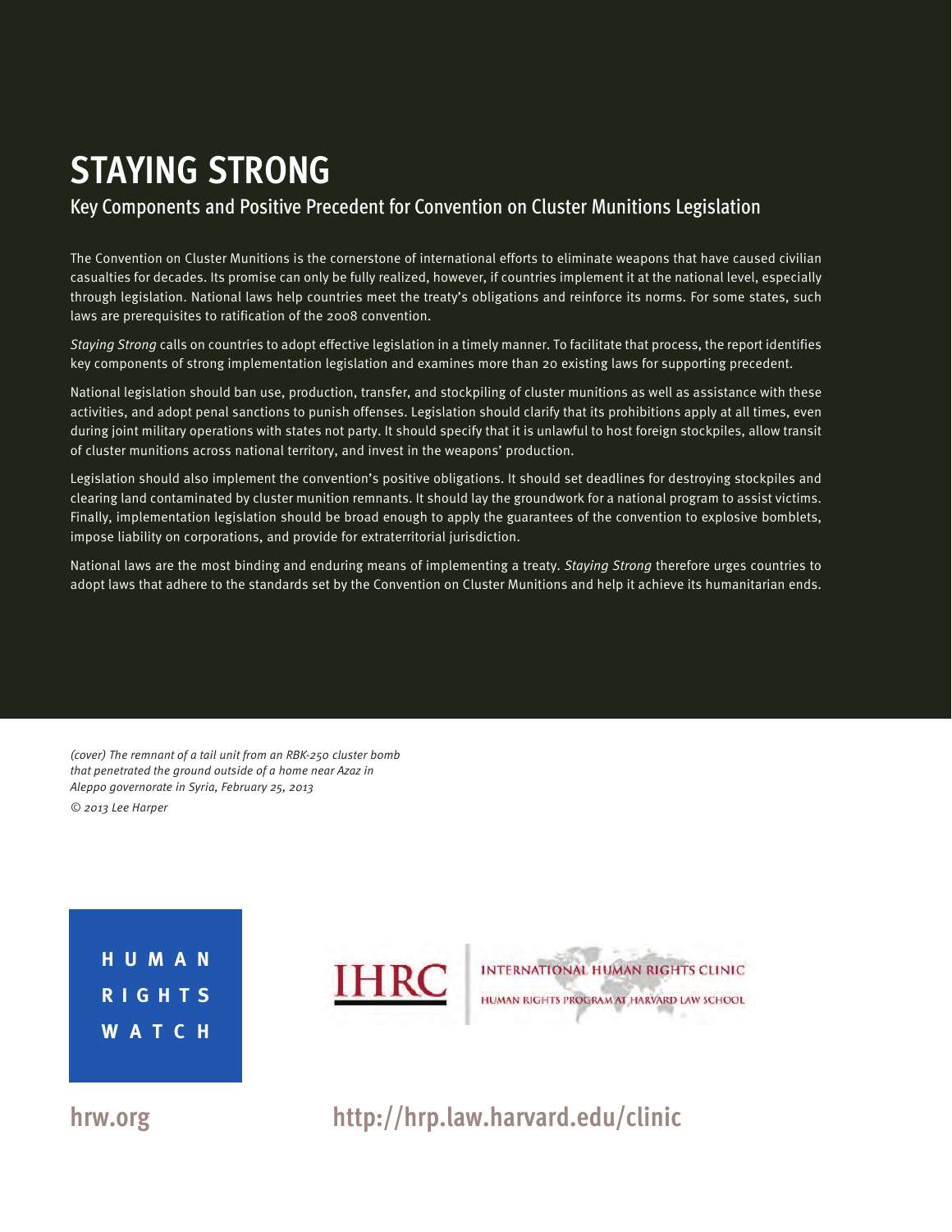# STAYING STRONG

## Key Components and Positive Precedent for Convention on Cluster Munitions Legislation

The Convention on Cluster Munitions is the cornerstone of international efforts to eliminate weapons that have caused civilian casualties for decades. Its promise can only be fully realized, however, if countries implement it at the national level, especially through legislation. National laws help countries meet the treaty's obligations and reinforce its norms. For some states, such laws are prerequisites to ratification of the 2008 convention.

*Staying Strong* calls on countries to adopt effective legislation in a timely manner. To facilitate that process, the report identifies key components of strong implementation legislation and examines more than 20 existing laws for supporting precedent.

National legislation should ban use, production, transfer, and stockpiling of cluster munitions as well as assistance with these activities, and adopt penal sanctions to punish offenses. Legislation should clarify that its prohibitions apply at all times, even during joint military operations with states not party. It should specify that it is unlawful to host foreign stockpiles, allow transit of cluster munitions across national territory, and invest in the weapons' production.

Legislation should also implement the convention's positive obligations. It should set deadlines for destroying stockpiles and clearing land contaminated by cluster munition remnants. It should lay the groundwork for a national program to assist victims. Finally, implementation legislation should be broad enough to apply the guarantees of the convention to explosive bomblets, impose liability on corporations, and provide for extraterritorial jurisdiction.

National laws are the most binding and enduring means of implementing a treaty. *Staying Strong* therefore urges countries to adopt laws that adhere to the standards set by the Convention on Cluster Munitions and help it achieve its humanitarian ends.

*(cover) The remnant of a tail unit from an RBK-250 cluster bomb that penetrated the ground outside of a home near Azaz in Aleppo governorate in Syria, February 25, 2013*

*© 2013 Lee Harper*

HUMAN RIGHTS WATCH

IHRC — INTERNATIONAL HUMAN RIGHTS CLINIC — HUMAN RIGHTS PROGRAM AT HARVARD LAW SCHOOL

hrw.org

http://hrp.law.harvard.edu/clinic